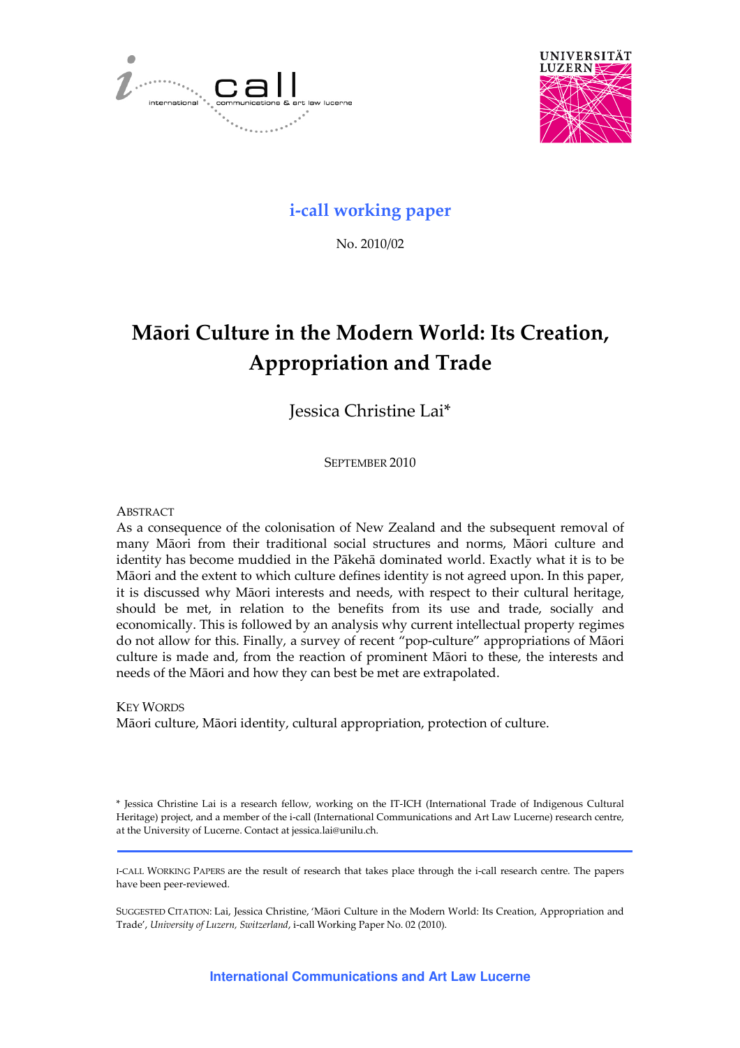i-call working paper

No. 2010/02

# Māori Culture in the Modern World: Its Creation, Appropriation and Trade

Jessica Christine Lai*

SEPTEMBER 2010

ABSTRACT

As a consequence of the colonisation of New Zealand and the subsequent removal of many Māori from their traditional social structures and norms, Māori culture and identity has become muddied in the Pākehā dominated world. Exactly what it is to be Māori and the extent to which culture defines identity is not agreed upon. In this paper, it is discussed why Māori interests and needs, with respect to their cultural heritage, should be met, in relation to the benefits from its use and trade, socially and economically. This is followed by an analysis why current intellectual property regimes do not allow for this. Finally, a survey of recent "pop-culture" appropriations of Māori culture is made and, from the reaction of prominent Māori to these, the interests and needs of the Māori and how they can best be met are extrapolated.

KEY WORDS

Māori culture, Māori identity, cultural appropriation, protection of culture.

\* Jessica Christine Lai is a research fellow, working on the IT-ICH (International Trade of Indigenous Cultural Heritage) project, and a member of the i-call (International Communications and Art Law Lucerne) research centre, at the University of Lucerne. Contact at jessica.lai@unilu.ch.

I-CALL WORKING PAPERS are the result of research that takes place through the i-call research centre. The papers have been peer-reviewed.

SUGGESTED CITATION: Lai, Jessica Christine, 'Māori Culture in the Modern World: Its Creation, Appropriation and Trade', *University of Luzern, Switzerland*, i-call Working Paper No. 02 (2010).

International Communications and Art Law Lucerne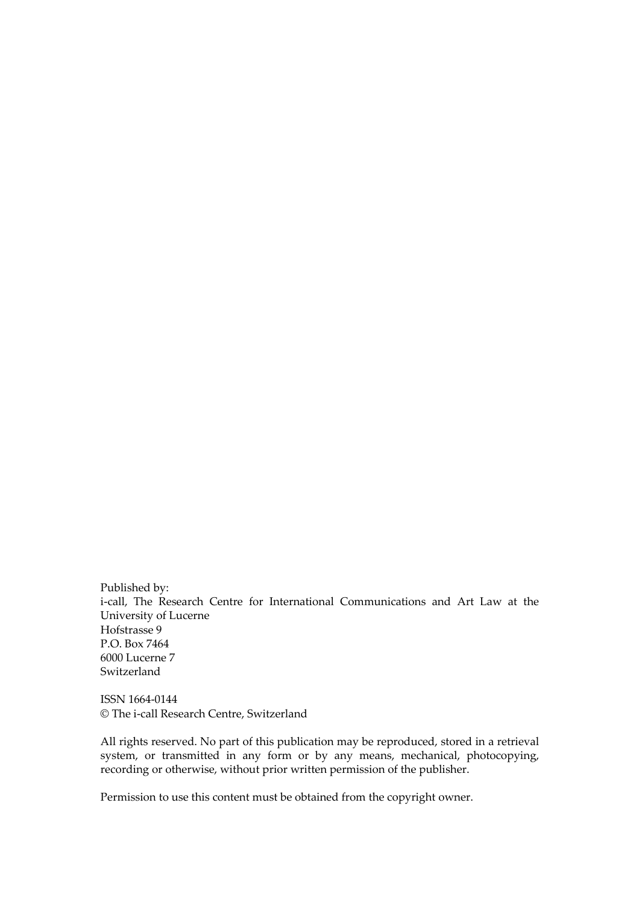Published by:
i-call, The Research Centre for International Communications and Art Law at the University of Lucerne
Hofstrasse 9
P.O. Box 7464
6000 Lucerne 7
Switzerland

ISSN 1664-0144
© The i-call Research Centre, Switzerland

All rights reserved. No part of this publication may be reproduced, stored in a retrieval system, or transmitted in any form or by any means, mechanical, photocopying, recording or otherwise, without prior written permission of the publisher.

Permission to use this content must be obtained from the copyright owner.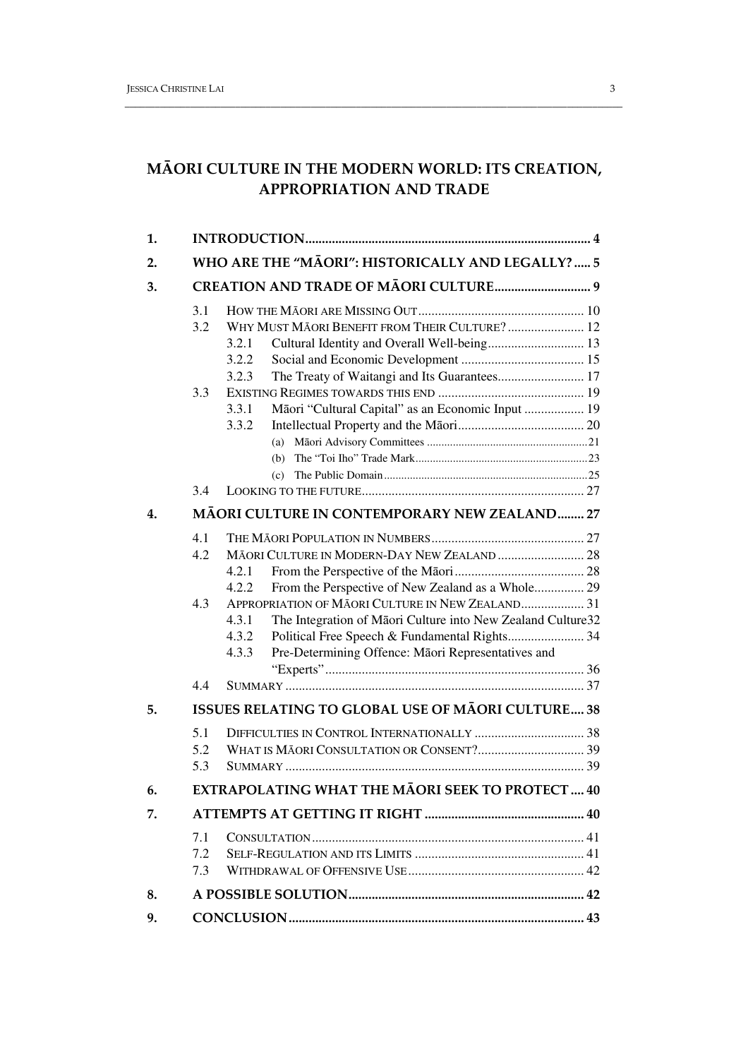# MĀORI CULTURE IN THE MODERN WORLD: ITS CREATION, APPROPRIATION AND TRADE

**1. INTRODUCTION** ..... 4

**2. WHO ARE THE "MĀORI": HISTORICALLY AND LEGALLY?** ..... 5

**3. CREATION AND TRADE OF MĀORI CULTURE** ..... 9

- 3.1 HOW THE MĀORI ARE MISSING OUT ..... 10
- 3.2 WHY MUST MĀORI BENEFIT FROM THEIR CULTURE? ..... 12
  - 3.2.1 Cultural Identity and Overall Well-being ..... 13
  - 3.2.2 Social and Economic Development ..... 15
  - 3.2.3 The Treaty of Waitangi and Its Guarantees ..... 17
- 3.3 EXISTING REGIMES TOWARDS THIS END ..... 19
  - 3.3.1 Māori "Cultural Capital" as an Economic Input ..... 19
  - 3.3.2 Intellectual Property and the Māori ..... 20
    - (a) Māori Advisory Committees ..... 21
    - (b) The "Toi Iho" Trade Mark ..... 23
    - (c) The Public Domain ..... 25
- 3.4 LOOKING TO THE FUTURE ..... 27

**4. MĀORI CULTURE IN CONTEMPORARY NEW ZEALAND** ..... 27

- 4.1 THE MĀORI POPULATION IN NUMBERS ..... 27
- 4.2 MĀORI CULTURE IN MODERN-DAY NEW ZEALAND ..... 28
  - 4.2.1 From the Perspective of the Māori ..... 28
  - 4.2.2 From the Perspective of New Zealand as a Whole ..... 29
- 4.3 APPROPRIATION OF MĀORI CULTURE IN NEW ZEALAND ..... 31
  - 4.3.1 The Integration of Māori Culture into New Zealand Culture ..... 32
  - 4.3.2 Political Free Speech & Fundamental Rights ..... 34
  - 4.3.3 Pre-Determining Offence: Māori Representatives and "Experts" ..... 36
- 4.4 SUMMARY ..... 37

**5. ISSUES RELATING TO GLOBAL USE OF MĀORI CULTURE** ..... 38

- 5.1 DIFFICULTIES IN CONTROL INTERNATIONALLY ..... 38
- 5.2 WHAT IS MĀORI CONSULTATION OR CONSENT? ..... 39
- 5.3 SUMMARY ..... 39

**6. EXTRAPOLATING WHAT THE MĀORI SEEK TO PROTECT** ..... 40

**7. ATTEMPTS AT GETTING IT RIGHT** ..... 40

- 7.1 CONSULTATION ..... 41
- 7.2 SELF-REGULATION AND ITS LIMITS ..... 41
- 7.3 WITHDRAWAL OF OFFENSIVE USE ..... 42

**8. A POSSIBLE SOLUTION** ..... 42

**9. CONCLUSION** ..... 43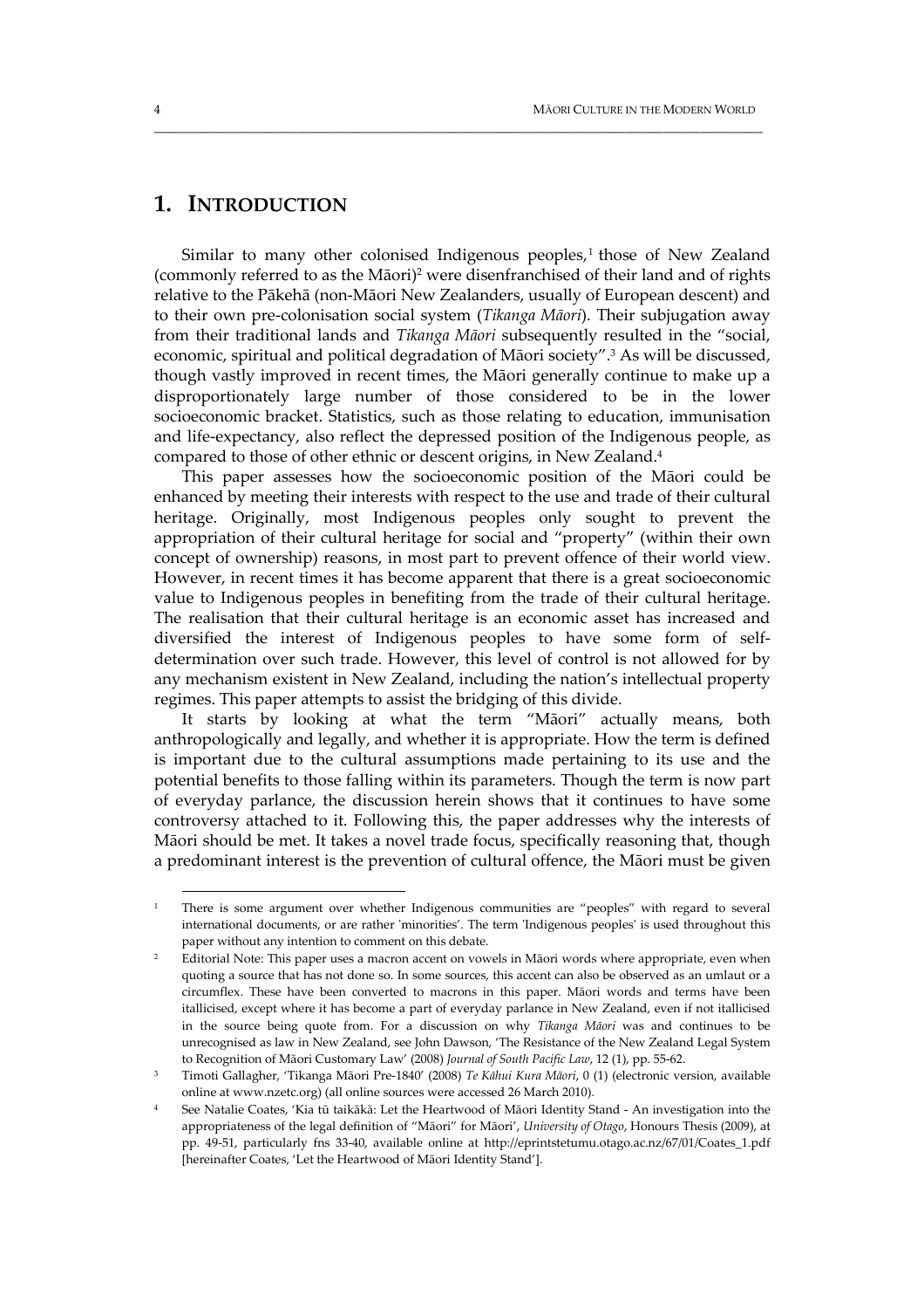# 1. INTRODUCTION

Similar to many other colonised Indigenous peoples,[1] those of New Zealand (commonly referred to as the Māori)[2] were disenfranchised of their land and of rights relative to the Pākehā (non-Māori New Zealanders, usually of European descent) and to their own pre-colonisation social system (*Tikanga Māori*). Their subjugation away from their traditional lands and *Tikanga Māori* subsequently resulted in the "social, economic, spiritual and political degradation of Māori society".[3] As will be discussed, though vastly improved in recent times, the Māori generally continue to make up a disproportionately large number of those considered to be in the lower socioeconomic bracket. Statistics, such as those relating to education, immunisation and life-expectancy, also reflect the depressed position of the Indigenous people, as compared to those of other ethnic or descent origins, in New Zealand.[4]

This paper assesses how the socioeconomic position of the Māori could be enhanced by meeting their interests with respect to the use and trade of their cultural heritage. Originally, most Indigenous peoples only sought to prevent the appropriation of their cultural heritage for social and "property" (within their own concept of ownership) reasons, in most part to prevent offence of their world view. However, in recent times it has become apparent that there is a great socioeconomic value to Indigenous peoples in benefiting from the trade of their cultural heritage. The realisation that their cultural heritage is an economic asset has increased and diversified the interest of Indigenous peoples to have some form of self-determination over such trade. However, this level of control is not allowed for by any mechanism existent in New Zealand, including the nation's intellectual property regimes. This paper attempts to assist the bridging of this divide.

It starts by looking at what the term "Māori" actually means, both anthropologically and legally, and whether it is appropriate. How the term is defined is important due to the cultural assumptions made pertaining to its use and the potential benefits to those falling within its parameters. Though the term is now part of everyday parlance, the discussion herein shows that it continues to have some controversy attached to it. Following this, the paper addresses why the interests of Māori should be met. It takes a novel trade focus, specifically reasoning that, though a predominant interest is the prevention of cultural offence, the Māori must be given

---

[1] There is some argument over whether Indigenous communities are "peoples" with regard to several international documents, or are rather 'minorities'. The term 'Indigenous peoples' is used throughout this paper without any intention to comment on this debate.

[2] Editorial Note: This paper uses a macron accent on vowels in Māori words where appropriate, even when quoting a source that has not done so. In some sources, this accent can also be observed as an umlaut or a circumflex. These have been converted to macrons in this paper. Māori words and terms have been itallicised, except where it has become a part of everyday parlance in New Zealand, even if not itallicised in the source being quote from. For a discussion on why *Tikanga Māori* was and continues to be unrecognised as law in New Zealand, see John Dawson, 'The Resistance of the New Zealand Legal System to Recognition of Māori Customary Law' (2008) *Journal of South Pacific Law*, 12 (1), pp. 55-62.

[3] Timoti Gallagher, 'Tikanga Māori Pre-1840' (2008) *Te Kāhui Kura Māori*, 0 (1) (electronic version, available online at www.nzetc.org) (all online sources were accessed 26 March 2010).

[4] See Natalie Coates, 'Kia tū taikākā: Let the Heartwood of Māori Identity Stand - An investigation into the appropriateness of the legal definition of "Māori" for Māori', *University of Otago*, Honours Thesis (2009), at pp. 49-51, particularly fns 33-40, available online at http://eprintstetumu.otago.ac.nz/67/01/Coates_1.pdf [hereinafter Coates, 'Let the Heartwood of Māori Identity Stand'].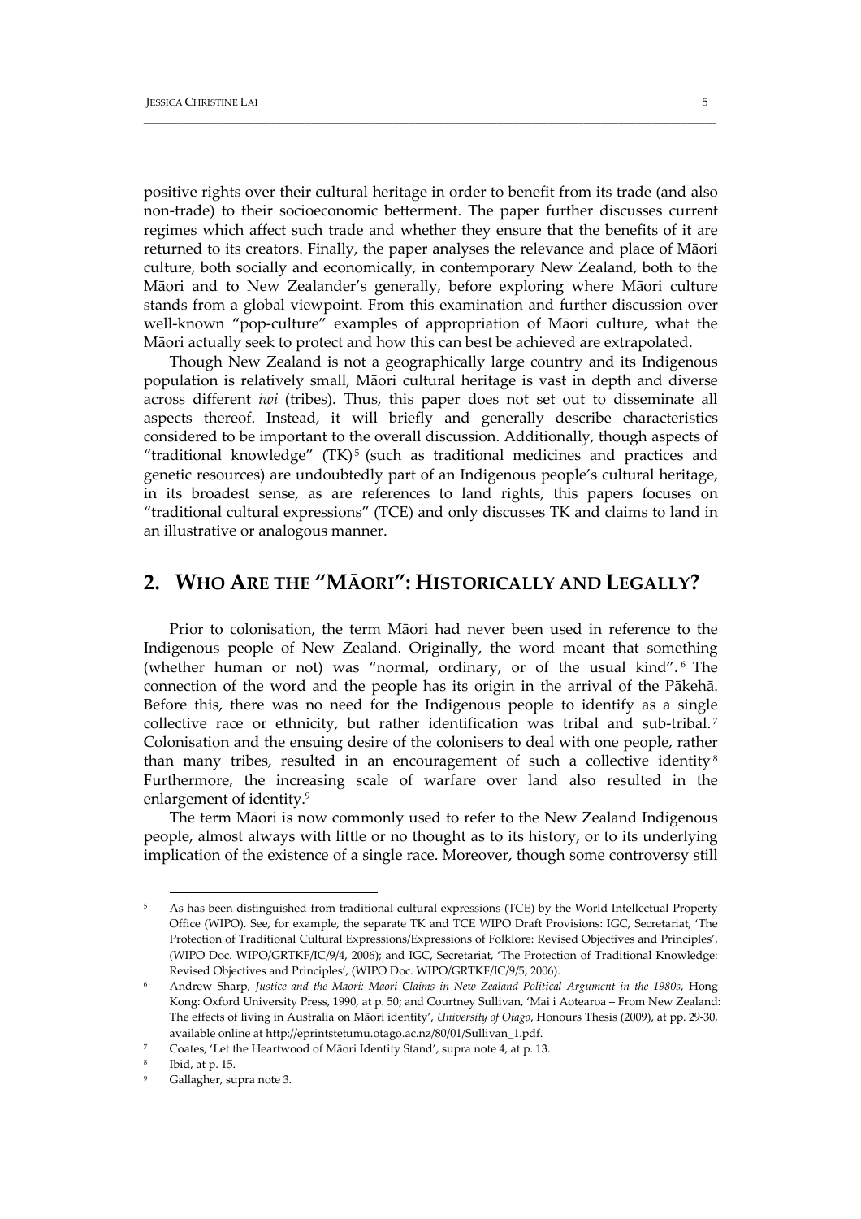positive rights over their cultural heritage in order to benefit from its trade (and also non-trade) to their socioeconomic betterment. The paper further discusses current regimes which affect such trade and whether they ensure that the benefits of it are returned to its creators. Finally, the paper analyses the relevance and place of Māori culture, both socially and economically, in contemporary New Zealand, both to the Māori and to New Zealander's generally, before exploring where Māori culture stands from a global viewpoint. From this examination and further discussion over well-known "pop-culture" examples of appropriation of Māori culture, what the Māori actually seek to protect and how this can best be achieved are extrapolated.

Though New Zealand is not a geographically large country and its Indigenous population is relatively small, Māori cultural heritage is vast in depth and diverse across different *iwi* (tribes). Thus, this paper does not set out to disseminate all aspects thereof. Instead, it will briefly and generally describe characteristics considered to be important to the overall discussion. Additionally, though aspects of "traditional knowledge" (TK)[5] (such as traditional medicines and practices and genetic resources) are undoubtedly part of an Indigenous people's cultural heritage, in its broadest sense, as are references to land rights, this papers focuses on "traditional cultural expressions" (TCE) and only discusses TK and claims to land in an illustrative or analogous manner.

## 2. WHO ARE THE "MĀORI": HISTORICALLY AND LEGALLY?

Prior to colonisation, the term Māori had never been used in reference to the Indigenous people of New Zealand. Originally, the word meant that something (whether human or not) was "normal, ordinary, or of the usual kind".[6] The connection of the word and the people has its origin in the arrival of the Pākehā. Before this, there was no need for the Indigenous people to identify as a single collective race or ethnicity, but rather identification was tribal and sub-tribal.[7] Colonisation and the ensuing desire of the colonisers to deal with one people, rather than many tribes, resulted in an encouragement of such a collective identity[8] Furthermore, the increasing scale of warfare over land also resulted in the enlargement of identity.[9]

The term Māori is now commonly used to refer to the New Zealand Indigenous people, almost always with little or no thought as to its history, or to its underlying implication of the existence of a single race. Moreover, though some controversy still

---

[5] As has been distinguished from traditional cultural expressions (TCE) by the World Intellectual Property Office (WIPO). See, for example, the separate TK and TCE WIPO Draft Provisions: IGC, Secretariat, 'The Protection of Traditional Cultural Expressions/Expressions of Folklore: Revised Objectives and Principles', (WIPO Doc. WIPO/GRTKF/IC/9/4, 2006); and IGC, Secretariat, 'The Protection of Traditional Knowledge: Revised Objectives and Principles', (WIPO Doc. WIPO/GRTKF/IC/9/5, 2006).

[6] Andrew Sharp, *Justice and the Māori: Māori Claims in New Zealand Political Argument in the 1980s*, Hong Kong: Oxford University Press, 1990, at p. 50; and Courtney Sullivan, 'Mai i Aotearoa – From New Zealand: The effects of living in Australia on Māori identity', *University of Otago*, Honours Thesis (2009), at pp. 29-30, available online at http://eprintstetumu.otago.ac.nz/80/01/Sullivan_1.pdf.

[7] Coates, 'Let the Heartwood of Māori Identity Stand', supra note 4, at p. 13.

[8] Ibid, at p. 15.

[9] Gallagher, supra note 3.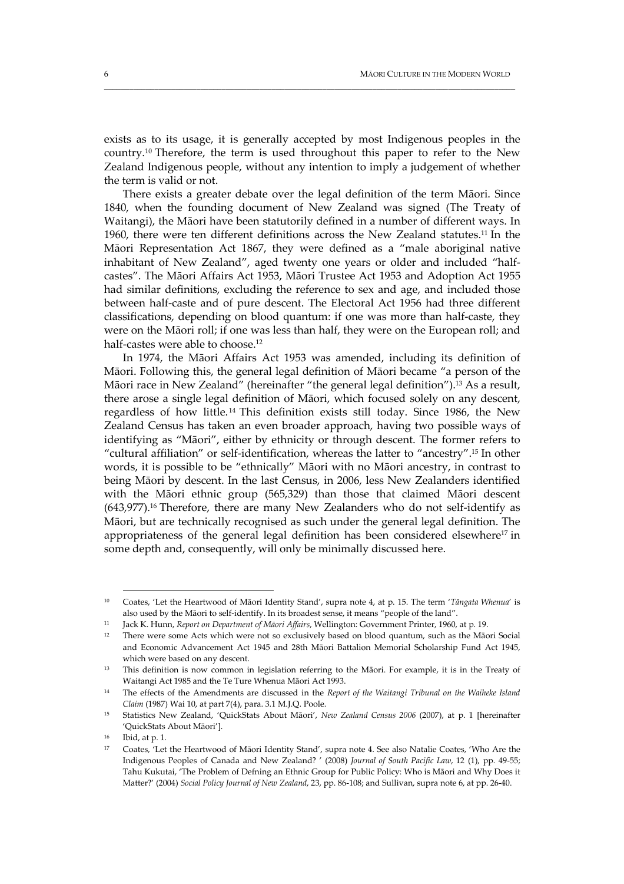exists as to its usage, it is generally accepted by most Indigenous peoples in the country.[10] Therefore, the term is used throughout this paper to refer to the New Zealand Indigenous people, without any intention to imply a judgement of whether the term is valid or not.

There exists a greater debate over the legal definition of the term Māori. Since 1840, when the founding document of New Zealand was signed (The Treaty of Waitangi), the Māori have been statutorily defined in a number of different ways. In 1960, there were ten different definitions across the New Zealand statutes.[11] In the Māori Representation Act 1867, they were defined as a "male aboriginal native inhabitant of New Zealand", aged twenty one years or older and included "half-castes". The Māori Affairs Act 1953, Māori Trustee Act 1953 and Adoption Act 1955 had similar definitions, excluding the reference to sex and age, and included those between half-caste and of pure descent. The Electoral Act 1956 had three different classifications, depending on blood quantum: if one was more than half-caste, they were on the Māori roll; if one was less than half, they were on the European roll; and half-castes were able to choose.[12]

In 1974, the Māori Affairs Act 1953 was amended, including its definition of Māori. Following this, the general legal definition of Māori became "a person of the Māori race in New Zealand" (hereinafter "the general legal definition").[13] As a result, there arose a single legal definition of Māori, which focused solely on any descent, regardless of how little.[14] This definition exists still today. Since 1986, the New Zealand Census has taken an even broader approach, having two possible ways of identifying as "Māori", either by ethnicity or through descent. The former refers to "cultural affiliation" or self-identification, whereas the latter to "ancestry".[15] In other words, it is possible to be "ethnically" Māori with no Māori ancestry, in contrast to being Māori by descent. In the last Census, in 2006, less New Zealanders identified with the Māori ethnic group (565,329) than those that claimed Māori descent (643,977).[16] Therefore, there are many New Zealanders who do not self-identify as Māori, but are technically recognised as such under the general legal definition. The appropriateness of the general legal definition has been considered elsewhere[17] in some depth and, consequently, will only be minimally discussed here.

---

[10] Coates, 'Let the Heartwood of Māori Identity Stand', supra note 4, at p. 15. The term '*Tāngata Whenua*' is also used by the Māori to self-identify. In its broadest sense, it means "people of the land".

[11] Jack K. Hunn, *Report on Department of Māori Affairs*, Wellington: Government Printer, 1960, at p. 19.

[12] There were some Acts which were not so exclusively based on blood quantum, such as the Māori Social and Economic Advancement Act 1945 and 28th Māori Battalion Memorial Scholarship Fund Act 1945, which were based on any descent.

[13] This definition is now common in legislation referring to the Māori. For example, it is in the Treaty of Waitangi Act 1985 and the Te Ture Whenua Māori Act 1993.

[14] The effects of the Amendments are discussed in the *Report of the Waitangi Tribunal on the Waiheke Island Claim* (1987) Wai 10, at part 7(4), para. 3.1 M.J.Q. Poole.

[15] Statistics New Zealand, 'QuickStats About Māori', *New Zealand Census 2006* (2007), at p. 1 [hereinafter 'QuickStats About Māori'].

[16] Ibid, at p. 1.

[17] Coates, 'Let the Heartwood of Māori Identity Stand', supra note 4. See also Natalie Coates, 'Who Are the Indigenous Peoples of Canada and New Zealand? ' (2008) *Journal of South Pacific Law*, 12 (1), pp. 49-55; Tahu Kukutai, 'The Problem of Defning an Ethnic Group for Public Policy: Who is Māori and Why Does it Matter?' (2004) *Social Policy Journal of New Zealand*, 23, pp. 86-108; and Sullivan, supra note 6, at pp. 26-40.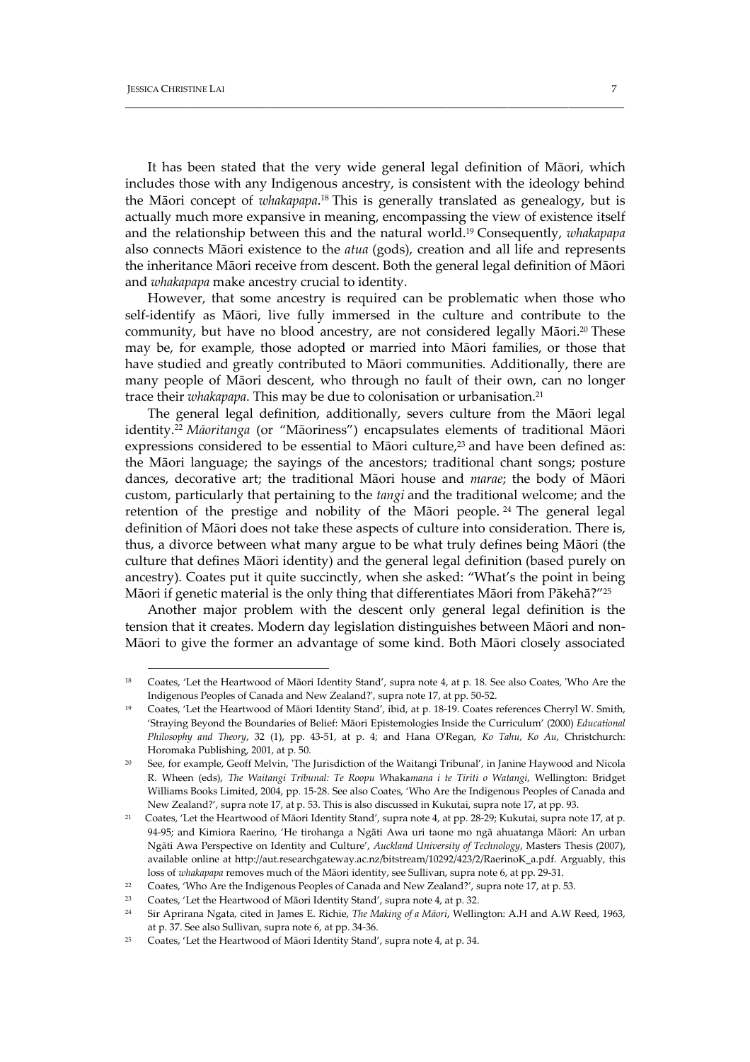It has been stated that the very wide general legal definition of Māori, which includes those with any Indigenous ancestry, is consistent with the ideology behind the Māori concept of *whakapapa*.[18] This is generally translated as genealogy, but is actually much more expansive in meaning, encompassing the view of existence itself and the relationship between this and the natural world.[19] Consequently, *whakapapa* also connects Māori existence to the *atua* (gods), creation and all life and represents the inheritance Māori receive from descent. Both the general legal definition of Māori and *whakapapa* make ancestry crucial to identity.

However, that some ancestry is required can be problematic when those who self-identify as Māori, live fully immersed in the culture and contribute to the community, but have no blood ancestry, are not considered legally Māori.[20] These may be, for example, those adopted or married into Māori families, or those that have studied and greatly contributed to Māori communities. Additionally, there are many people of Māori descent, who through no fault of their own, can no longer trace their *whakapapa*. This may be due to colonisation or urbanisation.[21]

The general legal definition, additionally, severs culture from the Māori legal identity.[22] *Māoritanga* (or "Māoriness") encapsulates elements of traditional Māori expressions considered to be essential to Māori culture,[23] and have been defined as: the Māori language; the sayings of the ancestors; traditional chant songs; posture dances, decorative art; the traditional Māori house and *marae*; the body of Māori custom, particularly that pertaining to the *tangi* and the traditional welcome; and the retention of the prestige and nobility of the Māori people.[24] The general legal definition of Māori does not take these aspects of culture into consideration. There is, thus, a divorce between what many argue to be what truly defines being Māori (the culture that defines Māori identity) and the general legal definition (based purely on ancestry). Coates put it quite succinctly, when she asked: "What's the point in being Māori if genetic material is the only thing that differentiates Māori from Pākehā?"[25]

Another major problem with the descent only general legal definition is the tension that it creates. Modern day legislation distinguishes between Māori and non-Māori to give the former an advantage of some kind. Both Māori closely associated

---

[18] Coates, 'Let the Heartwood of Māori Identity Stand', supra note 4, at p. 18. See also Coates, 'Who Are the Indigenous Peoples of Canada and New Zealand?', supra note 17, at pp. 50-52.

[19] Coates, 'Let the Heartwood of Māori Identity Stand', ibid, at p. 18-19. Coates references Cherryl W. Smith, 'Straying Beyond the Boundaries of Belief: Māori Epistemologies Inside the Curriculum' (2000) *Educational Philosophy and Theory*, 32 (1), pp. 43-51, at p. 4; and Hana O'Regan, *Ko Tahu, Ko Au*, Christchurch: Horomaka Publishing, 2001, at p. 50.

[20] See, for example, Geoff Melvin, 'The Jurisdiction of the Waitangi Tribunal', in Janine Haywood and Nicola R. Wheen (eds), *The Waitangi Tribunal: Te Roopu Whakamana i te Tiriti o Watangi*, Wellington: Bridget Williams Books Limited, 2004, pp. 15-28. See also Coates, 'Who Are the Indigenous Peoples of Canada and New Zealand?', supra note 17, at p. 53. This is also discussed in Kukutai, supra note 17, at pp. 93.

[21] Coates, 'Let the Heartwood of Māori Identity Stand', supra note 4, at pp. 28-29; Kukutai, supra note 17, at p. 94-95; and Kimiora Raerino, 'He tirohanga a Ngāti Awa uri taone mo ngā ahuatanga Māori: An urban Ngāti Awa Perspective on Identity and Culture', *Auckland University of Technology*, Masters Thesis (2007), available online at http://aut.researchgateway.ac.nz/bitstream/10292/423/2/RaerinoK_a.pdf. Arguably, this loss of *whakapapa* removes much of the Māori identity, see Sullivan, supra note 6, at pp. 29-31.

[22] Coates, 'Who Are the Indigenous Peoples of Canada and New Zealand?', supra note 17, at p. 53.

[23] Coates, 'Let the Heartwood of Māori Identity Stand', supra note 4, at p. 32.

[24] Sir Aprirana Ngata, cited in James E. Richie, *The Making of a Māori*, Wellington: A.H and A.W Reed, 1963, at p. 37. See also Sullivan, supra note 6, at pp. 34-36.

[25] Coates, 'Let the Heartwood of Māori Identity Stand', supra note 4, at p. 34.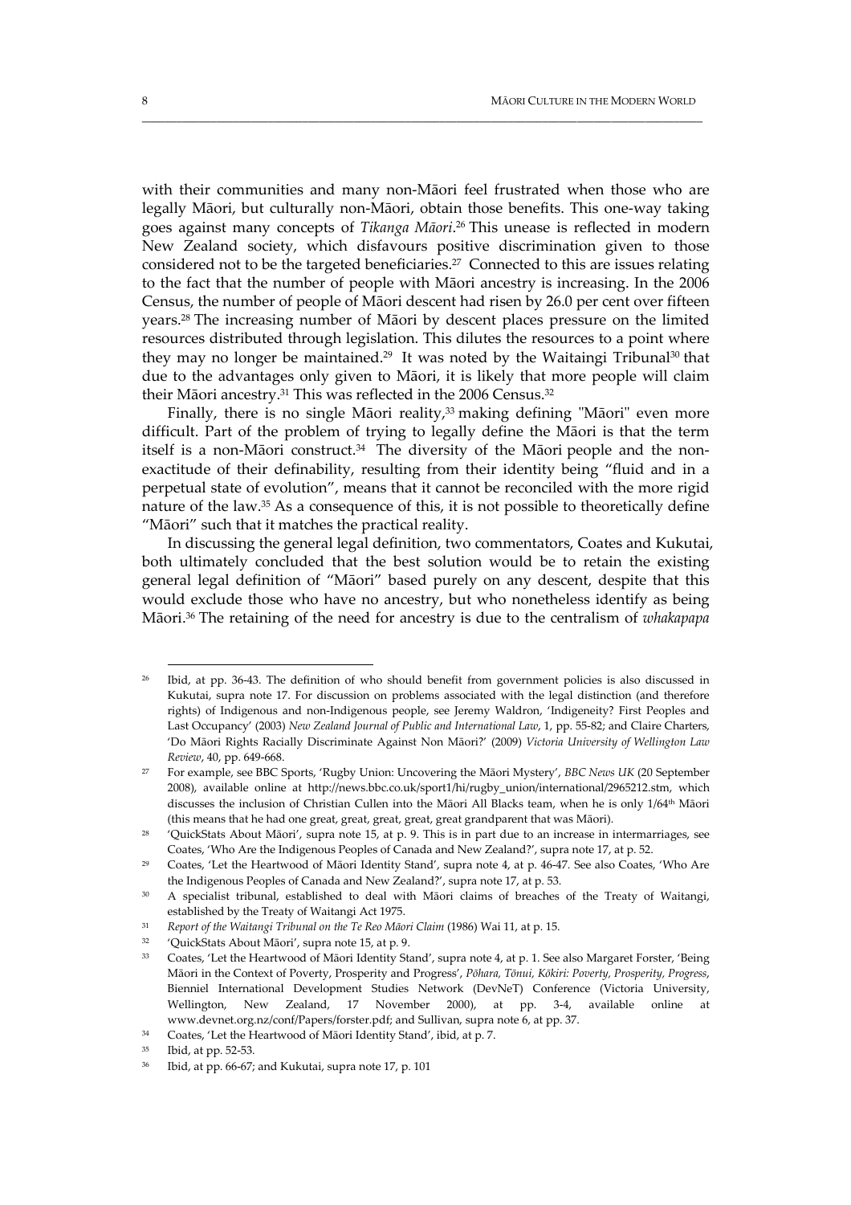with their communities and many non-Māori feel frustrated when those who are legally Māori, but culturally non-Māori, obtain those benefits. This one-way taking goes against many concepts of *Tikanga Māori*.[26] This unease is reflected in modern New Zealand society, which disfavours positive discrimination given to those considered not to be the targeted beneficiaries.[27] Connected to this are issues relating to the fact that the number of people with Māori ancestry is increasing. In the 2006 Census, the number of people of Māori descent had risen by 26.0 per cent over fifteen years.[28] The increasing number of Māori by descent places pressure on the limited resources distributed through legislation. This dilutes the resources to a point where they may no longer be maintained.[29] It was noted by the Waitaingi Tribunal[30] that due to the advantages only given to Māori, it is likely that more people will claim their Māori ancestry.[31] This was reflected in the 2006 Census.[32]

Finally, there is no single Māori reality,[33] making defining "Māori" even more difficult. Part of the problem of trying to legally define the Māori is that the term itself is a non-Māori construct.[34] The diversity of the Māori people and the non-exactitude of their definability, resulting from their identity being "fluid and in a perpetual state of evolution", means that it cannot be reconciled with the more rigid nature of the law.[35] As a consequence of this, it is not possible to theoretically define "Māori" such that it matches the practical reality.

In discussing the general legal definition, two commentators, Coates and Kukutai, both ultimately concluded that the best solution would be to retain the existing general legal definition of "Māori" based purely on any descent, despite that this would exclude those who have no ancestry, but who nonetheless identify as being Māori.[36] The retaining of the need for ancestry is due to the centralism of *whakapapa*

---

[26] Ibid, at pp. 36-43. The definition of who should benefit from government policies is also discussed in Kukutai, supra note 17. For discussion on problems associated with the legal distinction (and therefore rights) of Indigenous and non-Indigenous people, see Jeremy Waldron, 'Indigeneity? First Peoples and Last Occupancy' (2003) *New Zealand Journal of Public and International Law*, 1, pp. 55-82; and Claire Charters, 'Do Māori Rights Racially Discriminate Against Non Māori?' (2009) *Victoria University of Wellington Law Review*, 40, pp. 649-668.

[27] For example, see BBC Sports, 'Rugby Union: Uncovering the Māori Mystery', *BBC News UK* (20 September 2008), available online at http://news.bbc.co.uk/sport1/hi/rugby_union/international/2965212.stm, which discusses the inclusion of Christian Cullen into the Māori All Blacks team, when he is only 1/64th Māori (this means that he had one great, great, great, great, great grandparent that was Māori).

[28] 'QuickStats About Māori', supra note 15, at p. 9. This is in part due to an increase in intermarriages, see Coates, 'Who Are the Indigenous Peoples of Canada and New Zealand?', supra note 17, at p. 52.

[29] Coates, 'Let the Heartwood of Māori Identity Stand', supra note 4, at p. 46-47. See also Coates, 'Who Are the Indigenous Peoples of Canada and New Zealand?', supra note 17, at p. 53.

[30] A specialist tribunal, established to deal with Māori claims of breaches of the Treaty of Waitangi, established by the Treaty of Waitangi Act 1975.

[31] *Report of the Waitangi Tribunal on the Te Reo Māori Claim* (1986) Wai 11, at p. 15.

[32] 'QuickStats About Māori', supra note 15, at p. 9.

[33] Coates, 'Let the Heartwood of Māori Identity Stand', supra note 4, at p. 1. See also Margaret Forster, 'Being Māori in the Context of Poverty, Prosperity and Progress', *Pōhara, Tōnui, Kōkiri: Poverty, Prosperity, Progress*, Bienniel International Development Studies Network (DevNeT) Conference (Victoria University, Wellington, New Zealand, 17 November 2000), at pp. 3-4, available online at www.devnet.org.nz/conf/Papers/forster.pdf; and Sullivan, supra note 6, at pp. 37.

[34] Coates, 'Let the Heartwood of Māori Identity Stand', ibid, at p. 7.

[35] Ibid, at pp. 52-53.

[36] Ibid, at pp. 66-67; and Kukutai, supra note 17, p. 101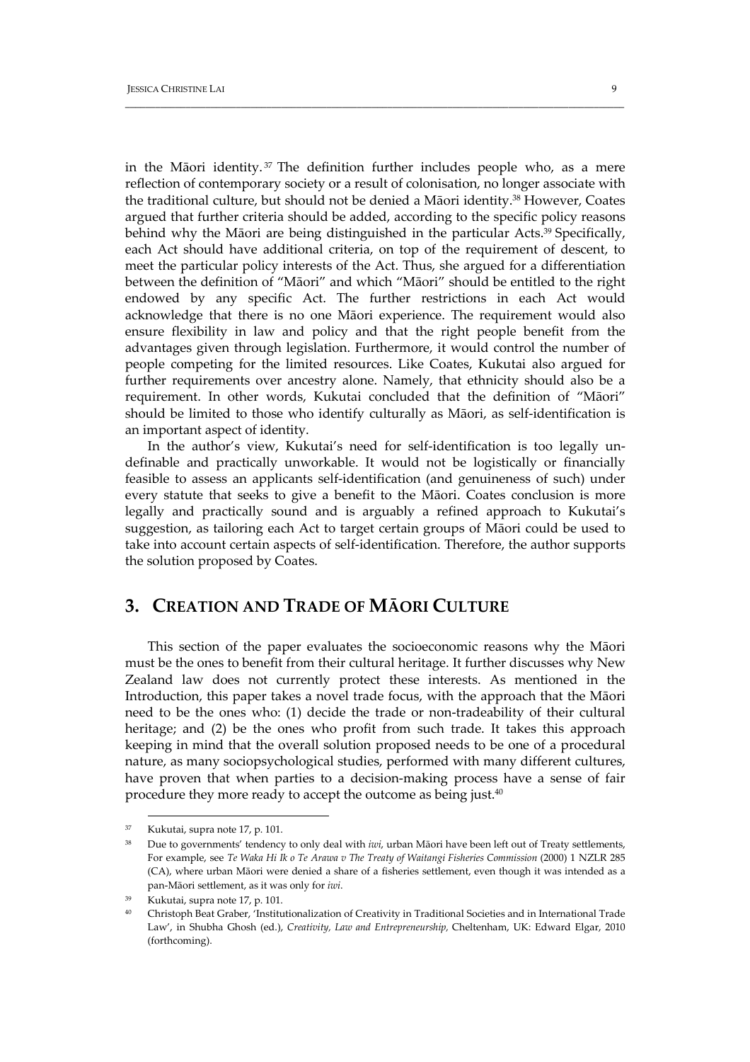in the Māori identity.[37] The definition further includes people who, as a mere reflection of contemporary society or a result of colonisation, no longer associate with the traditional culture, but should not be denied a Māori identity.[38] However, Coates argued that further criteria should be added, according to the specific policy reasons behind why the Māori are being distinguished in the particular Acts.[39] Specifically, each Act should have additional criteria, on top of the requirement of descent, to meet the particular policy interests of the Act. Thus, she argued for a differentiation between the definition of "Māori" and which "Māori" should be entitled to the right endowed by any specific Act. The further restrictions in each Act would acknowledge that there is no one Māori experience. The requirement would also ensure flexibility in law and policy and that the right people benefit from the advantages given through legislation. Furthermore, it would control the number of people competing for the limited resources. Like Coates, Kukutai also argued for further requirements over ancestry alone. Namely, that ethnicity should also be a requirement. In other words, Kukutai concluded that the definition of "Māori" should be limited to those who identify culturally as Māori, as self-identification is an important aspect of identity.

In the author's view, Kukutai's need for self-identification is too legally un-definable and practically unworkable. It would not be logistically or financially feasible to assess an applicants self-identification (and genuineness of such) under every statute that seeks to give a benefit to the Māori. Coates conclusion is more legally and practically sound and is arguably a refined approach to Kukutai's suggestion, as tailoring each Act to target certain groups of Māori could be used to take into account certain aspects of self-identification. Therefore, the author supports the solution proposed by Coates.

## 3. Creation and Trade of Māori Culture

This section of the paper evaluates the socioeconomic reasons why the Māori must be the ones to benefit from their cultural heritage. It further discusses why New Zealand law does not currently protect these interests. As mentioned in the Introduction, this paper takes a novel trade focus, with the approach that the Māori need to be the ones who: (1) decide the trade or non-tradeability of their cultural heritage; and (2) be the ones who profit from such trade. It takes this approach keeping in mind that the overall solution proposed needs to be one of a procedural nature, as many sociopsychological studies, performed with many different cultures, have proven that when parties to a decision-making process have a sense of fair procedure they more ready to accept the outcome as being just.[40]

---

[37] Kukutai, supra note 17, p. 101.

[38] Due to governments' tendency to only deal with *iwi*, urban Māori have been left out of Treaty settlements, For example, see *Te Waka Hi Ik o Te Arawa v The Treaty of Waitangi Fisheries Commission* (2000) 1 NZLR 285 (CA), where urban Māori were denied a share of a fisheries settlement, even though it was intended as a pan-Māori settlement, as it was only for *iwi*.

[39] Kukutai, supra note 17, p. 101.

[40] Christoph Beat Graber, 'Institutionalization of Creativity in Traditional Societies and in International Trade Law', in Shubha Ghosh (ed.), *Creativity, Law and Entrepreneurship*, Cheltenham, UK: Edward Elgar, 2010 (forthcoming).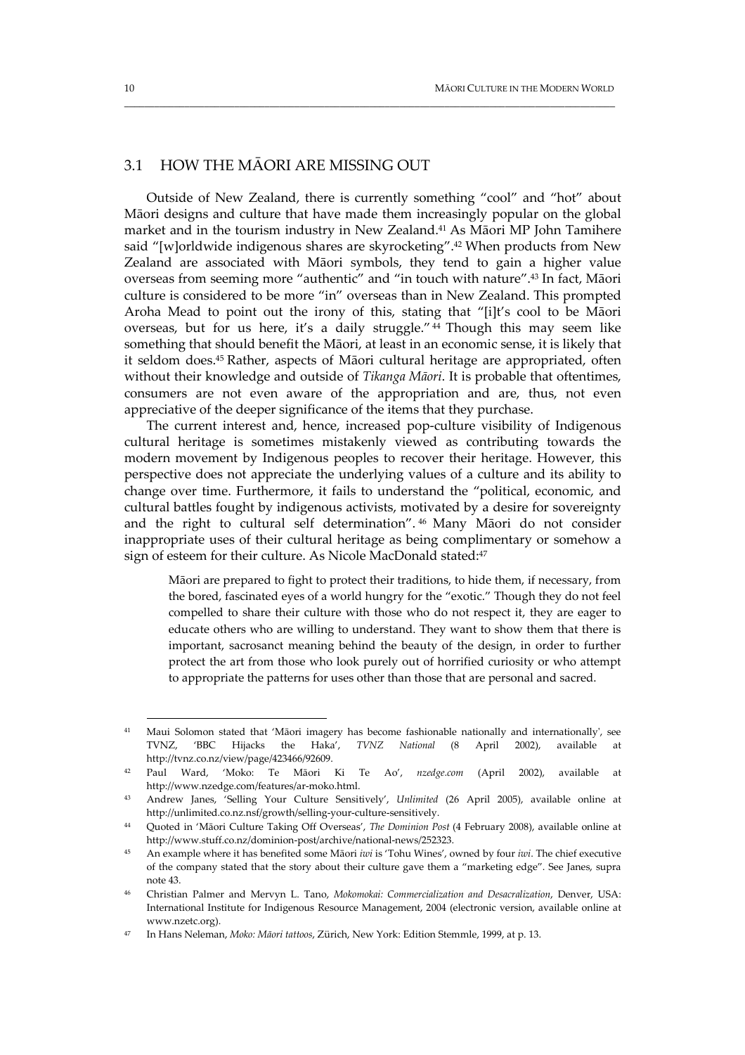## 3.1 HOW THE MĀORI ARE MISSING OUT

Outside of New Zealand, there is currently something "cool" and "hot" about Māori designs and culture that have made them increasingly popular on the global market and in the tourism industry in New Zealand.[41] As Māori MP John Tamihere said "[w]orldwide indigenous shares are skyrocketing".[42] When products from New Zealand are associated with Māori symbols, they tend to gain a higher value overseas from seeming more "authentic" and "in touch with nature".[43] In fact, Māori culture is considered to be more "in" overseas than in New Zealand. This prompted Aroha Mead to point out the irony of this, stating that "[i]t's cool to be Māori overseas, but for us here, it's a daily struggle."[44] Though this may seem like something that should benefit the Māori, at least in an economic sense, it is likely that it seldom does.[45] Rather, aspects of Māori cultural heritage are appropriated, often without their knowledge and outside of *Tikanga Māori*. It is probable that oftentimes, consumers are not even aware of the appropriation and are, thus, not even appreciative of the deeper significance of the items that they purchase.

The current interest and, hence, increased pop-culture visibility of Indigenous cultural heritage is sometimes mistakenly viewed as contributing towards the modern movement by Indigenous peoples to recover their heritage. However, this perspective does not appreciate the underlying values of a culture and its ability to change over time. Furthermore, it fails to understand the "political, economic, and cultural battles fought by indigenous activists, motivated by a desire for sovereignty and the right to cultural self determination".[46] Many Māori do not consider inappropriate uses of their cultural heritage as being complimentary or somehow a sign of esteem for their culture. As Nicole MacDonald stated:[47]

> Māori are prepared to fight to protect their traditions, to hide them, if necessary, from the bored, fascinated eyes of a world hungry for the "exotic." Though they do not feel compelled to share their culture with those who do not respect it, they are eager to educate others who are willing to understand. They want to show them that there is important, sacrosanct meaning behind the beauty of the design, in order to further protect the art from those who look purely out of horrified curiosity or who attempt to appropriate the patterns for uses other than those that are personal and sacred.

---

[41] Maui Solomon stated that 'Māori imagery has become fashionable nationally and internationally', see TVNZ, 'BBC Hijacks the Haka', *TVNZ National* (8 April 2002), available at http://tvnz.co.nz/view/page/423466/92609.

[42] Paul Ward, 'Moko: Te Māori Ki Te Ao', *nzedge.com* (April 2002), available at http://www.nzedge.com/features/ar-moko.html.

[43] Andrew Janes, 'Selling Your Culture Sensitively', *Unlimited* (26 April 2005), available online at http://unlimited.co.nz.nsf/growth/selling-your-culture-sensitively.

[44] Quoted in 'Māori Culture Taking Off Overseas', *The Dominion Post* (4 February 2008), available online at http://www.stuff.co.nz/dominion-post/archive/national-news/252323.

[45] An example where it has benefited some Māori *iwi* is 'Tohu Wines', owned by four *iwi*. The chief executive of the company stated that the story about their culture gave them a "marketing edge". See Janes, supra note 43.

[46] Christian Palmer and Mervyn L. Tano, *Mokomokai: Commercialization and Desacralization*, Denver, USA: International Institute for Indigenous Resource Management, 2004 (electronic version, available online at www.nzetc.org).

[47] In Hans Neleman, *Moko: Māori tattoos*, Zürich, New York: Edition Stemmle, 1999, at p. 13.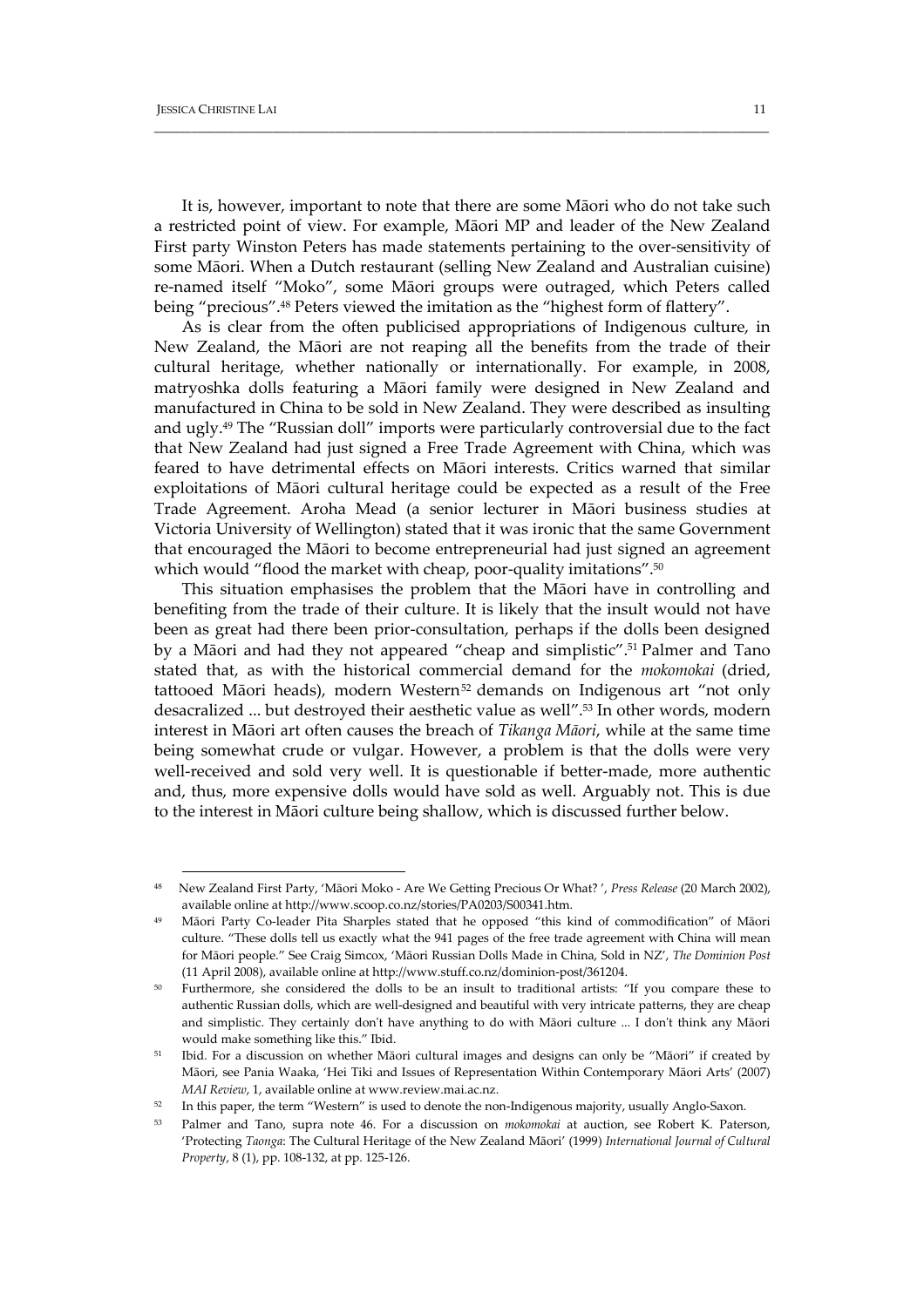It is, however, important to note that there are some Māori who do not take such a restricted point of view. For example, Māori MP and leader of the New Zealand First party Winston Peters has made statements pertaining to the over-sensitivity of some Māori. When a Dutch restaurant (selling New Zealand and Australian cuisine) re-named itself "Moko", some Māori groups were outraged, which Peters called being "precious".[48] Peters viewed the imitation as the "highest form of flattery".

As is clear from the often publicised appropriations of Indigenous culture, in New Zealand, the Māori are not reaping all the benefits from the trade of their cultural heritage, whether nationally or internationally. For example, in 2008, matryoshka dolls featuring a Māori family were designed in New Zealand and manufactured in China to be sold in New Zealand. They were described as insulting and ugly.[49] The "Russian doll" imports were particularly controversial due to the fact that New Zealand had just signed a Free Trade Agreement with China, which was feared to have detrimental effects on Māori interests. Critics warned that similar exploitations of Māori cultural heritage could be expected as a result of the Free Trade Agreement. Aroha Mead (a senior lecturer in Māori business studies at Victoria University of Wellington) stated that it was ironic that the same Government that encouraged the Māori to become entrepreneurial had just signed an agreement which would "flood the market with cheap, poor-quality imitations".[50]

This situation emphasises the problem that the Māori have in controlling and benefiting from the trade of their culture. It is likely that the insult would not have been as great had there been prior-consultation, perhaps if the dolls been designed by a Māori and had they not appeared "cheap and simplistic".[51] Palmer and Tano stated that, as with the historical commercial demand for the *mokomokai* (dried, tattooed Māori heads), modern Western[52] demands on Indigenous art "not only desacralized ... but destroyed their aesthetic value as well".[53] In other words, modern interest in Māori art often causes the breach of *Tikanga Māori*, while at the same time being somewhat crude or vulgar. However, a problem is that the dolls were very well-received and sold very well. It is questionable if better-made, more authentic and, thus, more expensive dolls would have sold as well. Arguably not. This is due to the interest in Māori culture being shallow, which is discussed further below.

---

[48] New Zealand First Party, 'Māori Moko - Are We Getting Precious Or What? ', *Press Release* (20 March 2002), available online at http://www.scoop.co.nz/stories/PA0203/S00341.htm.

[49] Māori Party Co-leader Pita Sharples stated that he opposed "this kind of commodification" of Māori culture. "These dolls tell us exactly what the 941 pages of the free trade agreement with China will mean for Māori people." See Craig Simcox, 'Māori Russian Dolls Made in China, Sold in NZ', *The Dominion Post* (11 April 2008), available online at http://www.stuff.co.nz/dominion-post/361204.

[50] Furthermore, she considered the dolls to be an insult to traditional artists: "If you compare these to authentic Russian dolls, which are well-designed and beautiful with very intricate patterns, they are cheap and simplistic. They certainly don't have anything to do with Māori culture ... I don't think any Māori would make something like this." Ibid.

[51] Ibid. For a discussion on whether Māori cultural images and designs can only be "Māori" if created by Māori, see Pania Waaka, 'Hei Tiki and Issues of Representation Within Contemporary Māori Arts' (2007) *MAI Review*, 1, available online at www.review.mai.ac.nz.

[52] In this paper, the term "Western" is used to denote the non-Indigenous majority, usually Anglo-Saxon.

[53] Palmer and Tano, supra note 46. For a discussion on *mokomokai* at auction, see Robert K. Paterson, 'Protecting *Taonga*: The Cultural Heritage of the New Zealand Māori' (1999) *International Journal of Cultural Property*, 8 (1), pp. 108-132, at pp. 125-126.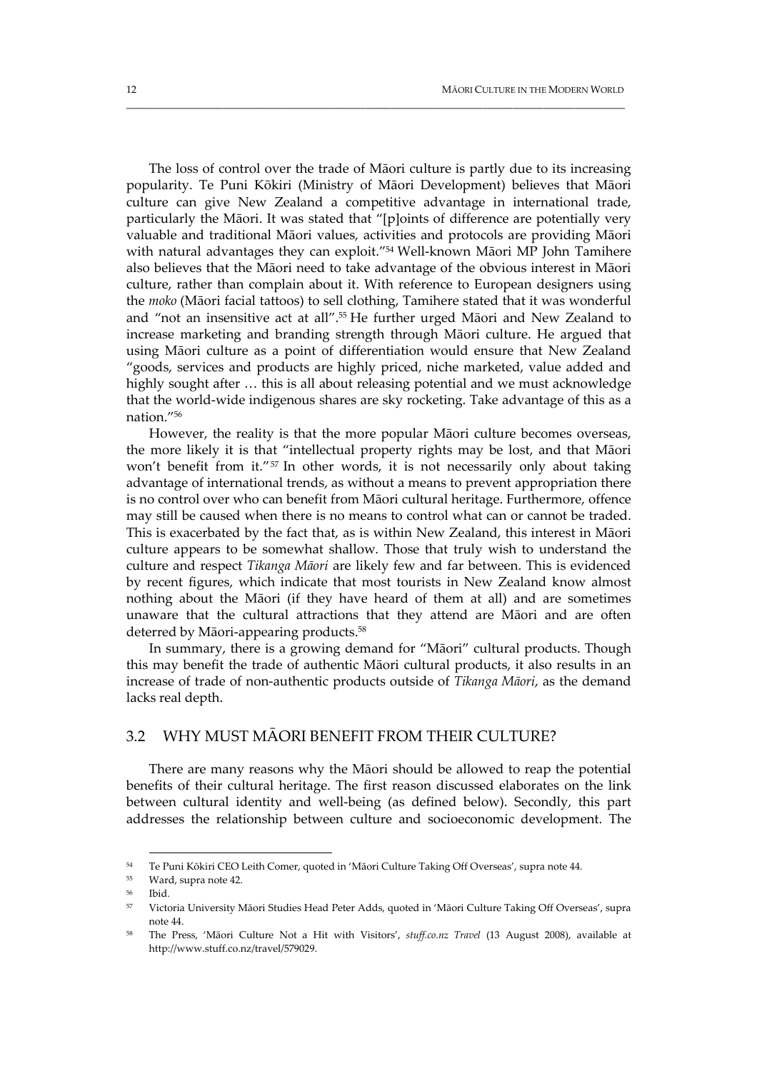The loss of control over the trade of Māori culture is partly due to its increasing popularity. Te Puni Kōkiri (Ministry of Māori Development) believes that Māori culture can give New Zealand a competitive advantage in international trade, particularly the Māori. It was stated that "[p]oints of difference are potentially very valuable and traditional Māori values, activities and protocols are providing Māori with natural advantages they can exploit."[54] Well-known Māori MP John Tamihere also believes that the Māori need to take advantage of the obvious interest in Māori culture, rather than complain about it. With reference to European designers using the *moko* (Māori facial tattoos) to sell clothing, Tamihere stated that it was wonderful and "not an insensitive act at all".[55] He further urged Māori and New Zealand to increase marketing and branding strength through Māori culture. He argued that using Māori culture as a point of differentiation would ensure that New Zealand "goods, services and products are highly priced, niche marketed, value added and highly sought after … this is all about releasing potential and we must acknowledge that the world-wide indigenous shares are sky rocketing. Take advantage of this as a nation."[56]

However, the reality is that the more popular Māori culture becomes overseas, the more likely it is that "intellectual property rights may be lost, and that Māori won't benefit from it."[57] In other words, it is not necessarily only about taking advantage of international trends, as without a means to prevent appropriation there is no control over who can benefit from Māori cultural heritage. Furthermore, offence may still be caused when there is no means to control what can or cannot be traded. This is exacerbated by the fact that, as is within New Zealand, this interest in Māori culture appears to be somewhat shallow. Those that truly wish to understand the culture and respect *Tikanga Māori* are likely few and far between. This is evidenced by recent figures, which indicate that most tourists in New Zealand know almost nothing about the Māori (if they have heard of them at all) and are sometimes unaware that the cultural attractions that they attend are Māori and are often deterred by Māori-appearing products.[58]

In summary, there is a growing demand for "Māori" cultural products. Though this may benefit the trade of authentic Māori cultural products, it also results in an increase of trade of non-authentic products outside of *Tikanga Māori*, as the demand lacks real depth.

## 3.2 WHY MUST MĀORI BENEFIT FROM THEIR CULTURE?

There are many reasons why the Māori should be allowed to reap the potential benefits of their cultural heritage. The first reason discussed elaborates on the link between cultural identity and well-being (as defined below). Secondly, this part addresses the relationship between culture and socioeconomic development. The

---

[54] Te Puni Kōkiri CEO Leith Comer, quoted in 'Māori Culture Taking Off Overseas', supra note 44.

[55] Ward, supra note 42.

[56] Ibid.

[57] Victoria University Māori Studies Head Peter Adds, quoted in 'Māori Culture Taking Off Overseas', supra note 44.

[58] The Press, 'Māori Culture Not a Hit with Visitors', *stuff.co.nz Travel* (13 August 2008), available at http://www.stuff.co.nz/travel/579029.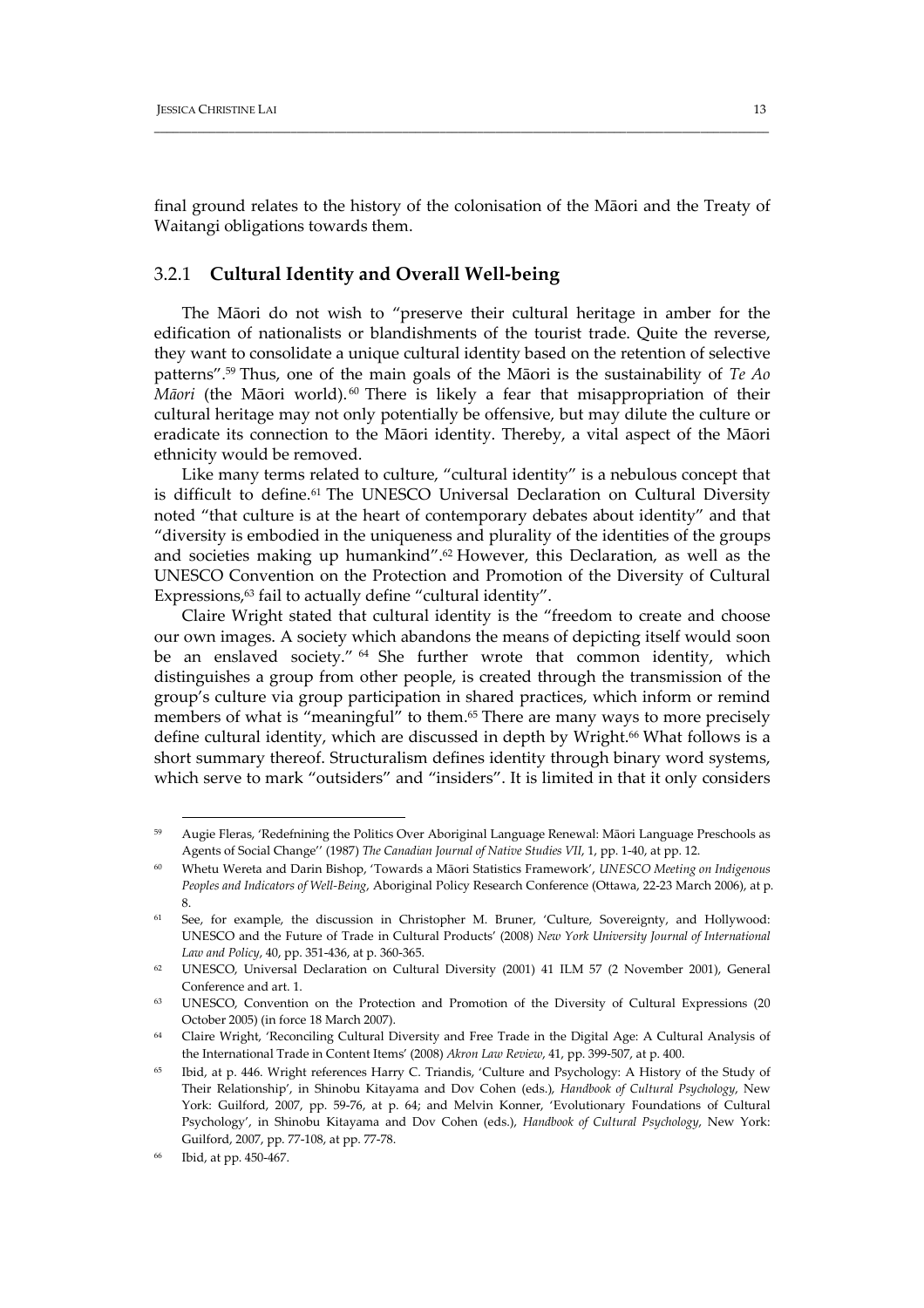final ground relates to the history of the colonisation of the Māori and the Treaty of Waitangi obligations towards them.

### 3.2.1 **Cultural Identity and Overall Well-being**

The Māori do not wish to "preserve their cultural heritage in amber for the edification of nationalists or blandishments of the tourist trade. Quite the reverse, they want to consolidate a unique cultural identity based on the retention of selective patterns".[59] Thus, one of the main goals of the Māori is the sustainability of *Te Ao Māori* (the Māori world).[60] There is likely a fear that misappropriation of their cultural heritage may not only potentially be offensive, but may dilute the culture or eradicate its connection to the Māori identity. Thereby, a vital aspect of the Māori ethnicity would be removed.

Like many terms related to culture, "cultural identity" is a nebulous concept that is difficult to define.[61] The UNESCO Universal Declaration on Cultural Diversity noted "that culture is at the heart of contemporary debates about identity" and that "diversity is embodied in the uniqueness and plurality of the identities of the groups and societies making up humankind".[62] However, this Declaration, as well as the UNESCO Convention on the Protection and Promotion of the Diversity of Cultural Expressions,[63] fail to actually define "cultural identity".

Claire Wright stated that cultural identity is the "freedom to create and choose our own images. A society which abandons the means of depicting itself would soon be an enslaved society." [64] She further wrote that common identity, which distinguishes a group from other people, is created through the transmission of the group's culture via group participation in shared practices, which inform or remind members of what is "meaningful" to them.[65] There are many ways to more precisely define cultural identity, which are discussed in depth by Wright.[66] What follows is a short summary thereof. Structuralism defines identity through binary word systems, which serve to mark "outsiders" and "insiders". It is limited in that it only considers

---

[59] Augie Fleras, 'Redefnining the Politics Over Aboriginal Language Renewal: Māori Language Preschools as Agents of Social Change'' (1987) *The Canadian Journal of Native Studies VII*, 1, pp. 1-40, at pp. 12.

[60] Whetu Wereta and Darin Bishop, 'Towards a Māori Statistics Framework', *UNESCO Meeting on Indigenous Peoples and Indicators of Well-Being*, Aboriginal Policy Research Conference (Ottawa, 22-23 March 2006), at p. 8.

[61] See, for example, the discussion in Christopher M. Bruner, 'Culture, Sovereignty, and Hollywood: UNESCO and the Future of Trade in Cultural Products' (2008) *New York University Journal of International Law and Policy*, 40, pp. 351-436, at p. 360-365.

[62] UNESCO, Universal Declaration on Cultural Diversity (2001) 41 ILM 57 (2 November 2001), General Conference and art. 1.

[63] UNESCO, Convention on the Protection and Promotion of the Diversity of Cultural Expressions (20 October 2005) (in force 18 March 2007).

[64] Claire Wright, 'Reconciling Cultural Diversity and Free Trade in the Digital Age: A Cultural Analysis of the International Trade in Content Items' (2008) *Akron Law Review*, 41, pp. 399-507, at p. 400.

[65] Ibid, at p. 446. Wright references Harry C. Triandis, 'Culture and Psychology: A History of the Study of Their Relationship', in Shinobu Kitayama and Dov Cohen (eds.), *Handbook of Cultural Psychology*, New York: Guilford, 2007, pp. 59-76, at p. 64; and Melvin Konner, 'Evolutionary Foundations of Cultural Psychology', in Shinobu Kitayama and Dov Cohen (eds.), *Handbook of Cultural Psychology*, New York: Guilford, 2007, pp. 77-108, at pp. 77-78.

[66] Ibid, at pp. 450-467.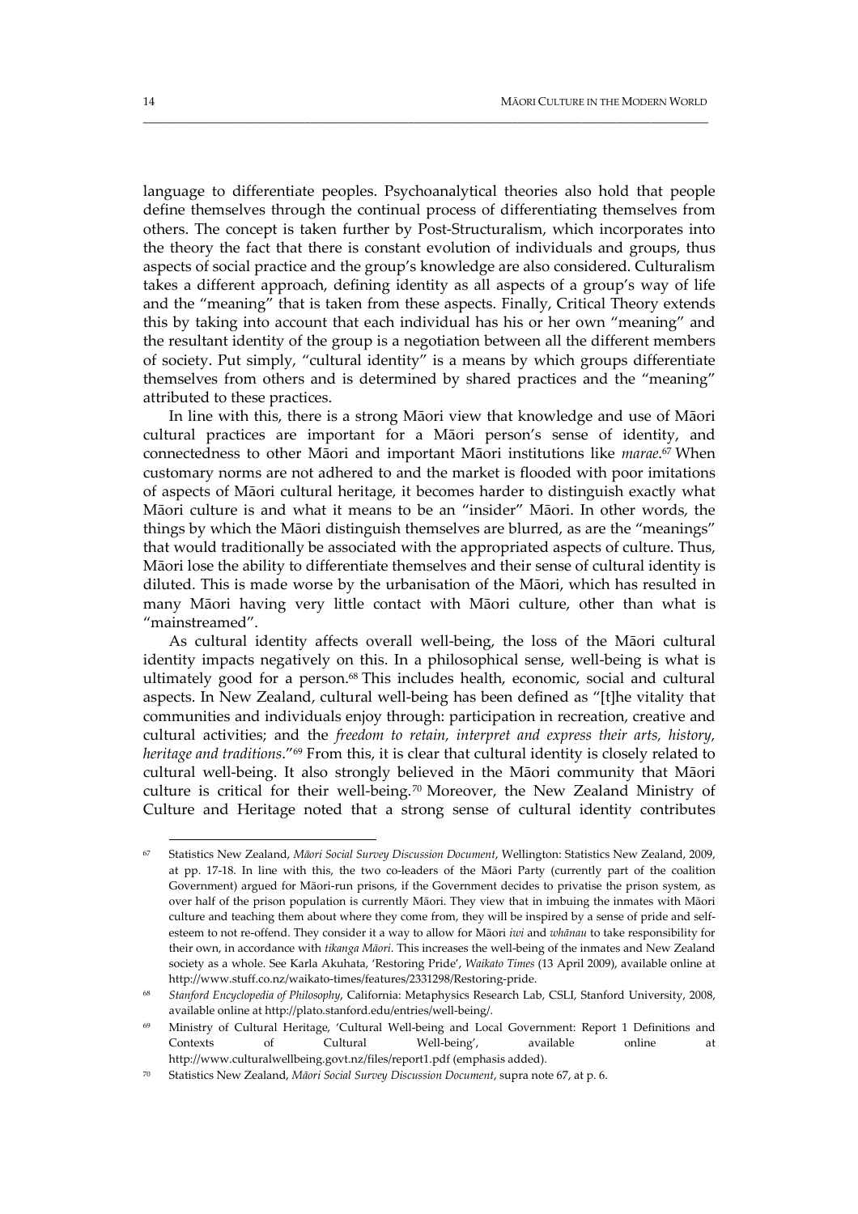language to differentiate peoples. Psychoanalytical theories also hold that people define themselves through the continual process of differentiating themselves from others. The concept is taken further by Post-Structuralism, which incorporates into the theory the fact that there is constant evolution of individuals and groups, thus aspects of social practice and the group's knowledge are also considered. Culturalism takes a different approach, defining identity as all aspects of a group's way of life and the "meaning" that is taken from these aspects. Finally, Critical Theory extends this by taking into account that each individual has his or her own "meaning" and the resultant identity of the group is a negotiation between all the different members of society. Put simply, "cultural identity" is a means by which groups differentiate themselves from others and is determined by shared practices and the "meaning" attributed to these practices.

In line with this, there is a strong Māori view that knowledge and use of Māori cultural practices are important for a Māori person's sense of identity, and connectedness to other Māori and important Māori institutions like *marae*.[67] When customary norms are not adhered to and the market is flooded with poor imitations of aspects of Māori cultural heritage, it becomes harder to distinguish exactly what Māori culture is and what it means to be an "insider" Māori. In other words, the things by which the Māori distinguish themselves are blurred, as are the "meanings" that would traditionally be associated with the appropriated aspects of culture. Thus, Māori lose the ability to differentiate themselves and their sense of cultural identity is diluted. This is made worse by the urbanisation of the Māori, which has resulted in many Māori having very little contact with Māori culture, other than what is "mainstreamed".

As cultural identity affects overall well-being, the loss of the Māori cultural identity impacts negatively on this. In a philosophical sense, well-being is what is ultimately good for a person.[68] This includes health, economic, social and cultural aspects. In New Zealand, cultural well-being has been defined as "[t]he vitality that communities and individuals enjoy through: participation in recreation, creative and cultural activities; and the *freedom to retain, interpret and express their arts, history, heritage and traditions*."[69] From this, it is clear that cultural identity is closely related to cultural well-being. It also strongly believed in the Māori community that Māori culture is critical for their well-being.[70] Moreover, the New Zealand Ministry of Culture and Heritage noted that a strong sense of cultural identity contributes

---

[67] Statistics New Zealand, *Māori Social Survey Discussion Document*, Wellington: Statistics New Zealand, 2009, at pp. 17-18. In line with this, the two co-leaders of the Māori Party (currently part of the coalition Government) argued for Māori-run prisons, if the Government decides to privatise the prison system, as over half of the prison population is currently Māori. They view that in imbuing the inmates with Māori culture and teaching them about where they come from, they will be inspired by a sense of pride and self-esteem to not re-offend. They consider it a way to allow for Māori *iwi* and *whānau* to take responsibility for their own, in accordance with *tikanga Māori*. This increases the well-being of the inmates and New Zealand society as a whole. See Karla Akuhata, 'Restoring Pride', *Waikato Times* (13 April 2009), available online at http://www.stuff.co.nz/waikato-times/features/2331298/Restoring-pride.

[68] *Stanford Encyclopedia of Philosophy*, California: Metaphysics Research Lab, CSLI, Stanford University, 2008, available online at http://plato.stanford.edu/entries/well-being/.

[69] Ministry of Cultural Heritage, 'Cultural Well-being and Local Government: Report 1 Definitions and Contexts of Cultural Well-being', available online at http://www.culturalwellbeing.govt.nz/files/report1.pdf (emphasis added).

[70] Statistics New Zealand, *Māori Social Survey Discussion Document*, supra note 67, at p. 6.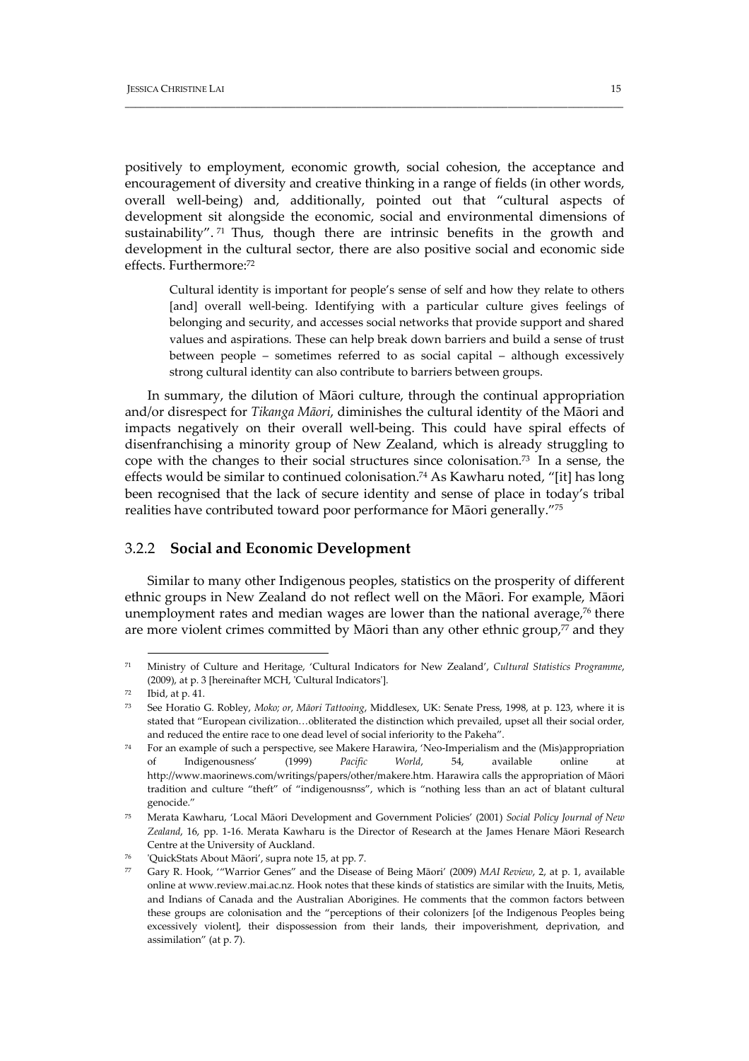positively to employment, economic growth, social cohesion, the acceptance and encouragement of diversity and creative thinking in a range of fields (in other words, overall well-being) and, additionally, pointed out that "cultural aspects of development sit alongside the economic, social and environmental dimensions of sustainability".[71] Thus, though there are intrinsic benefits in the growth and development in the cultural sector, there are also positive social and economic side effects. Furthermore:[72]

> Cultural identity is important for people's sense of self and how they relate to others [and] overall well-being. Identifying with a particular culture gives feelings of belonging and security, and accesses social networks that provide support and shared values and aspirations. These can help break down barriers and build a sense of trust between people – sometimes referred to as social capital – although excessively strong cultural identity can also contribute to barriers between groups.

In summary, the dilution of Māori culture, through the continual appropriation and/or disrespect for *Tikanga Māori*, diminishes the cultural identity of the Māori and impacts negatively on their overall well-being. This could have spiral effects of disenfranchising a minority group of New Zealand, which is already struggling to cope with the changes to their social structures since colonisation.[73] In a sense, the effects would be similar to continued colonisation.[74] As Kawharu noted, "[it] has long been recognised that the lack of secure identity and sense of place in today's tribal realities have contributed toward poor performance for Māori generally."[75]

### 3.2.2 **Social and Economic Development**

Similar to many other Indigenous peoples, statistics on the prosperity of different ethnic groups in New Zealand do not reflect well on the Māori. For example, Māori unemployment rates and median wages are lower than the national average,[76] there are more violent crimes committed by Māori than any other ethnic group,[77] and they

---

[71] Ministry of Culture and Heritage, 'Cultural Indicators for New Zealand', *Cultural Statistics Programme*, (2009), at p. 3 [hereinafter MCH, 'Cultural Indicators'].

[72] Ibid, at p. 41.

[73] See Horatio G. Robley, *Moko; or, Māori Tattooing*, Middlesex, UK: Senate Press, 1998, at p. 123, where it is stated that "European civilization…obliterated the distinction which prevailed, upset all their social order, and reduced the entire race to one dead level of social inferiority to the Pakeha".

[74] For an example of such a perspective, see Makere Harawira, 'Neo-Imperialism and the (Mis)appropriation of Indigenousness' (1999) *Pacific World*, 54, available online at http://www.maorinews.com/writings/papers/other/makere.htm. Harawira calls the appropriation of Māori tradition and culture "theft" of "indigenousnss", which is "nothing less than an act of blatant cultural genocide."

[75] Merata Kawharu, 'Local Māori Development and Government Policies' (2001) *Social Policy Journal of New Zealand*, 16, pp. 1-16. Merata Kawharu is the Director of Research at the James Henare Māori Research Centre at the University of Auckland.

[76] 'QuickStats About Māori', supra note 15, at pp. 7.

[77] Gary R. Hook, '"Warrior Genes" and the Disease of Being Māori' (2009) *MAI Review*, 2, at p. 1, available online at www.review.mai.ac.nz. Hook notes that these kinds of statistics are similar with the Inuits, Metis, and Indians of Canada and the Australian Aborigines. He comments that the common factors between these groups are colonisation and the "perceptions of their colonizers [of the Indigenous Peoples being excessively violent], their dispossession from their lands, their impoverishment, deprivation, and assimilation" (at p. 7).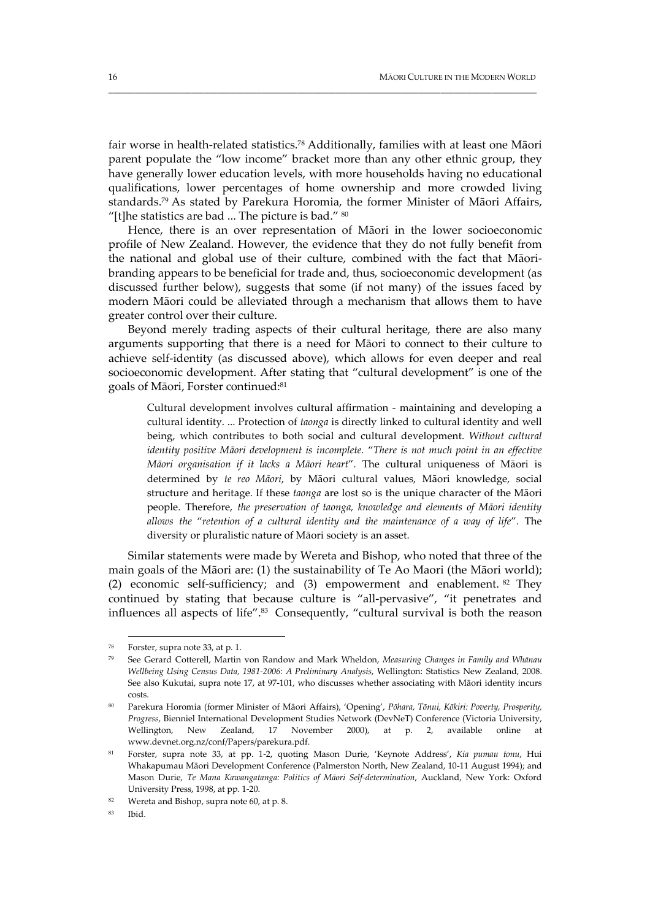fair worse in health-related statistics.[78] Additionally, families with at least one Māori parent populate the "low income" bracket more than any other ethnic group, they have generally lower education levels, with more households having no educational qualifications, lower percentages of home ownership and more crowded living standards.[79] As stated by Parekura Horomia, the former Minister of Māori Affairs, "[t]he statistics are bad ... The picture is bad." [80]

Hence, there is an over representation of Māori in the lower socioeconomic profile of New Zealand. However, the evidence that they do not fully benefit from the national and global use of their culture, combined with the fact that Māori-branding appears to be beneficial for trade and, thus, socioeconomic development (as discussed further below), suggests that some (if not many) of the issues faced by modern Māori could be alleviated through a mechanism that allows them to have greater control over their culture.

Beyond merely trading aspects of their cultural heritage, there are also many arguments supporting that there is a need for Māori to connect to their culture to achieve self-identity (as discussed above), which allows for even deeper and real socioeconomic development. After stating that "cultural development" is one of the goals of Māori, Forster continued:[81]

> Cultural development involves cultural affirmation - maintaining and developing a cultural identity. ... Protection of *taonga* is directly linked to cultural identity and well being, which contributes to both social and cultural development. *Without cultural identity positive Māori development is incomplete.* "*There is not much point in an effective Māori organisation if it lacks a Māori heart*". The cultural uniqueness of Māori is determined by *te reo Māori*, by Māori cultural values, Māori knowledge, social structure and heritage. If these *taonga* are lost so is the unique character of the Māori people. Therefore, *the preservation of taonga, knowledge and elements of Māori identity allows the* "*retention of a cultural identity and the maintenance of a way of life*". The diversity or pluralistic nature of Māori society is an asset.

Similar statements were made by Wereta and Bishop, who noted that three of the main goals of the Māori are: (1) the sustainability of Te Ao Maori (the Māori world); (2) economic self-sufficiency; and (3) empowerment and enablement. [82] They continued by stating that because culture is "all-pervasive", "it penetrates and influences all aspects of life".[83] Consequently, "cultural survival is both the reason

---

78 Forster, supra note 33, at p. 1.

79 See Gerard Cotterell, Martin von Randow and Mark Wheldon, *Measuring Changes in Family and Whānau Wellbeing Using Census Data, 1981-2006: A Preliminary Analysis*, Wellington: Statistics New Zealand, 2008. See also Kukutai, supra note 17, at 97-101, who discusses whether associating with Māori identity incurs costs.

80 Parekura Horomia (former Minister of Māori Affairs), 'Opening', *Pōhara, Tōnui, Kōkiri: Poverty, Prosperity, Progress*, Bienniel International Development Studies Network (DevNeT) Conference (Victoria University, Wellington, New Zealand, 17 November 2000), at p. 2, available online at www.devnet.org.nz/conf/Papers/parekura.pdf.

81 Forster, supra note 33, at pp. 1-2, quoting Mason Durie, 'Keynote Address', *Kia pumau tonu*, Hui Whakapumau Māori Development Conference (Palmerston North, New Zealand, 10-11 August 1994); and Mason Durie, *Te Mana Kawangatanga: Politics of Māori Self-determination*, Auckland, New York: Oxford University Press, 1998, at pp. 1-20.

82 Wereta and Bishop, supra note 60, at p. 8.

83 Ibid.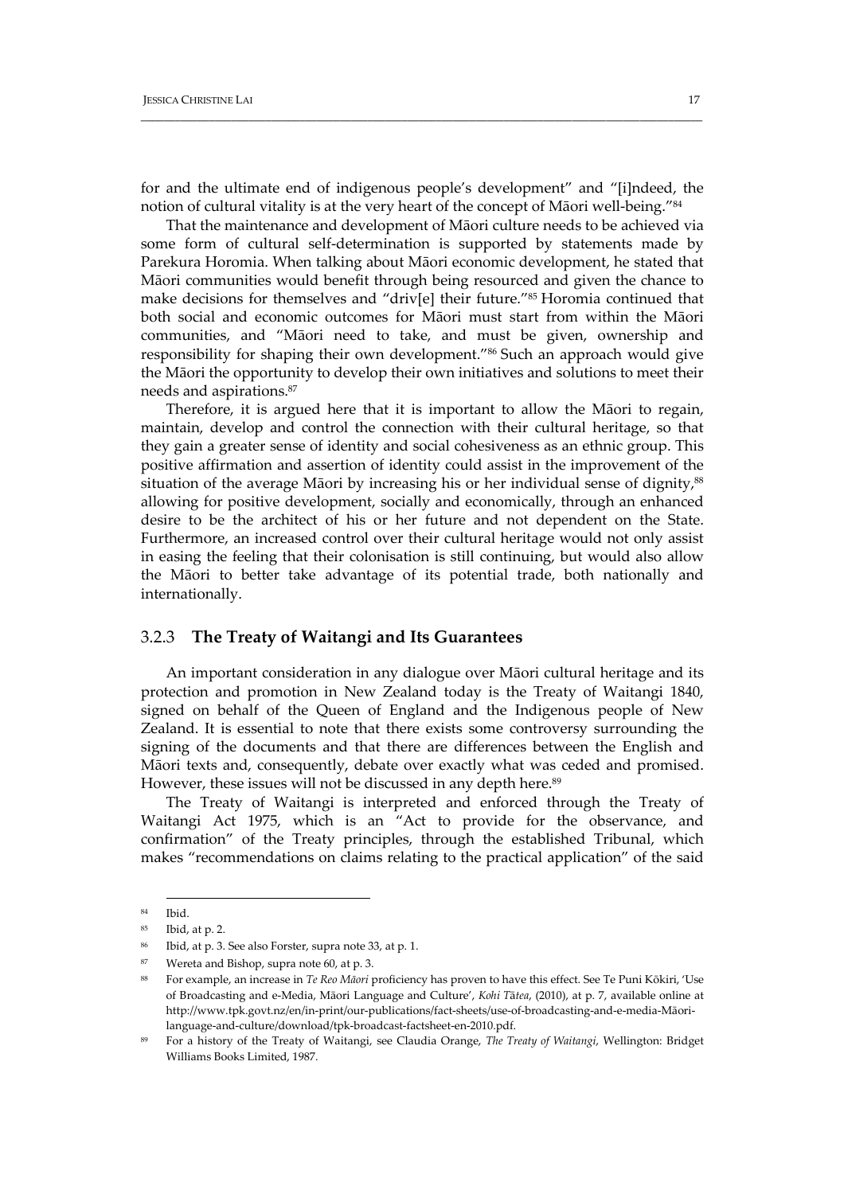for and the ultimate end of indigenous people's development" and "[i]ndeed, the notion of cultural vitality is at the very heart of the concept of Māori well-being."[84]

That the maintenance and development of Māori culture needs to be achieved via some form of cultural self-determination is supported by statements made by Parekura Horomia. When talking about Māori economic development, he stated that Māori communities would benefit through being resourced and given the chance to make decisions for themselves and "driv[e] their future."[85] Horomia continued that both social and economic outcomes for Māori must start from within the Māori communities, and "Māori need to take, and must be given, ownership and responsibility for shaping their own development."[86] Such an approach would give the Māori the opportunity to develop their own initiatives and solutions to meet their needs and aspirations.[87]

Therefore, it is argued here that it is important to allow the Māori to regain, maintain, develop and control the connection with their cultural heritage, so that they gain a greater sense of identity and social cohesiveness as an ethnic group. This positive affirmation and assertion of identity could assist in the improvement of the situation of the average Māori by increasing his or her individual sense of dignity,[88] allowing for positive development, socially and economically, through an enhanced desire to be the architect of his or her future and not dependent on the State. Furthermore, an increased control over their cultural heritage would not only assist in easing the feeling that their colonisation is still continuing, but would also allow the Māori to better take advantage of its potential trade, both nationally and internationally.

### 3.2.3 **The Treaty of Waitangi and Its Guarantees**

An important consideration in any dialogue over Māori cultural heritage and its protection and promotion in New Zealand today is the Treaty of Waitangi 1840, signed on behalf of the Queen of England and the Indigenous people of New Zealand. It is essential to note that there exists some controversy surrounding the signing of the documents and that there are differences between the English and Māori texts and, consequently, debate over exactly what was ceded and promised. However, these issues will not be discussed in any depth here.[89]

The Treaty of Waitangi is interpreted and enforced through the Treaty of Waitangi Act 1975, which is an "Act to provide for the observance, and confirmation" of the Treaty principles, through the established Tribunal, which makes "recommendations on claims relating to the practical application" of the said

---

[84] Ibid.

[85] Ibid, at p. 2.

[86] Ibid, at p. 3. See also Forster, supra note 33, at p. 1.

[87] Wereta and Bishop, supra note 60, at p. 3.

[88] For example, an increase in *Te Reo Māori* proficiency has proven to have this effect. See Te Puni Kōkiri, 'Use of Broadcasting and e-Media, Māori Language and Culture', *Kohi Tātea*, (2010), at p. 7, available online at http://www.tpk.govt.nz/en/in-print/our-publications/fact-sheets/use-of-broadcasting-and-e-media-Māori-language-and-culture/download/tpk-broadcast-factsheet-en-2010.pdf.

[89] For a history of the Treaty of Waitangi, see Claudia Orange, *The Treaty of Waitangi*, Wellington: Bridget Williams Books Limited, 1987.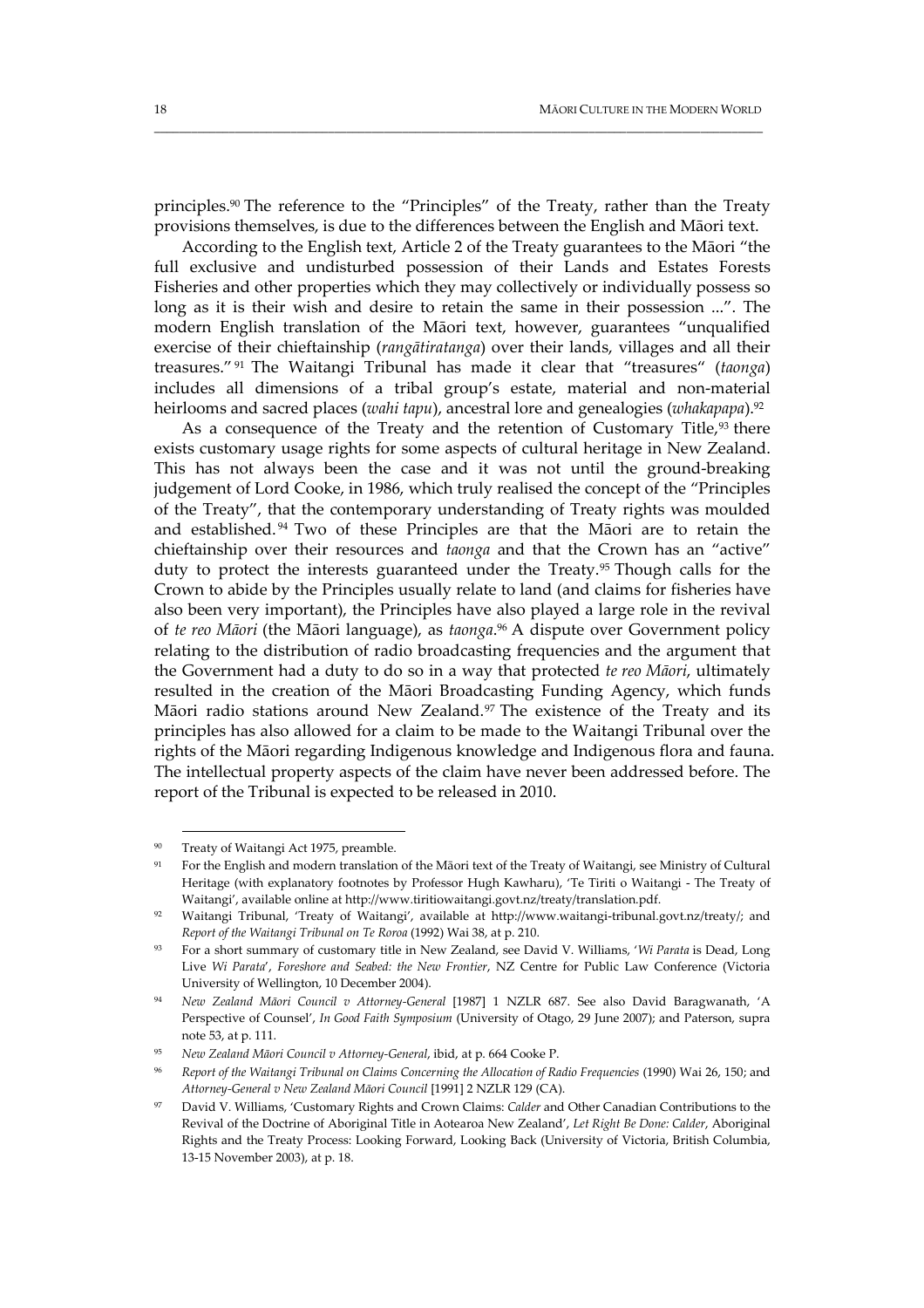principles.[90] The reference to the "Principles" of the Treaty, rather than the Treaty provisions themselves, is due to the differences between the English and Māori text.

According to the English text, Article 2 of the Treaty guarantees to the Māori "the full exclusive and undisturbed possession of their Lands and Estates Forests Fisheries and other properties which they may collectively or individually possess so long as it is their wish and desire to retain the same in their possession ...". The modern English translation of the Māori text, however, guarantees "unqualified exercise of their chieftainship (*rangātiratanga*) over their lands, villages and all their treasures."[91] The Waitangi Tribunal has made it clear that "treasures" (*taonga*) includes all dimensions of a tribal group's estate, material and non-material heirlooms and sacred places (*wahi tapu*), ancestral lore and genealogies (*whakapapa*).[92]

As a consequence of the Treaty and the retention of Customary Title,[93] there exists customary usage rights for some aspects of cultural heritage in New Zealand. This has not always been the case and it was not until the ground-breaking judgement of Lord Cooke, in 1986, which truly realised the concept of the "Principles of the Treaty", that the contemporary understanding of Treaty rights was moulded and established.[94] Two of these Principles are that the Māori are to retain the chieftainship over their resources and *taonga* and that the Crown has an "active" duty to protect the interests guaranteed under the Treaty.[95] Though calls for the Crown to abide by the Principles usually relate to land (and claims for fisheries have also been very important), the Principles have also played a large role in the revival of *te reo Māori* (the Māori language), as *taonga*.[96] A dispute over Government policy relating to the distribution of radio broadcasting frequencies and the argument that the Government had a duty to do so in a way that protected *te reo Māori*, ultimately resulted in the creation of the Māori Broadcasting Funding Agency, which funds Māori radio stations around New Zealand.[97] The existence of the Treaty and its principles has also allowed for a claim to be made to the Waitangi Tribunal over the rights of the Māori regarding Indigenous knowledge and Indigenous flora and fauna. The intellectual property aspects of the claim have never been addressed before. The report of the Tribunal is expected to be released in 2010.

---

[90] Treaty of Waitangi Act 1975, preamble.

[91] For the English and modern translation of the Māori text of the Treaty of Waitangi, see Ministry of Cultural Heritage (with explanatory footnotes by Professor Hugh Kawharu), 'Te Tiriti o Waitangi - The Treaty of Waitangi', available online at http://www.tiritiowaitangi.govt.nz/treaty/translation.pdf.

[92] Waitangi Tribunal, 'Treaty of Waitangi', available at http://www.waitangi-tribunal.govt.nz/treaty/; and *Report of the Waitangi Tribunal on Te Roroa* (1992) Wai 38, at p. 210.

[93] For a short summary of customary title in New Zealand, see David V. Williams, '*Wi Parata* is Dead, Long Live *Wi Parata*', *Foreshore and Seabed: the New Frontier*, NZ Centre for Public Law Conference (Victoria University of Wellington, 10 December 2004).

[94] *New Zealand Māori Council v Attorney-General* [1987] 1 NZLR 687. See also David Baragwanath, 'A Perspective of Counsel', *In Good Faith Symposium* (University of Otago, 29 June 2007); and Paterson, supra note 53, at p. 111.

[95] *New Zealand Māori Council v Attorney-General*, ibid, at p. 664 Cooke P.

[96] *Report of the Waitangi Tribunal on Claims Concerning the Allocation of Radio Frequencies* (1990) Wai 26, 150; and *Attorney-General v New Zealand Māori Council* [1991] 2 NZLR 129 (CA).

[97] David V. Williams, 'Customary Rights and Crown Claims: *Calder* and Other Canadian Contributions to the Revival of the Doctrine of Aboriginal Title in Aotearoa New Zealand', *Let Right Be Done: Calder*, Aboriginal Rights and the Treaty Process: Looking Forward, Looking Back (University of Victoria, British Columbia, 13-15 November 2003), at p. 18.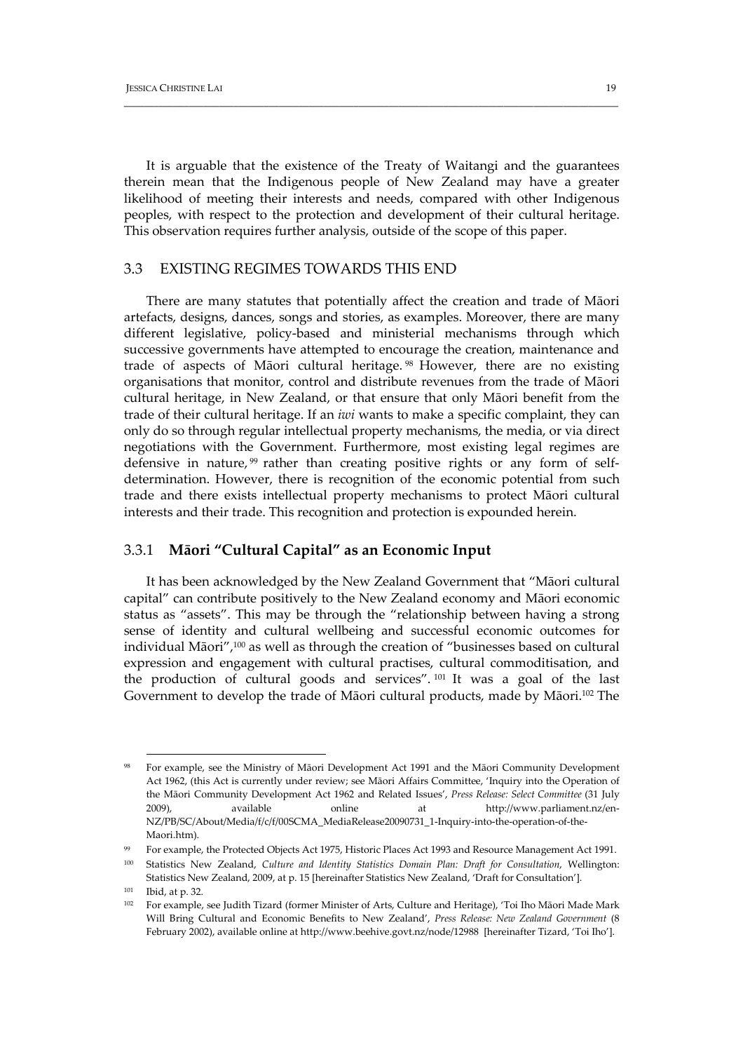It is arguable that the existence of the Treaty of Waitangi and the guarantees therein mean that the Indigenous people of New Zealand may have a greater likelihood of meeting their interests and needs, compared with other Indigenous peoples, with respect to the protection and development of their cultural heritage. This observation requires further analysis, outside of the scope of this paper.

## 3.3 EXISTING REGIMES TOWARDS THIS END

There are many statutes that potentially affect the creation and trade of Māori artefacts, designs, dances, songs and stories, as examples. Moreover, there are many different legislative, policy-based and ministerial mechanisms through which successive governments have attempted to encourage the creation, maintenance and trade of aspects of Māori cultural heritage.[98] However, there are no existing organisations that monitor, control and distribute revenues from the trade of Māori cultural heritage, in New Zealand, or that ensure that only Māori benefit from the trade of their cultural heritage. If an *iwi* wants to make a specific complaint, they can only do so through regular intellectual property mechanisms, the media, or via direct negotiations with the Government. Furthermore, most existing legal regimes are defensive in nature,[99] rather than creating positive rights or any form of self-determination. However, there is recognition of the economic potential from such trade and there exists intellectual property mechanisms to protect Māori cultural interests and their trade. This recognition and protection is expounded herein.

### 3.3.1 **Māori "Cultural Capital" as an Economic Input**

It has been acknowledged by the New Zealand Government that "Māori cultural capital" can contribute positively to the New Zealand economy and Māori economic status as "assets". This may be through the "relationship between having a strong sense of identity and cultural wellbeing and successful economic outcomes for individual Māori",[100] as well as through the creation of "businesses based on cultural expression and engagement with cultural practises, cultural commoditisation, and the production of cultural goods and services".[101] It was a goal of the last Government to develop the trade of Māori cultural products, made by Māori.[102] The

---

[98] For example, see the Ministry of Māori Development Act 1991 and the Māori Community Development Act 1962, (this Act is currently under review; see Māori Affairs Committee, 'Inquiry into the Operation of the Māori Community Development Act 1962 and Related Issues', *Press Release: Select Committee* (31 July 2009), available online at http://www.parliament.nz/en-NZ/PB/SC/About/Media/f/c/f/00SCMA_MediaRelease20090731_1-Inquiry-into-the-operation-of-the-Maori.htm).

[99] For example, the Protected Objects Act 1975, Historic Places Act 1993 and Resource Management Act 1991.

[100] Statistics New Zealand, *Culture and Identity Statistics Domain Plan: Draft for Consultation*, Wellington: Statistics New Zealand, 2009, at p. 15 [hereinafter Statistics New Zealand, 'Draft for Consultation'].

[101] Ibid, at p. 32.

[102] For example, see Judith Tizard (former Minister of Arts, Culture and Heritage), 'Toi Iho Māori Made Mark Will Bring Cultural and Economic Benefits to New Zealand', *Press Release: New Zealand Government* (8 February 2002), available online at http://www.beehive.govt.nz/node/12988 [hereinafter Tizard, 'Toi Iho'].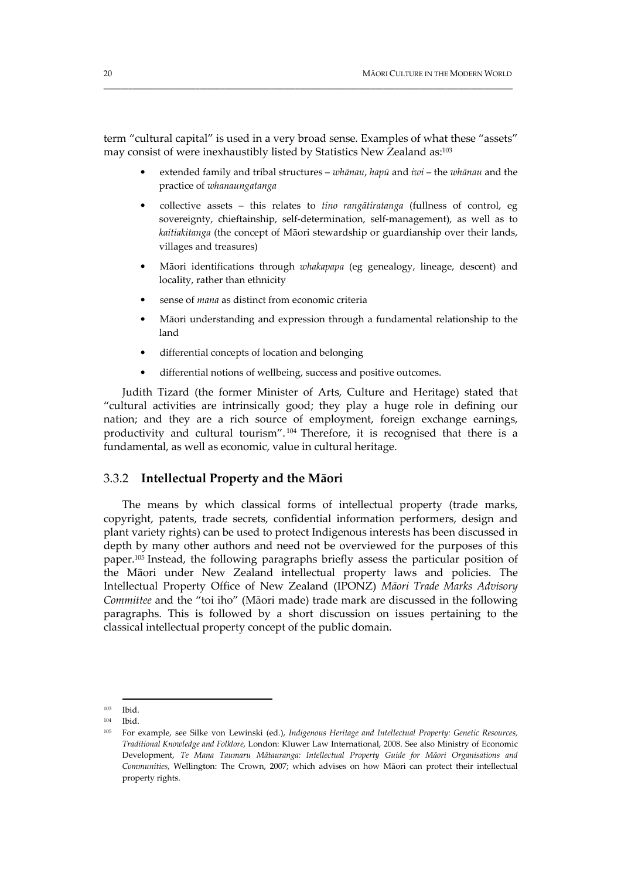term "cultural capital" is used in a very broad sense. Examples of what these "assets" may consist of were inexhaustibly listed by Statistics New Zealand as:[103]

- extended family and tribal structures – *whānau*, *hapū* and *iwi* – the *whānau* and the practice of *whanaungatanga*
- collective assets – this relates to *tino rangātiratanga* (fullness of control, eg sovereignty, chieftainship, self-determination, self-management), as well as to *kaitiakitanga* (the concept of Māori stewardship or guardianship over their lands, villages and treasures)
- Māori identifications through *whakapapa* (eg genealogy, lineage, descent) and locality, rather than ethnicity
- sense of *mana* as distinct from economic criteria
- Māori understanding and expression through a fundamental relationship to the land
- differential concepts of location and belonging
- differential notions of wellbeing, success and positive outcomes.

Judith Tizard (the former Minister of Arts, Culture and Heritage) stated that "cultural activities are intrinsically good; they play a huge role in defining our nation; and they are a rich source of employment, foreign exchange earnings, productivity and cultural tourism".[104] Therefore, it is recognised that there is a fundamental, as well as economic, value in cultural heritage.

### 3.3.2 **Intellectual Property and the Māori**

The means by which classical forms of intellectual property (trade marks, copyright, patents, trade secrets, confidential information performers, design and plant variety rights) can be used to protect Indigenous interests has been discussed in depth by many other authors and need not be overviewed for the purposes of this paper.[105] Instead, the following paragraphs briefly assess the particular position of the Māori under New Zealand intellectual property laws and policies. The Intellectual Property Office of New Zealand (IPONZ) *Māori Trade Marks Advisory Committee* and the "toi iho" (Māori made) trade mark are discussed in the following paragraphs. This is followed by a short discussion on issues pertaining to the classical intellectual property concept of the public domain.

---

[103] Ibid.

[104] Ibid.

[105] For example, see Silke von Lewinski (ed.), *Indigenous Heritage and Intellectual Property: Genetic Resources, Traditional Knowledge and Folklore*, London: Kluwer Law International, 2008. See also Ministry of Economic Development, *Te Mana Taumaru Mātauranga: Intellectual Property Guide for Māori Organisations and Communities*, Wellington: The Crown, 2007; which advises on how Māori can protect their intellectual property rights.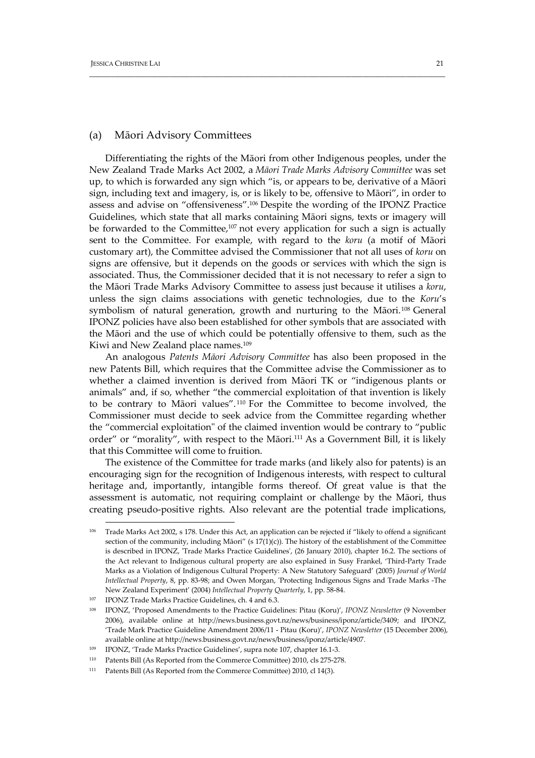### (a) Māori Advisory Committees

Differentiating the rights of the Māori from other Indigenous peoples, under the New Zealand Trade Marks Act 2002, a *Māori Trade Marks Advisory Committee* was set up, to which is forwarded any sign which "is, or appears to be, derivative of a Māori sign, including text and imagery, is, or is likely to be, offensive to Māori", in order to assess and advise on "offensiveness".[106] Despite the wording of the IPONZ Practice Guidelines, which state that all marks containing Māori signs, texts or imagery will be forwarded to the Committee,[107] not every application for such a sign is actually sent to the Committee. For example, with regard to the *koru* (a motif of Māori customary art), the Committee advised the Commissioner that not all uses of *koru* on signs are offensive, but it depends on the goods or services with which the sign is associated. Thus, the Commissioner decided that it is not necessary to refer a sign to the Māori Trade Marks Advisory Committee to assess just because it utilises a *koru*, unless the sign claims associations with genetic technologies, due to the *Koru*'s symbolism of natural generation, growth and nurturing to the Māori.[108] General IPONZ policies have also been established for other symbols that are associated with the Māori and the use of which could be potentially offensive to them, such as the Kiwi and New Zealand place names.[109]

An analogous *Patents Māori Advisory Committee* has also been proposed in the new Patents Bill, which requires that the Committee advise the Commissioner as to whether a claimed invention is derived from Māori TK or "indigenous plants or animals" and, if so, whether "the commercial exploitation of that invention is likely to be contrary to Māori values".[110] For the Committee to become involved, the Commissioner must decide to seek advice from the Committee regarding whether the "commercial exploitation" of the claimed invention would be contrary to "public order" or "morality", with respect to the Māori.[111] As a Government Bill, it is likely that this Committee will come to fruition.

The existence of the Committee for trade marks (and likely also for patents) is an encouraging sign for the recognition of Indigenous interests, with respect to cultural heritage and, importantly, intangible forms thereof. Of great value is that the assessment is automatic, not requiring complaint or challenge by the Māori, thus creating pseudo-positive rights. Also relevant are the potential trade implications,

---

[106] Trade Marks Act 2002, s 178. Under this Act, an application can be rejected if "likely to offend a significant section of the community, including Māori" (s 17(1)(c)). The history of the establishment of the Committee is described in IPONZ, 'Trade Marks Practice Guidelines', (26 January 2010), chapter 16.2. The sections of the Act relevant to Indigenous cultural property are also explained in Susy Frankel, 'Third-Party Trade Marks as a Violation of Indigenous Cultural Property: A New Statutory Safeguard' (2005) *Journal of World Intellectual Property*, 8, pp. 83-98; and Owen Morgan, 'Protecting Indigenous Signs and Trade Marks -The New Zealand Experiment' (2004) *Intellectual Property Quarterly*, 1, pp. 58-84.

[107] IPONZ Trade Marks Practice Guidelines, ch. 4 and 6.3.

[108] IPONZ, 'Proposed Amendments to the Practice Guidelines: Pitau (Koru)', *IPONZ Newsletter* (9 November 2006), available online at http://news.business.govt.nz/news/business/iponz/article/3409; and IPONZ, 'Trade Mark Practice Guideline Amendment 2006/11 - Pitau (Koru)', *IPONZ Newsletter* (15 December 2006), available online at http://news.business.govt.nz/news/business/iponz/article/4907.

[109] IPONZ, 'Trade Marks Practice Guidelines', supra note 107, chapter 16.1-3.

[110] Patents Bill (As Reported from the Commerce Committee) 2010, cls 275-278.

[111] Patents Bill (As Reported from the Commerce Committee) 2010, cl 14(3).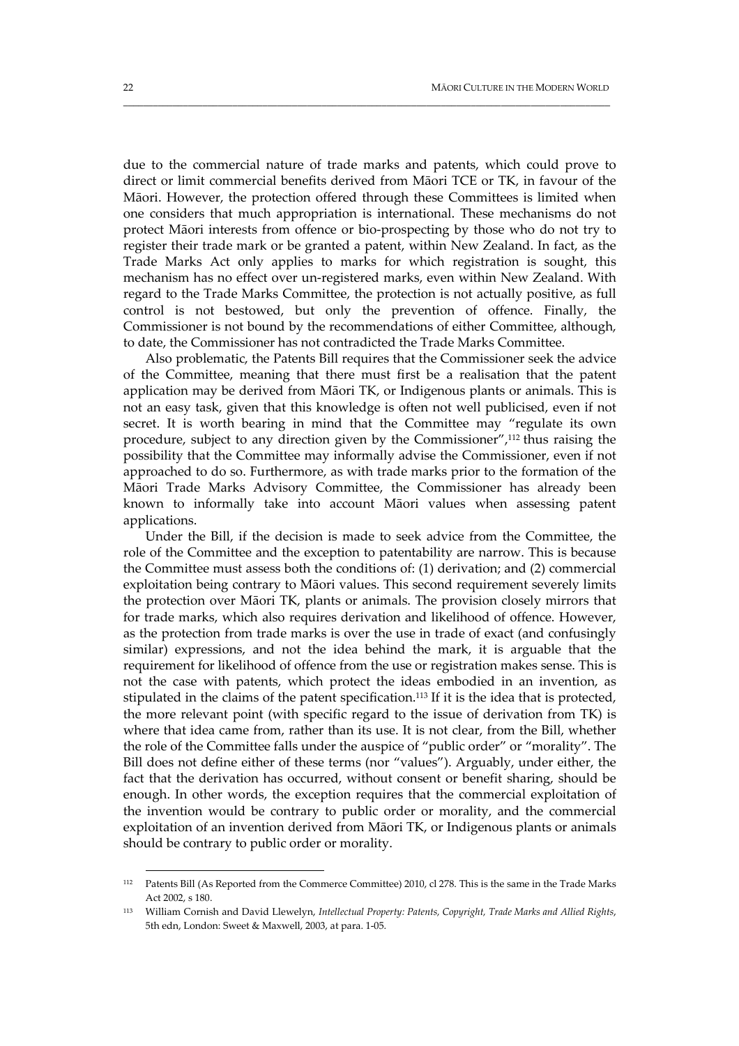due to the commercial nature of trade marks and patents, which could prove to direct or limit commercial benefits derived from Māori TCE or TK, in favour of the Māori. However, the protection offered through these Committees is limited when one considers that much appropriation is international. These mechanisms do not protect Māori interests from offence or bio-prospecting by those who do not try to register their trade mark or be granted a patent, within New Zealand. In fact, as the Trade Marks Act only applies to marks for which registration is sought, this mechanism has no effect over un-registered marks, even within New Zealand. With regard to the Trade Marks Committee, the protection is not actually positive, as full control is not bestowed, but only the prevention of offence. Finally, the Commissioner is not bound by the recommendations of either Committee, although, to date, the Commissioner has not contradicted the Trade Marks Committee.

Also problematic, the Patents Bill requires that the Commissioner seek the advice of the Committee, meaning that there must first be a realisation that the patent application may be derived from Māori TK, or Indigenous plants or animals. This is not an easy task, given that this knowledge is often not well publicised, even if not secret. It is worth bearing in mind that the Committee may "regulate its own procedure, subject to any direction given by the Commissioner",[112] thus raising the possibility that the Committee may informally advise the Commissioner, even if not approached to do so. Furthermore, as with trade marks prior to the formation of the Māori Trade Marks Advisory Committee, the Commissioner has already been known to informally take into account Māori values when assessing patent applications.

Under the Bill, if the decision is made to seek advice from the Committee, the role of the Committee and the exception to patentability are narrow. This is because the Committee must assess both the conditions of: (1) derivation; and (2) commercial exploitation being contrary to Māori values. This second requirement severely limits the protection over Māori TK, plants or animals. The provision closely mirrors that for trade marks, which also requires derivation and likelihood of offence. However, as the protection from trade marks is over the use in trade of exact (and confusingly similar) expressions, and not the idea behind the mark, it is arguable that the requirement for likelihood of offence from the use or registration makes sense. This is not the case with patents, which protect the ideas embodied in an invention, as stipulated in the claims of the patent specification.[113] If it is the idea that is protected, the more relevant point (with specific regard to the issue of derivation from TK) is where that idea came from, rather than its use. It is not clear, from the Bill, whether the role of the Committee falls under the auspice of "public order" or "morality". The Bill does not define either of these terms (nor "values"). Arguably, under either, the fact that the derivation has occurred, without consent or benefit sharing, should be enough. In other words, the exception requires that the commercial exploitation of the invention would be contrary to public order or morality, and the commercial exploitation of an invention derived from Māori TK, or Indigenous plants or animals should be contrary to public order or morality.

---

[112] Patents Bill (As Reported from the Commerce Committee) 2010, cl 278. This is the same in the Trade Marks Act 2002, s 180.

[113] William Cornish and David Llewelyn, *Intellectual Property: Patents, Copyright, Trade Marks and Allied Rights*, 5th edn, London: Sweet & Maxwell, 2003, at para. 1-05.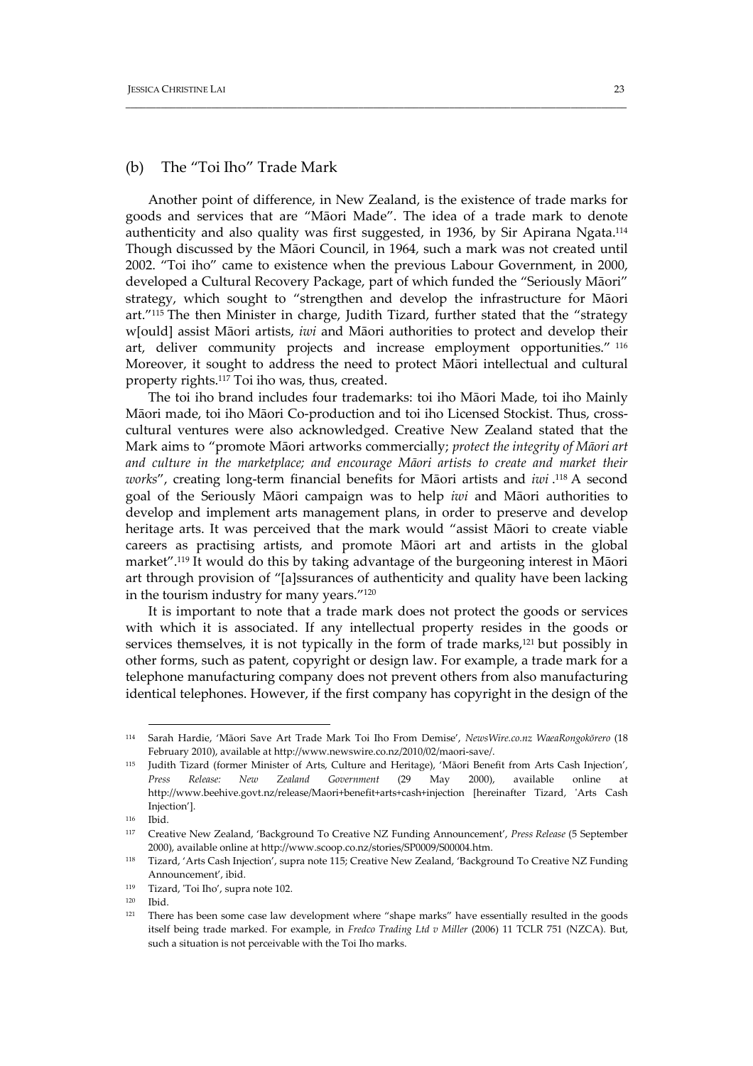### (b) The "Toi Iho" Trade Mark

Another point of difference, in New Zealand, is the existence of trade marks for goods and services that are "Māori Made". The idea of a trade mark to denote authenticity and also quality was first suggested, in 1936, by Sir Apirana Ngata.[114] Though discussed by the Māori Council, in 1964, such a mark was not created until 2002. "Toi iho" came to existence when the previous Labour Government, in 2000, developed a Cultural Recovery Package, part of which funded the "Seriously Māori" strategy, which sought to "strengthen and develop the infrastructure for Māori art."[115] The then Minister in charge, Judith Tizard, further stated that the "strategy w[ould] assist Māori artists, *iwi* and Māori authorities to protect and develop their art, deliver community projects and increase employment opportunities." [116] Moreover, it sought to address the need to protect Māori intellectual and cultural property rights.[117] Toi iho was, thus, created.

The toi iho brand includes four trademarks: toi iho Māori Made, toi iho Mainly Māori made, toi iho Māori Co-production and toi iho Licensed Stockist. Thus, cross-cultural ventures were also acknowledged. Creative New Zealand stated that the Mark aims to "promote Māori artworks commercially; *protect the integrity of Māori art and culture in the marketplace; and encourage Māori artists to create and market their works*", creating long-term financial benefits for Māori artists and *iwi* .[118] A second goal of the Seriously Māori campaign was to help *iwi* and Māori authorities to develop and implement arts management plans, in order to preserve and develop heritage arts. It was perceived that the mark would "assist Māori to create viable careers as practising artists, and promote Māori art and artists in the global market".[119] It would do this by taking advantage of the burgeoning interest in Māori art through provision of "[a]ssurances of authenticity and quality have been lacking in the tourism industry for many years."[120]

It is important to note that a trade mark does not protect the goods or services with which it is associated. If any intellectual property resides in the goods or services themselves, it is not typically in the form of trade marks,[121] but possibly in other forms, such as patent, copyright or design law. For example, a trade mark for a telephone manufacturing company does not prevent others from also manufacturing identical telephones. However, if the first company has copyright in the design of the

---

[114] Sarah Hardie, 'Māori Save Art Trade Mark Toi Iho From Demise', *NewsWire.co.nz WaeaRongokōrero* (18 February 2010), available at http://www.newswire.co.nz/2010/02/maori-save/.

[115] Judith Tizard (former Minister of Arts, Culture and Heritage), 'Māori Benefit from Arts Cash Injection', *Press Release: New Zealand Government* (29 May 2000), available online at http://www.beehive.govt.nz/release/Maori+benefit+arts+cash+injection [hereinafter Tizard, 'Arts Cash Injection'].

[116] Ibid.

[117] Creative New Zealand, 'Background To Creative NZ Funding Announcement', *Press Release* (5 September 2000), available online at http://www.scoop.co.nz/stories/SP0009/S00004.htm.

[118] Tizard, 'Arts Cash Injection', supra note 115; Creative New Zealand, 'Background To Creative NZ Funding Announcement', ibid.

[119] Tizard, 'Toi Iho', supra note 102.

[120] Ibid.

[121] There has been some case law development where "shape marks" have essentially resulted in the goods itself being trade marked. For example, in *Fredco Trading Ltd v Miller* (2006) 11 TCLR 751 (NZCA). But, such a situation is not perceivable with the Toi Iho marks.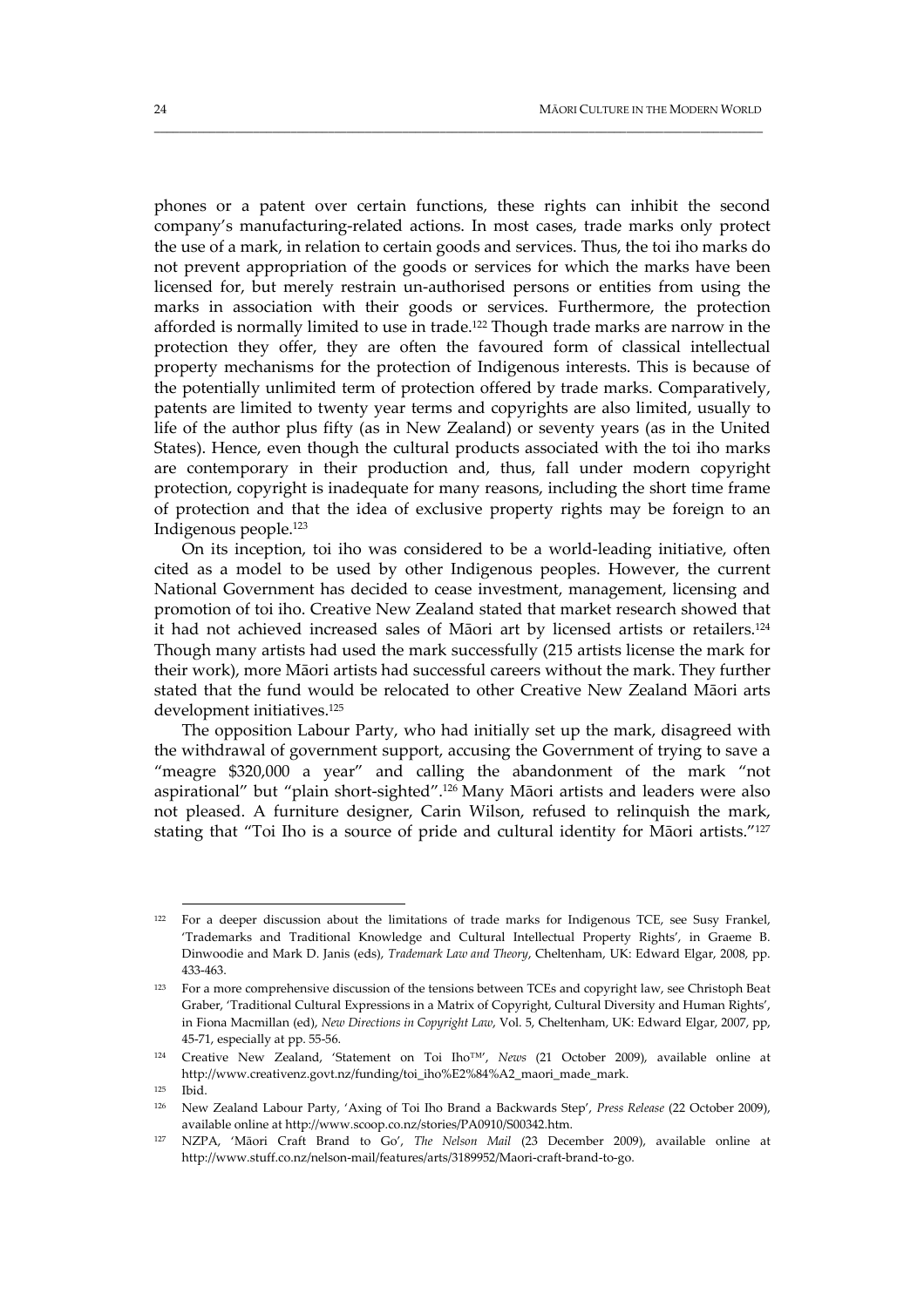phones or a patent over certain functions, these rights can inhibit the second company's manufacturing-related actions. In most cases, trade marks only protect the use of a mark, in relation to certain goods and services. Thus, the toi iho marks do not prevent appropriation of the goods or services for which the marks have been licensed for, but merely restrain un-authorised persons or entities from using the marks in association with their goods or services. Furthermore, the protection afforded is normally limited to use in trade.[122] Though trade marks are narrow in the protection they offer, they are often the favoured form of classical intellectual property mechanisms for the protection of Indigenous interests. This is because of the potentially unlimited term of protection offered by trade marks. Comparatively, patents are limited to twenty year terms and copyrights are also limited, usually to life of the author plus fifty (as in New Zealand) or seventy years (as in the United States). Hence, even though the cultural products associated with the toi iho marks are contemporary in their production and, thus, fall under modern copyright protection, copyright is inadequate for many reasons, including the short time frame of protection and that the idea of exclusive property rights may be foreign to an Indigenous people.[123]

On its inception, toi iho was considered to be a world-leading initiative, often cited as a model to be used by other Indigenous peoples. However, the current National Government has decided to cease investment, management, licensing and promotion of toi iho. Creative New Zealand stated that market research showed that it had not achieved increased sales of Māori art by licensed artists or retailers.[124] Though many artists had used the mark successfully (215 artists license the mark for their work), more Māori artists had successful careers without the mark. They further stated that the fund would be relocated to other Creative New Zealand Māori arts development initiatives.[125]

The opposition Labour Party, who had initially set up the mark, disagreed with the withdrawal of government support, accusing the Government of trying to save a "meagre $320,000 a year" and calling the abandonment of the mark "not aspirational" but "plain short-sighted".[126] Many Māori artists and leaders were also not pleased. A furniture designer, Carin Wilson, refused to relinquish the mark, stating that "Toi Iho is a source of pride and cultural identity for Māori artists."[127]

---

[122] For a deeper discussion about the limitations of trade marks for Indigenous TCE, see Susy Frankel, 'Trademarks and Traditional Knowledge and Cultural Intellectual Property Rights', in Graeme B. Dinwoodie and Mark D. Janis (eds), *Trademark Law and Theory*, Cheltenham, UK: Edward Elgar, 2008, pp. 433-463.

[123] For a more comprehensive discussion of the tensions between TCEs and copyright law, see Christoph Beat Graber, 'Traditional Cultural Expressions in a Matrix of Copyright, Cultural Diversity and Human Rights', in Fiona Macmillan (ed), *New Directions in Copyright Law*, Vol. 5, Cheltenham, UK: Edward Elgar, 2007, pp, 45-71, especially at pp. 55-56.

[124] Creative New Zealand, 'Statement on Toi Iho™', *News* (21 October 2009), available online at http://www.creativenz.govt.nz/funding/toi_iho%E2%84%A2_maori_made_mark.

[125] Ibid.

[126] New Zealand Labour Party, 'Axing of Toi Iho Brand a Backwards Step', *Press Release* (22 October 2009), available online at http://www.scoop.co.nz/stories/PA0910/S00342.htm.

[127] NZPA, 'Māori Craft Brand to Go', *The Nelson Mail* (23 December 2009), available online at http://www.stuff.co.nz/nelson-mail/features/arts/3189952/Maori-craft-brand-to-go.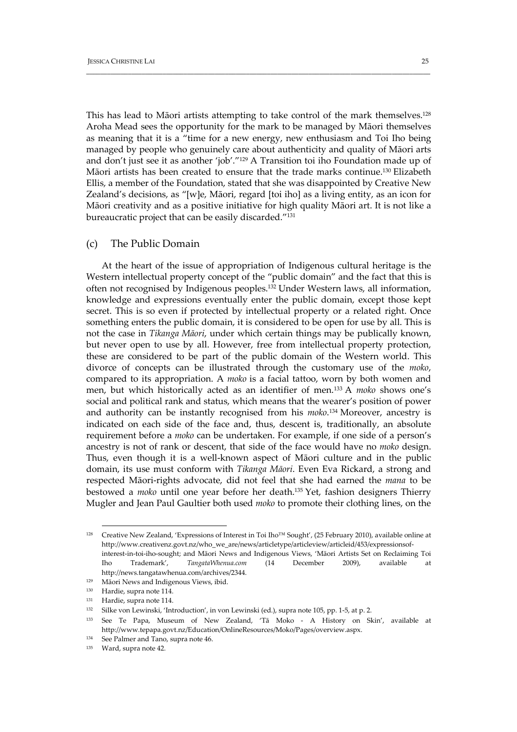This has lead to Māori artists attempting to take control of the mark themselves.[128] Aroha Mead sees the opportunity for the mark to be managed by Māori themselves as meaning that it is a "time for a new energy, new enthusiasm and Toi Iho being managed by people who genuinely care about authenticity and quality of Māori arts and don't just see it as another 'job'."[129] A Transition toi iho Foundation made up of Māori artists has been created to ensure that the trade marks continue.[130] Elizabeth Ellis, a member of the Foundation, stated that she was disappointed by Creative New Zealand's decisions, as "[w]e, Māori, regard [toi iho] as a living entity, as an icon for Māori creativity and as a positive initiative for high quality Māori art. It is not like a bureaucratic project that can be easily discarded."[131]

### (c) The Public Domain

At the heart of the issue of appropriation of Indigenous cultural heritage is the Western intellectual property concept of the "public domain" and the fact that this is often not recognised by Indigenous peoples.[132] Under Western laws, all information, knowledge and expressions eventually enter the public domain, except those kept secret. This is so even if protected by intellectual property or a related right. Once something enters the public domain, it is considered to be open for use by all. This is not the case in *Tikanga Māori*, under which certain things may be publically known, but never open to use by all. However, free from intellectual property protection, these are considered to be part of the public domain of the Western world. This divorce of concepts can be illustrated through the customary use of the *moko*, compared to its appropriation. A *moko* is a facial tattoo, worn by both women and men, but which historically acted as an identifier of men.[133] A *moko* shows one's social and political rank and status, which means that the wearer's position of power and authority can be instantly recognised from his *moko*.[134] Moreover, ancestry is indicated on each side of the face and, thus, descent is, traditionally, an absolute requirement before a *moko* can be undertaken. For example, if one side of a person's ancestry is not of rank or descent, that side of the face would have no *moko* design. Thus, even though it is a well-known aspect of Māori culture and in the public domain, its use must conform with *Tikanga Māori*. Even Eva Rickard, a strong and respected Māori-rights advocate, did not feel that she had earned the *mana* to be bestowed a *moko* until one year before her death.[135] Yet, fashion designers Thierry Mugler and Jean Paul Gaultier both used *moko* to promote their clothing lines, on the

---

[128] Creative New Zealand, 'Expressions of Interest in Toi Iho™ Sought', (25 February 2010), available online at http://www.creativenz.govt.nz/who_we_are/news/articletype/articleview/articleid/453/expressionsof-interest-in-toi-iho-sought; and Māori News and Indigenous Views, 'Māori Artists Set on Reclaiming Toi Iho Trademark', *TangataWhenua.com* (14 December 2009), available at http://news.tangatawhenua.com/archives/2344.

[129] Māori News and Indigenous Views, ibid.

[130] Hardie, supra note 114.

[131] Hardie, supra note 114.

[132] Silke von Lewinski, 'Introduction', in von Lewinski (ed.), supra note 105, pp. 1-5, at p. 2.

[133] See Te Papa, Museum of New Zealand, 'Tā Moko - A History on Skin', available at http://www.tepapa.govt.nz/Education/OnlineResources/Moko/Pages/overview.aspx.

[134] See Palmer and Tano, supra note 46.

[135] Ward, supra note 42.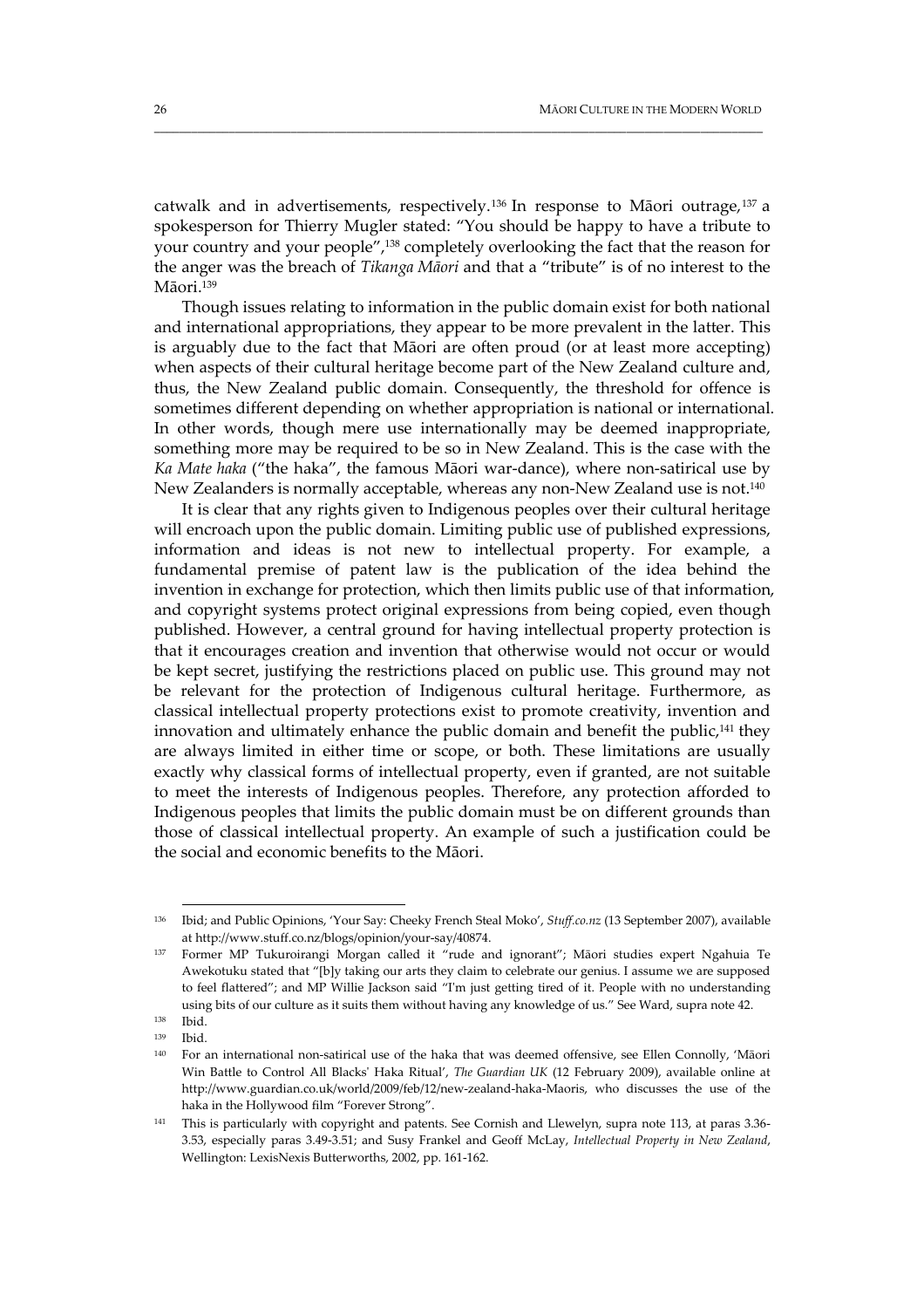catwalk and in advertisements, respectively.[136] In response to Māori outrage,[137] a spokesperson for Thierry Mugler stated: "You should be happy to have a tribute to your country and your people",[138] completely overlooking the fact that the reason for the anger was the breach of *Tikanga Māori* and that a "tribute" is of no interest to the Māori.[139]

Though issues relating to information in the public domain exist for both national and international appropriations, they appear to be more prevalent in the latter. This is arguably due to the fact that Māori are often proud (or at least more accepting) when aspects of their cultural heritage become part of the New Zealand culture and, thus, the New Zealand public domain. Consequently, the threshold for offence is sometimes different depending on whether appropriation is national or international. In other words, though mere use internationally may be deemed inappropriate, something more may be required to be so in New Zealand. This is the case with the *Ka Mate haka* ("the haka", the famous Māori war-dance), where non-satirical use by New Zealanders is normally acceptable, whereas any non-New Zealand use is not.[140]

It is clear that any rights given to Indigenous peoples over their cultural heritage will encroach upon the public domain. Limiting public use of published expressions, information and ideas is not new to intellectual property. For example, a fundamental premise of patent law is the publication of the idea behind the invention in exchange for protection, which then limits public use of that information, and copyright systems protect original expressions from being copied, even though published. However, a central ground for having intellectual property protection is that it encourages creation and invention that otherwise would not occur or would be kept secret, justifying the restrictions placed on public use. This ground may not be relevant for the protection of Indigenous cultural heritage. Furthermore, as classical intellectual property protections exist to promote creativity, invention and innovation and ultimately enhance the public domain and benefit the public,[141] they are always limited in either time or scope, or both. These limitations are usually exactly why classical forms of intellectual property, even if granted, are not suitable to meet the interests of Indigenous peoples. Therefore, any protection afforded to Indigenous peoples that limits the public domain must be on different grounds than those of classical intellectual property. An example of such a justification could be the social and economic benefits to the Māori.

---

[136] Ibid; and Public Opinions, 'Your Say: Cheeky French Steal Moko', *Stuff.co.nz* (13 September 2007), available at http://www.stuff.co.nz/blogs/opinion/your-say/40874.

[137] Former MP Tukuroirangi Morgan called it "rude and ignorant"; Māori studies expert Ngahuia Te Awekotuku stated that "[b]y taking our arts they claim to celebrate our genius. I assume we are supposed to feel flattered"; and MP Willie Jackson said "I'm just getting tired of it. People with no understanding using bits of our culture as it suits them without having any knowledge of us." See Ward, supra note 42.

[138] Ibid.

[139] Ibid.

[140] For an international non-satirical use of the haka that was deemed offensive, see Ellen Connolly, 'Māori Win Battle to Control All Blacks' Haka Ritual', *The Guardian UK* (12 February 2009), available online at http://www.guardian.co.uk/world/2009/feb/12/new-zealand-haka-Maoris, who discusses the use of the haka in the Hollywood film "Forever Strong".

[141] This is particularly with copyright and patents. See Cornish and Llewelyn, supra note 113, at paras 3.36-3.53, especially paras 3.49-3.51; and Susy Frankel and Geoff McLay, *Intellectual Property in New Zealand*, Wellington: LexisNexis Butterworths, 2002, pp. 161-162.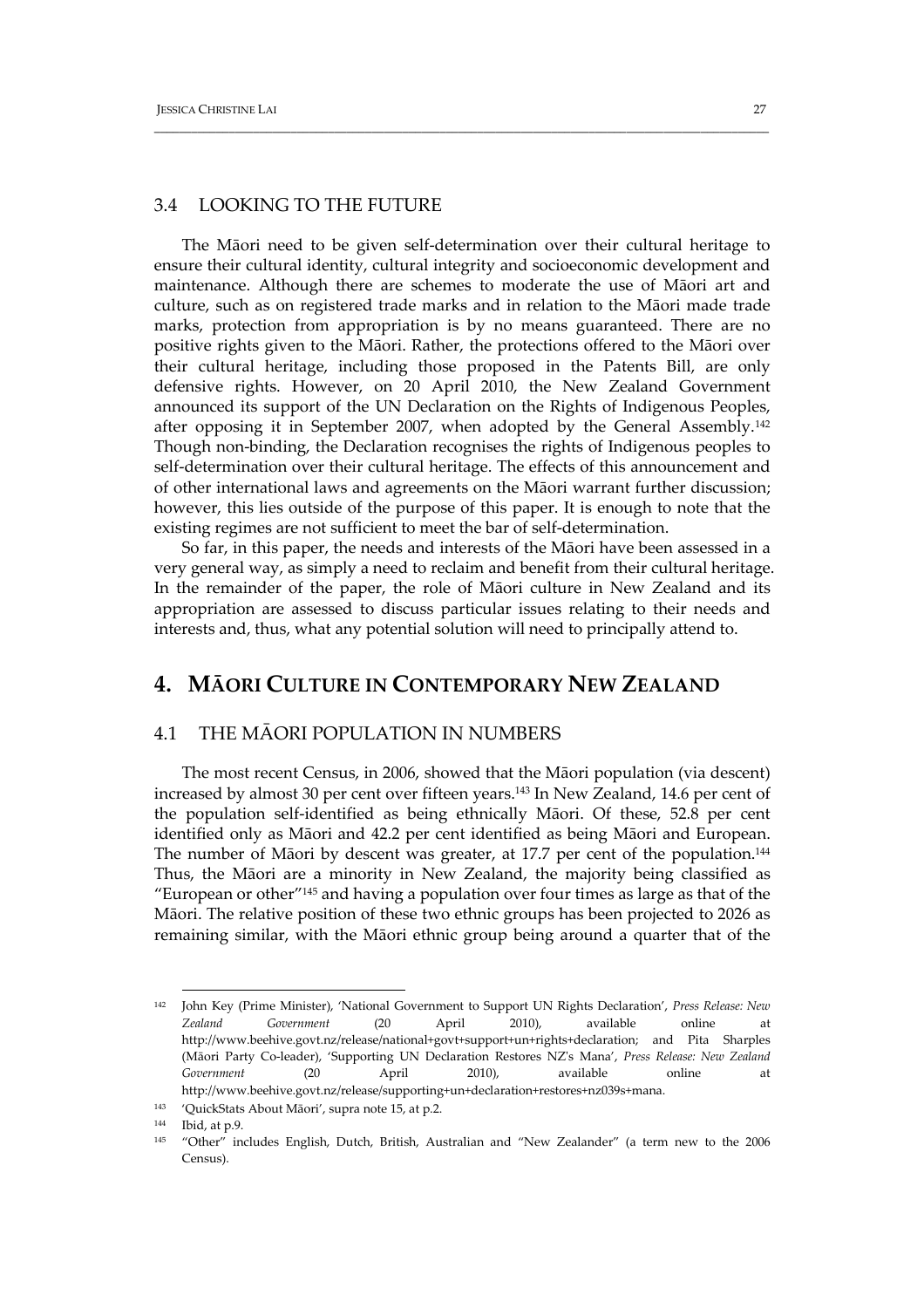### 3.4 LOOKING TO THE FUTURE

The Māori need to be given self-determination over their cultural heritage to ensure their cultural identity, cultural integrity and socioeconomic development and maintenance. Although there are schemes to moderate the use of Māori art and culture, such as on registered trade marks and in relation to the Māori made trade marks, protection from appropriation is by no means guaranteed. There are no positive rights given to the Māori. Rather, the protections offered to the Māori over their cultural heritage, including those proposed in the Patents Bill, are only defensive rights. However, on 20 April 2010, the New Zealand Government announced its support of the UN Declaration on the Rights of Indigenous Peoples, after opposing it in September 2007, when adopted by the General Assembly.[142] Though non-binding, the Declaration recognises the rights of Indigenous peoples to self-determination over their cultural heritage. The effects of this announcement and of other international laws and agreements on the Māori warrant further discussion; however, this lies outside of the purpose of this paper. It is enough to note that the existing regimes are not sufficient to meet the bar of self-determination.

So far, in this paper, the needs and interests of the Māori have been assessed in a very general way, as simply a need to reclaim and benefit from their cultural heritage. In the remainder of the paper, the role of Māori culture in New Zealand and its appropriation are assessed to discuss particular issues relating to their needs and interests and, thus, what any potential solution will need to principally attend to.

## 4. MĀORI CULTURE IN CONTEMPORARY NEW ZEALAND

### 4.1 THE MĀORI POPULATION IN NUMBERS

The most recent Census, in 2006, showed that the Māori population (via descent) increased by almost 30 per cent over fifteen years.[143] In New Zealand, 14.6 per cent of the population self-identified as being ethnically Māori. Of these, 52.8 per cent identified only as Māori and 42.2 per cent identified as being Māori and European. The number of Māori by descent was greater, at 17.7 per cent of the population.[144] Thus, the Māori are a minority in New Zealand, the majority being classified as "European or other"[145] and having a population over four times as large as that of the Māori. The relative position of these two ethnic groups has been projected to 2026 as remaining similar, with the Māori ethnic group being around a quarter that of the

---

[142] John Key (Prime Minister), 'National Government to Support UN Rights Declaration', *Press Release: New Zealand Government* (20 April 2010), available online at http://www.beehive.govt.nz/release/national+govt+support+un+rights+declaration; and Pita Sharples (Māori Party Co-leader), 'Supporting UN Declaration Restores NZ's Mana', *Press Release: New Zealand Government* (20 April 2010), available online at http://www.beehive.govt.nz/release/supporting+un+declaration+restores+nz039s+mana.

[143] 'QuickStats About Māori', supra note 15, at p.2.

[144] Ibid, at p.9.

[145] "Other" includes English, Dutch, British, Australian and "New Zealander" (a term new to the 2006 Census).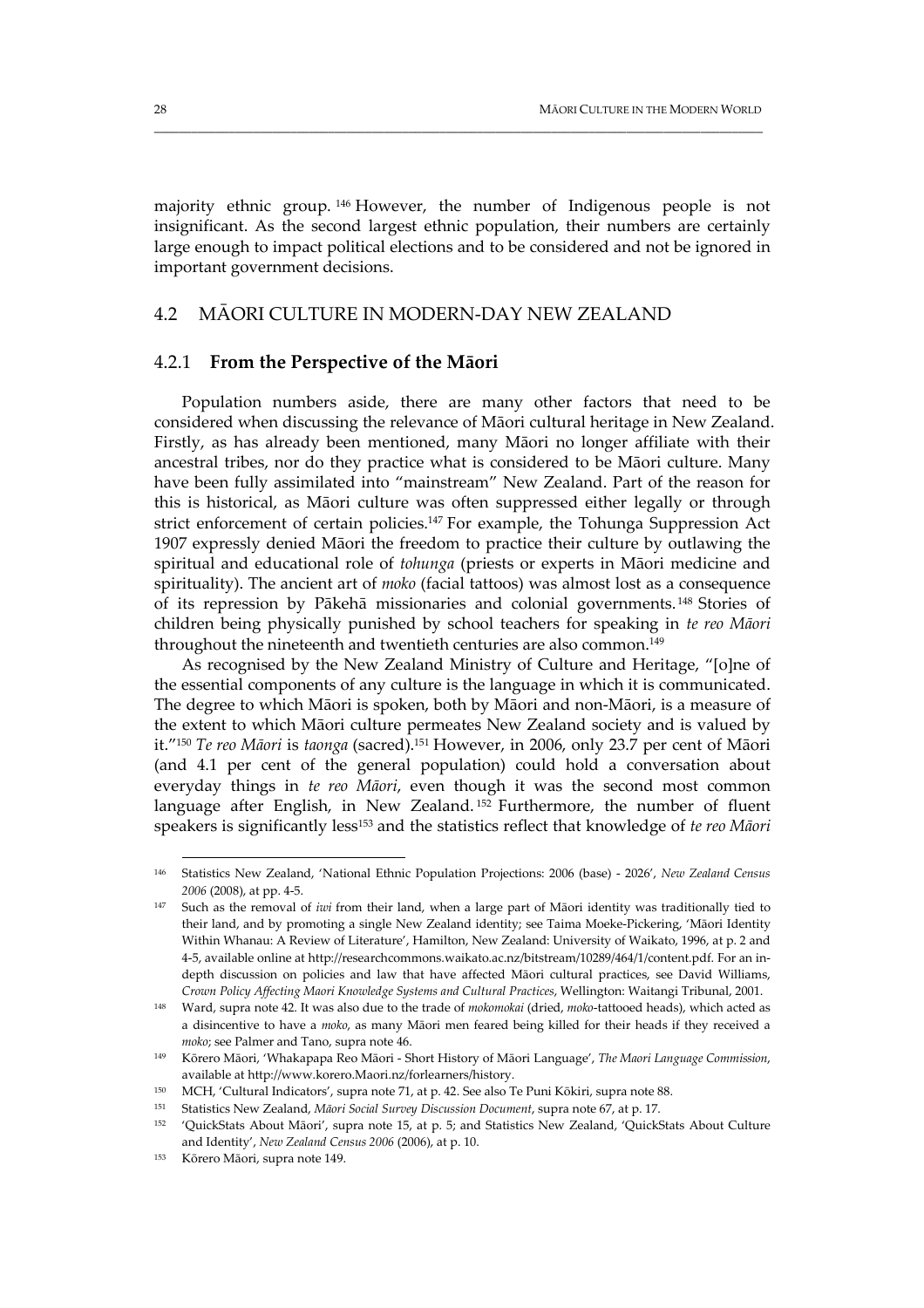majority ethnic group.[146] However, the number of Indigenous people is not insignificant. As the second largest ethnic population, their numbers are certainly large enough to impact political elections and to be considered and not be ignored in important government decisions.

## 4.2 MĀORI CULTURE IN MODERN-DAY NEW ZEALAND

### 4.2.1 **From the Perspective of the Māori**

Population numbers aside, there are many other factors that need to be considered when discussing the relevance of Māori cultural heritage in New Zealand. Firstly, as has already been mentioned, many Māori no longer affiliate with their ancestral tribes, nor do they practice what is considered to be Māori culture. Many have been fully assimilated into "mainstream" New Zealand. Part of the reason for this is historical, as Māori culture was often suppressed either legally or through strict enforcement of certain policies.[147] For example, the Tohunga Suppression Act 1907 expressly denied Māori the freedom to practice their culture by outlawing the spiritual and educational role of *tohunga* (priests or experts in Māori medicine and spirituality). The ancient art of *moko* (facial tattoos) was almost lost as a consequence of its repression by Pākehā missionaries and colonial governments.[148] Stories of children being physically punished by school teachers for speaking in *te reo Māori* throughout the nineteenth and twentieth centuries are also common.[149]

As recognised by the New Zealand Ministry of Culture and Heritage, "[o]ne of the essential components of any culture is the language in which it is communicated. The degree to which Māori is spoken, both by Māori and non-Māori, is a measure of the extent to which Māori culture permeates New Zealand society and is valued by it."[150] *Te reo Māori* is *taonga* (sacred).[151] However, in 2006, only 23.7 per cent of Māori (and 4.1 per cent of the general population) could hold a conversation about everyday things in *te reo Māori*, even though it was the second most common language after English, in New Zealand.[152] Furthermore, the number of fluent speakers is significantly less[153] and the statistics reflect that knowledge of *te reo Māori*

---

[146] Statistics New Zealand, 'National Ethnic Population Projections: 2006 (base) - 2026', *New Zealand Census 2006* (2008), at pp. 4-5.

[147] Such as the removal of *iwi* from their land, when a large part of Māori identity was traditionally tied to their land, and by promoting a single New Zealand identity; see Taima Moeke-Pickering, 'Māori Identity Within Whanau: A Review of Literature', Hamilton, New Zealand: University of Waikato, 1996, at p. 2 and 4-5, available online at http://researchcommons.waikato.ac.nz/bitstream/10289/464/1/content.pdf. For an in-depth discussion on policies and law that have affected Māori cultural practices, see David Williams, *Crown Policy Affecting Maori Knowledge Systems and Cultural Practices*, Wellington: Waitangi Tribunal, 2001.

[148] Ward, supra note 42. It was also due to the trade of *mokomokai* (dried, *moko*-tattooed heads), which acted as a disincentive to have a *moko*, as many Māori men feared being killed for their heads if they received a *moko*; see Palmer and Tano, supra note 46.

[149] Kōrero Māori, 'Whakapapa Reo Māori - Short History of Māori Language', *The Maori Language Commission*, available at http://www.korero.Maori.nz/forlearners/history.

[150] MCH, 'Cultural Indicators', supra note 71, at p. 42. See also Te Puni Kōkiri, supra note 88.

[151] Statistics New Zealand, *Māori Social Survey Discussion Document*, supra note 67, at p. 17.

[152] 'QuickStats About Māori', supra note 15, at p. 5; and Statistics New Zealand, 'QuickStats About Culture and Identity', *New Zealand Census 2006* (2006), at p. 10.

[153] Kōrero Māori, supra note 149.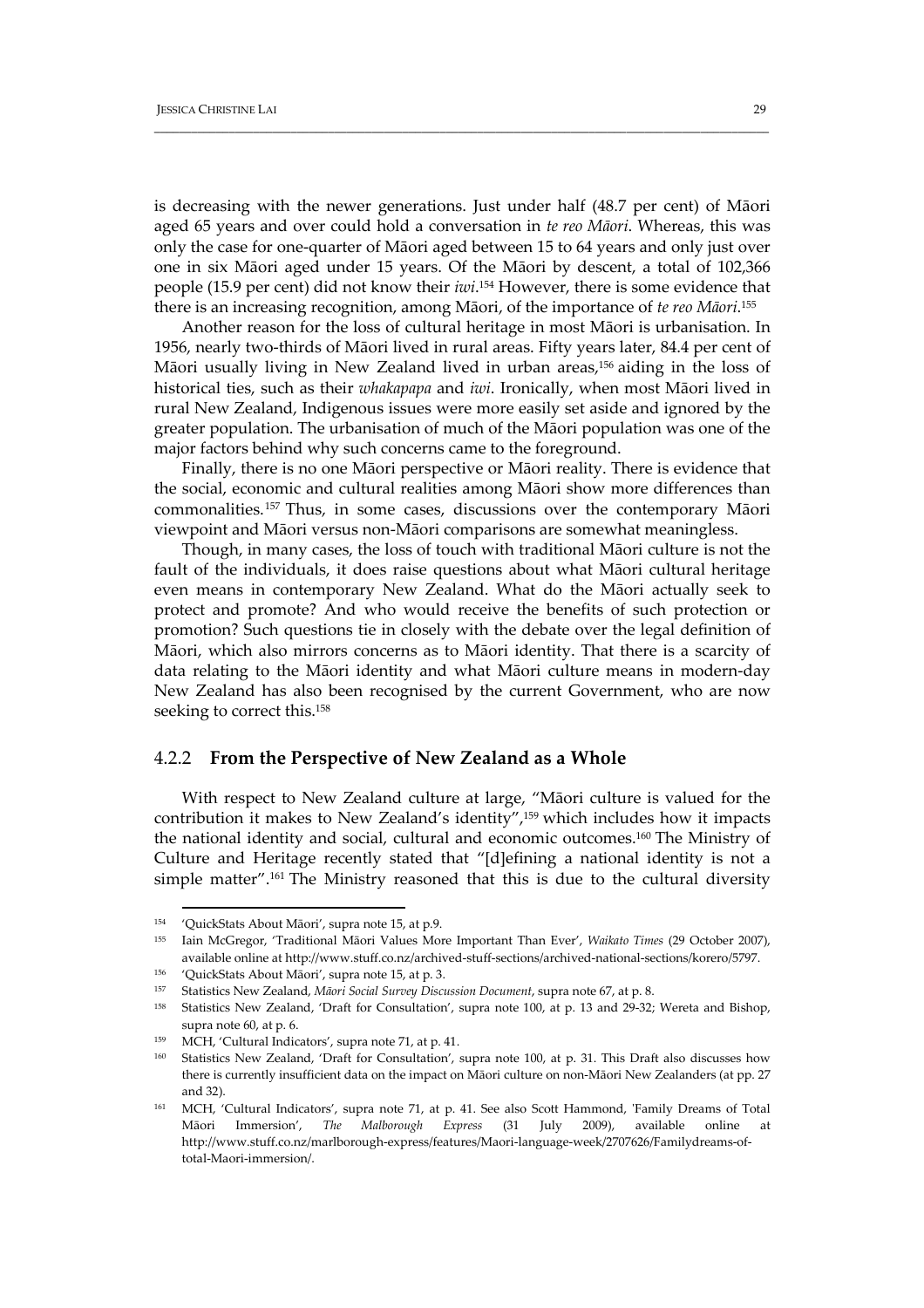is decreasing with the newer generations. Just under half (48.7 per cent) of Māori aged 65 years and over could hold a conversation in *te reo Māori*. Whereas, this was only the case for one-quarter of Māori aged between 15 to 64 years and only just over one in six Māori aged under 15 years. Of the Māori by descent, a total of 102,366 people (15.9 per cent) did not know their *iwi*.[154] However, there is some evidence that there is an increasing recognition, among Māori, of the importance of *te reo Māori*.[155]

Another reason for the loss of cultural heritage in most Māori is urbanisation. In 1956, nearly two-thirds of Māori lived in rural areas. Fifty years later, 84.4 per cent of Māori usually living in New Zealand lived in urban areas,[156] aiding in the loss of historical ties, such as their *whakapapa* and *iwi*. Ironically, when most Māori lived in rural New Zealand, Indigenous issues were more easily set aside and ignored by the greater population. The urbanisation of much of the Māori population was one of the major factors behind why such concerns came to the foreground.

Finally, there is no one Māori perspective or Māori reality. There is evidence that the social, economic and cultural realities among Māori show more differences than commonalities.[157] Thus, in some cases, discussions over the contemporary Māori viewpoint and Māori versus non-Māori comparisons are somewhat meaningless.

Though, in many cases, the loss of touch with traditional Māori culture is not the fault of the individuals, it does raise questions about what Māori cultural heritage even means in contemporary New Zealand. What do the Māori actually seek to protect and promote? And who would receive the benefits of such protection or promotion? Such questions tie in closely with the debate over the legal definition of Māori, which also mirrors concerns as to Māori identity. That there is a scarcity of data relating to the Māori identity and what Māori culture means in modern-day New Zealand has also been recognised by the current Government, who are now seeking to correct this.[158]

### 4.2.2 **From the Perspective of New Zealand as a Whole**

With respect to New Zealand culture at large, "Māori culture is valued for the contribution it makes to New Zealand's identity",[159] which includes how it impacts the national identity and social, cultural and economic outcomes.[160] The Ministry of Culture and Heritage recently stated that "[d]efining a national identity is not a simple matter".[161] The Ministry reasoned that this is due to the cultural diversity

---

[154] 'QuickStats About Māori', supra note 15, at p.9.

[155] Iain McGregor, 'Traditional Māori Values More Important Than Ever', *Waikato Times* (29 October 2007), available online at http://www.stuff.co.nz/archived-stuff-sections/archived-national-sections/korero/5797.

[156] 'QuickStats About Māori', supra note 15, at p. 3.

[157] Statistics New Zealand, *Māori Social Survey Discussion Document*, supra note 67, at p. 8.

[158] Statistics New Zealand, 'Draft for Consultation', supra note 100, at p. 13 and 29-32; Wereta and Bishop, supra note 60, at p. 6.

[159] MCH, 'Cultural Indicators', supra note 71, at p. 41.

[160] Statistics New Zealand, 'Draft for Consultation', supra note 100, at p. 31. This Draft also discusses how there is currently insufficient data on the impact on Māori culture on non-Māori New Zealanders (at pp. 27 and 32).

[161] MCH, 'Cultural Indicators', supra note 71, at p. 41. See also Scott Hammond, 'Family Dreams of Total Māori Immersion', *The Malborough Express* (31 July 2009), available online at http://www.stuff.co.nz/marlborough-express/features/Maori-language-week/2707626/Familydreams-of-total-Maori-immersion/.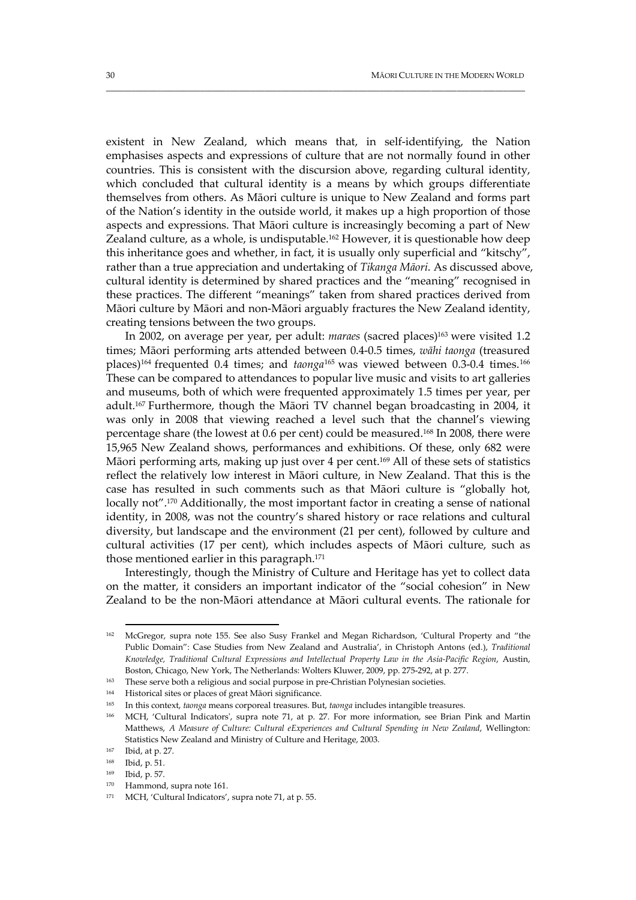existent in New Zealand, which means that, in self-identifying, the Nation emphasises aspects and expressions of culture that are not normally found in other countries. This is consistent with the discursion above, regarding cultural identity, which concluded that cultural identity is a means by which groups differentiate themselves from others. As Māori culture is unique to New Zealand and forms part of the Nation's identity in the outside world, it makes up a high proportion of those aspects and expressions. That Māori culture is increasingly becoming a part of New Zealand culture, as a whole, is undisputable.[162] However, it is questionable how deep this inheritance goes and whether, in fact, it is usually only superficial and "kitschy", rather than a true appreciation and undertaking of *Tikanga Māori*. As discussed above, cultural identity is determined by shared practices and the "meaning" recognised in these practices. The different "meanings" taken from shared practices derived from Māori culture by Māori and non-Māori arguably fractures the New Zealand identity, creating tensions between the two groups.

In 2002, on average per year, per adult: *maraes* (sacred places)[163] were visited 1.2 times; Māori performing arts attended between 0.4-0.5 times, *wāhi taonga* (treasured places)[164] frequented 0.4 times; and *taonga*[165] was viewed between 0.3-0.4 times.[166] These can be compared to attendances to popular live music and visits to art galleries and museums, both of which were frequented approximately 1.5 times per year, per adult.[167] Furthermore, though the Māori TV channel began broadcasting in 2004, it was only in 2008 that viewing reached a level such that the channel's viewing percentage share (the lowest at 0.6 per cent) could be measured.[168] In 2008, there were 15,965 New Zealand shows, performances and exhibitions. Of these, only 682 were Māori performing arts, making up just over 4 per cent.[169] All of these sets of statistics reflect the relatively low interest in Māori culture, in New Zealand. That this is the case has resulted in such comments such as that Māori culture is "globally hot, locally not".[170] Additionally, the most important factor in creating a sense of national identity, in 2008, was not the country's shared history or race relations and cultural diversity, but landscape and the environment (21 per cent), followed by culture and cultural activities (17 per cent), which includes aspects of Māori culture, such as those mentioned earlier in this paragraph.[171]

Interestingly, though the Ministry of Culture and Heritage has yet to collect data on the matter, it considers an important indicator of the "social cohesion" in New Zealand to be the non-Māori attendance at Māori cultural events. The rationale for

---

[162] McGregor, supra note 155. See also Susy Frankel and Megan Richardson, 'Cultural Property and "the Public Domain": Case Studies from New Zealand and Australia', in Christoph Antons (ed.), *Traditional Knowledge, Traditional Cultural Expressions and Intellectual Property Law in the Asia-Pacific Region*, Austin, Boston, Chicago, New York, The Netherlands: Wolters Kluwer, 2009, pp. 275-292, at p. 277.

[163] These serve both a religious and social purpose in pre-Christian Polynesian societies.

[164] Historical sites or places of great Māori significance.

[165] In this context, *taonga* means corporeal treasures. But, *taonga* includes intangible treasures.

[166] MCH, 'Cultural Indicators', supra note 71, at p. 27. For more information, see Brian Pink and Martin Matthews, *A Measure of Culture: Cultural eExperiences and Cultural Spending in New Zealand*, Wellington: Statistics New Zealand and Ministry of Culture and Heritage, 2003.

[167] Ibid, at p. 27.

[168] Ibid, p. 51.

[169] Ibid, p. 57.

[170] Hammond, supra note 161.

[171] MCH, 'Cultural Indicators', supra note 71, at p. 55.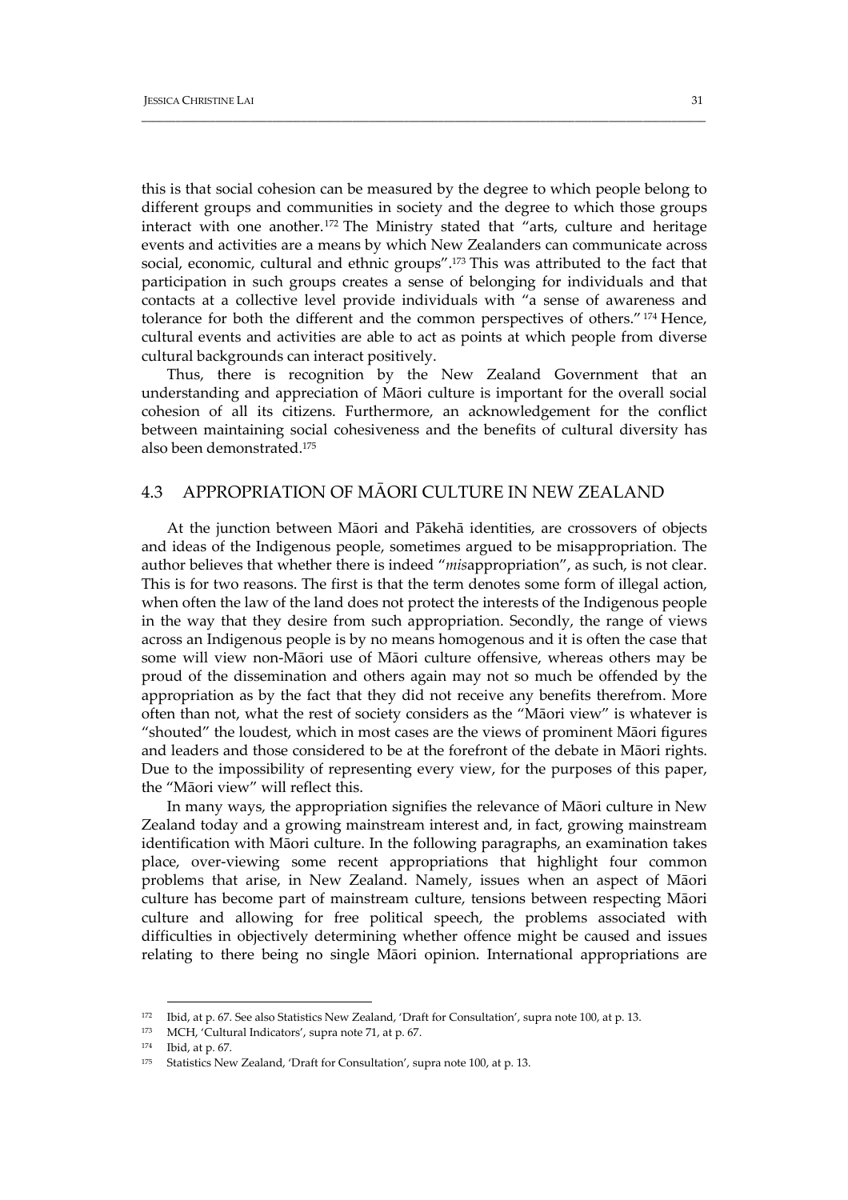this is that social cohesion can be measured by the degree to which people belong to different groups and communities in society and the degree to which those groups interact with one another.[172] The Ministry stated that "arts, culture and heritage events and activities are a means by which New Zealanders can communicate across social, economic, cultural and ethnic groups".[173] This was attributed to the fact that participation in such groups creates a sense of belonging for individuals and that contacts at a collective level provide individuals with "a sense of awareness and tolerance for both the different and the common perspectives of others."[174] Hence, cultural events and activities are able to act as points at which people from diverse cultural backgrounds can interact positively.

Thus, there is recognition by the New Zealand Government that an understanding and appreciation of Māori culture is important for the overall social cohesion of all its citizens. Furthermore, an acknowledgement for the conflict between maintaining social cohesiveness and the benefits of cultural diversity has also been demonstrated.[175]

## 4.3 APPROPRIATION OF MĀORI CULTURE IN NEW ZEALAND

At the junction between Māori and Pākehā identities, are crossovers of objects and ideas of the Indigenous people, sometimes argued to be misappropriation. The author believes that whether there is indeed "*mis*appropriation", as such, is not clear. This is for two reasons. The first is that the term denotes some form of illegal action, when often the law of the land does not protect the interests of the Indigenous people in the way that they desire from such appropriation. Secondly, the range of views across an Indigenous people is by no means homogenous and it is often the case that some will view non-Māori use of Māori culture offensive, whereas others may be proud of the dissemination and others again may not so much be offended by the appropriation as by the fact that they did not receive any benefits therefrom. More often than not, what the rest of society considers as the "Māori view" is whatever is "shouted" the loudest, which in most cases are the views of prominent Māori figures and leaders and those considered to be at the forefront of the debate in Māori rights. Due to the impossibility of representing every view, for the purposes of this paper, the "Māori view" will reflect this.

In many ways, the appropriation signifies the relevance of Māori culture in New Zealand today and a growing mainstream interest and, in fact, growing mainstream identification with Māori culture. In the following paragraphs, an examination takes place, over-viewing some recent appropriations that highlight four common problems that arise, in New Zealand. Namely, issues when an aspect of Māori culture has become part of mainstream culture, tensions between respecting Māori culture and allowing for free political speech, the problems associated with difficulties in objectively determining whether offence might be caused and issues relating to there being no single Māori opinion. International appropriations are

---

[172] Ibid, at p. 67. See also Statistics New Zealand, 'Draft for Consultation', supra note 100, at p. 13.

[173] MCH, 'Cultural Indicators', supra note 71, at p. 67.

[174] Ibid, at p. 67.

[175] Statistics New Zealand, 'Draft for Consultation', supra note 100, at p. 13.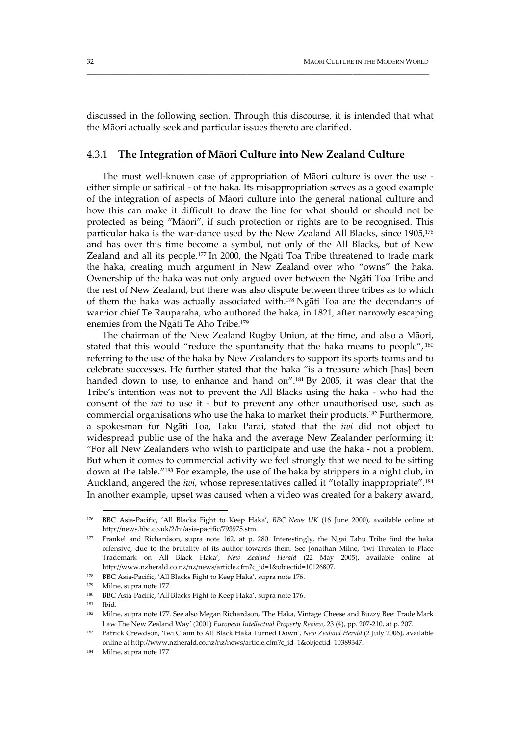discussed in the following section. Through this discourse, it is intended that what the Māori actually seek and particular issues thereto are clarified.

### 4.3.1 **The Integration of Māori Culture into New Zealand Culture**

The most well-known case of appropriation of Māori culture is over the use - either simple or satirical - of the haka. Its misappropriation serves as a good example of the integration of aspects of Māori culture into the general national culture and how this can make it difficult to draw the line for what should or should not be protected as being "Māori", if such protection or rights are to be recognised. This particular haka is the war-dance used by the New Zealand All Blacks, since 1905,[176] and has over this time become a symbol, not only of the All Blacks, but of New Zealand and all its people.[177] In 2000, the Ngāti Toa Tribe threatened to trade mark the haka, creating much argument in New Zealand over who "owns" the haka. Ownership of the haka was not only argued over between the Ngāti Toa Tribe and the rest of New Zealand, but there was also dispute between three tribes as to which of them the haka was actually associated with.[178] Ngāti Toa are the decendants of warrior chief Te Rauparaha, who authored the haka, in 1821, after narrowly escaping enemies from the Ngāti Te Aho Tribe.[179]

The chairman of the New Zealand Rugby Union, at the time, and also a Māori, stated that this would "reduce the spontaneity that the haka means to people",[180] referring to the use of the haka by New Zealanders to support its sports teams and to celebrate successes. He further stated that the haka "is a treasure which [has] been handed down to use, to enhance and hand on".[181] By 2005, it was clear that the Tribe's intention was not to prevent the All Blacks using the haka - who had the consent of the *iwi* to use it - but to prevent any other unauthorised use, such as commercial organisations who use the haka to market their products.[182] Furthermore, a spokesman for Ngāti Toa, Taku Parai, stated that the *iwi* did not object to widespread public use of the haka and the average New Zealander performing it: "For all New Zealanders who wish to participate and use the haka - not a problem. But when it comes to commercial activity we feel strongly that we need to be sitting down at the table."[183] For example, the use of the haka by strippers in a night club, in Auckland, angered the *iwi*, whose representatives called it "totally inappropriate".[184] In another example, upset was caused when a video was created for a bakery award,

---

[176] BBC Asia-Pacific, 'All Blacks Fight to Keep Haka', *BBC News UK* (16 June 2000), available online at http://news.bbc.co.uk/2/hi/asia-pacific/793975.stm.

[177] Frankel and Richardson, supra note 162, at p. 280. Interestingly, the Ngai Tahu Tribe find the haka offensive, due to the brutality of its author towards them. See Jonathan Milne, 'Iwi Threaten to Place Trademark on All Black Haka', *New Zealand Herald* (22 May 2005), available online at http://www.nzherald.co.nz/nz/news/article.cfm?c_id=1&objectid=10126807.

[178] BBC Asia-Pacific, 'All Blacks Fight to Keep Haka', supra note 176.

[179] Milne, supra note 177.

[180] BBC Asia-Pacific, 'All Blacks Fight to Keep Haka', supra note 176.

[181] Ibid.

[182] Milne, supra note 177. See also Megan Richardson, 'The Haka, Vintage Cheese and Buzzy Bee: Trade Mark Law The New Zealand Way' (2001) *European Intellectual Property Review*, 23 (4), pp. 207-210, at p. 207.

[183] Patrick Crewdson, 'Iwi Claim to All Black Haka Turned Down', *New Zealand Herald* (2 July 2006), available online at http://www.nzherald.co.nz/nz/news/article.cfm?c_id=1&objectid=10389347.

[184] Milne, supra note 177.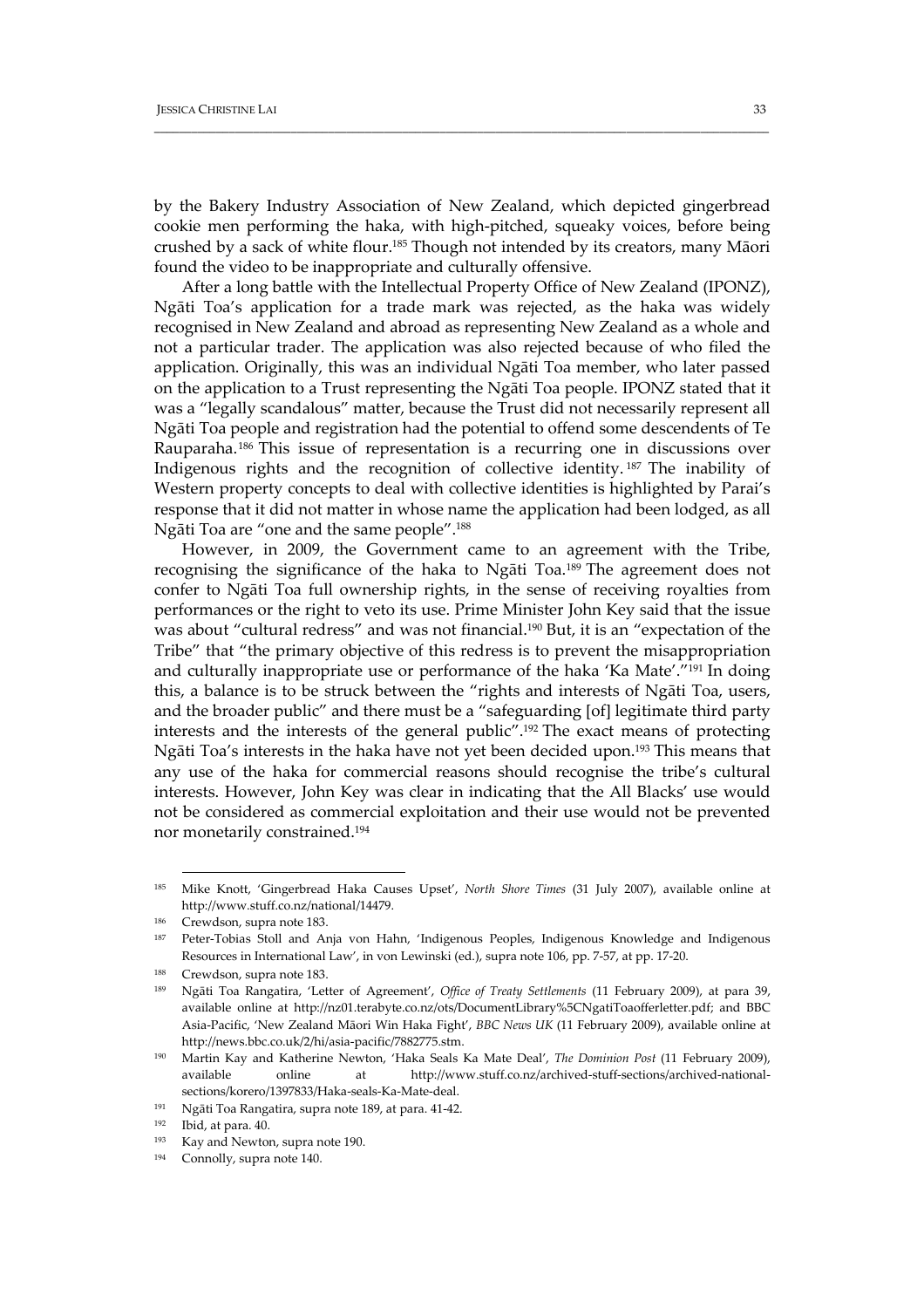by the Bakery Industry Association of New Zealand, which depicted gingerbread cookie men performing the haka, with high-pitched, squeaky voices, before being crushed by a sack of white flour.[185] Though not intended by its creators, many Māori found the video to be inappropriate and culturally offensive.

After a long battle with the Intellectual Property Office of New Zealand (IPONZ), Ngāti Toa's application for a trade mark was rejected, as the haka was widely recognised in New Zealand and abroad as representing New Zealand as a whole and not a particular trader. The application was also rejected because of who filed the application. Originally, this was an individual Ngāti Toa member, who later passed on the application to a Trust representing the Ngāti Toa people. IPONZ stated that it was a "legally scandalous" matter, because the Trust did not necessarily represent all Ngāti Toa people and registration had the potential to offend some descendents of Te Rauparaha.[186] This issue of representation is a recurring one in discussions over Indigenous rights and the recognition of collective identity.[187] The inability of Western property concepts to deal with collective identities is highlighted by Parai's response that it did not matter in whose name the application had been lodged, as all Ngāti Toa are "one and the same people".[188]

However, in 2009, the Government came to an agreement with the Tribe, recognising the significance of the haka to Ngāti Toa.[189] The agreement does not confer to Ngāti Toa full ownership rights, in the sense of receiving royalties from performances or the right to veto its use. Prime Minister John Key said that the issue was about "cultural redress" and was not financial.[190] But, it is an "expectation of the Tribe" that "the primary objective of this redress is to prevent the misappropriation and culturally inappropriate use or performance of the haka 'Ka Mate'."[191] In doing this, a balance is to be struck between the "rights and interests of Ngāti Toa, users, and the broader public" and there must be a "safeguarding [of] legitimate third party interests and the interests of the general public".[192] The exact means of protecting Ngāti Toa's interests in the haka have not yet been decided upon.[193] This means that any use of the haka for commercial reasons should recognise the tribe's cultural interests. However, John Key was clear in indicating that the All Blacks' use would not be considered as commercial exploitation and their use would not be prevented nor monetarily constrained.[194]

---

[185] Mike Knott, 'Gingerbread Haka Causes Upset', *North Shore Times* (31 July 2007), available online at http://www.stuff.co.nz/national/14479.

[186] Crewdson, supra note 183.

[187] Peter-Tobias Stoll and Anja von Hahn, 'Indigenous Peoples, Indigenous Knowledge and Indigenous Resources in International Law', in von Lewinski (ed.), supra note 106, pp. 7-57, at pp. 17-20.

[188] Crewdson, supra note 183.

[189] Ngāti Toa Rangatira, 'Letter of Agreement', *Office of Treaty Settlements* (11 February 2009), at para 39, available online at http://nz01.terabyte.co.nz/ots/DocumentLibrary%5CNgatiToaofferletter.pdf; and BBC Asia-Pacific, 'New Zealand Māori Win Haka Fight', *BBC News UK* (11 February 2009), available online at http://news.bbc.co.uk/2/hi/asia-pacific/7882775.stm.

[190] Martin Kay and Katherine Newton, 'Haka Seals Ka Mate Deal', *The Dominion Post* (11 February 2009), available online at http://www.stuff.co.nz/archived-stuff-sections/archived-national-sections/korero/1397833/Haka-seals-Ka-Mate-deal.

[191] Ngāti Toa Rangatira, supra note 189, at para. 41-42.

[192] Ibid, at para. 40.

[193] Kay and Newton, supra note 190.

[194] Connolly, supra note 140.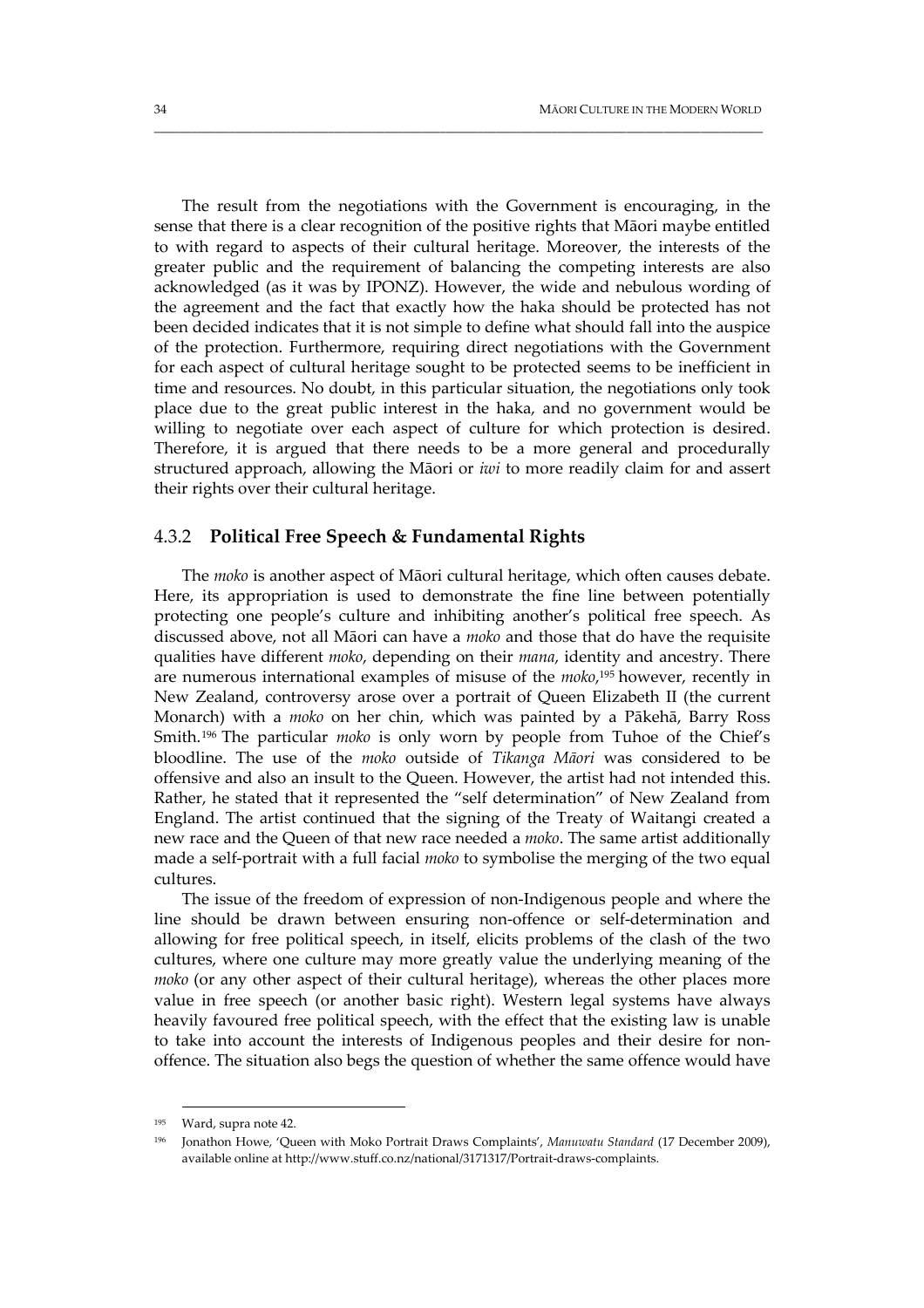The result from the negotiations with the Government is encouraging, in the sense that there is a clear recognition of the positive rights that Māori maybe entitled to with regard to aspects of their cultural heritage. Moreover, the interests of the greater public and the requirement of balancing the competing interests are also acknowledged (as it was by IPONZ). However, the wide and nebulous wording of the agreement and the fact that exactly how the haka should be protected has not been decided indicates that it is not simple to define what should fall into the auspice of the protection. Furthermore, requiring direct negotiations with the Government for each aspect of cultural heritage sought to be protected seems to be inefficient in time and resources. No doubt, in this particular situation, the negotiations only took place due to the great public interest in the haka, and no government would be willing to negotiate over each aspect of culture for which protection is desired. Therefore, it is argued that there needs to be a more general and procedurally structured approach, allowing the Māori or *iwi* to more readily claim for and assert their rights over their cultural heritage.

### 4.3.2 **Political Free Speech & Fundamental Rights**

The *moko* is another aspect of Māori cultural heritage, which often causes debate. Here, its appropriation is used to demonstrate the fine line between potentially protecting one people's culture and inhibiting another's political free speech. As discussed above, not all Māori can have a *moko* and those that do have the requisite qualities have different *moko*, depending on their *mana*, identity and ancestry. There are numerous international examples of misuse of the *moko*,[195] however, recently in New Zealand, controversy arose over a portrait of Queen Elizabeth II (the current Monarch) with a *moko* on her chin, which was painted by a Pākehā, Barry Ross Smith.[196] The particular *moko* is only worn by people from Tuhoe of the Chief's bloodline. The use of the *moko* outside of *Tikanga Māori* was considered to be offensive and also an insult to the Queen. However, the artist had not intended this. Rather, he stated that it represented the "self determination" of New Zealand from England. The artist continued that the signing of the Treaty of Waitangi created a new race and the Queen of that new race needed a *moko*. The same artist additionally made a self-portrait with a full facial *moko* to symbolise the merging of the two equal cultures.

The issue of the freedom of expression of non-Indigenous people and where the line should be drawn between ensuring non-offence or self-determination and allowing for free political speech, in itself, elicits problems of the clash of the two cultures, where one culture may more greatly value the underlying meaning of the *moko* (or any other aspect of their cultural heritage), whereas the other places more value in free speech (or another basic right). Western legal systems have always heavily favoured free political speech, with the effect that the existing law is unable to take into account the interests of Indigenous peoples and their desire for non-offence. The situation also begs the question of whether the same offence would have

---

[195] Ward, supra note 42.

[196] Jonathon Howe, 'Queen with Moko Portrait Draws Complaints', *Manuwatu Standard* (17 December 2009), available online at http://www.stuff.co.nz/national/3171317/Portrait-draws-complaints.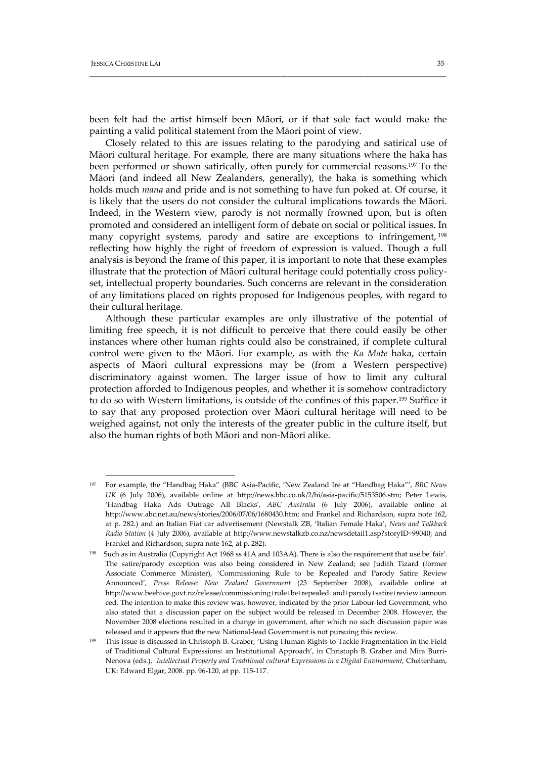been felt had the artist himself been Māori, or if that sole fact would make the painting a valid political statement from the Māori point of view.

Closely related to this are issues relating to the parodying and satirical use of Māori cultural heritage. For example, there are many situations where the haka has been performed or shown satirically, often purely for commercial reasons.[197] To the Māori (and indeed all New Zealanders, generally), the haka is something which holds much *mana* and pride and is not something to have fun poked at. Of course, it is likely that the users do not consider the cultural implications towards the Māori. Indeed, in the Western view, parody is not normally frowned upon, but is often promoted and considered an intelligent form of debate on social or political issues. In many copyright systems, parody and satire are exceptions to infringement,[198] reflecting how highly the right of freedom of expression is valued. Though a full analysis is beyond the frame of this paper, it is important to note that these examples illustrate that the protection of Māori cultural heritage could potentially cross policy-set, intellectual property boundaries. Such concerns are relevant in the consideration of any limitations placed on rights proposed for Indigenous peoples, with regard to their cultural heritage.

Although these particular examples are only illustrative of the potential of limiting free speech, it is not difficult to perceive that there could easily be other instances where other human rights could also be constrained, if complete cultural control were given to the Māori. For example, as with the *Ka Mate* haka, certain aspects of Māori cultural expressions may be (from a Western perspective) discriminatory against women. The larger issue of how to limit any cultural protection afforded to Indigenous peoples, and whether it is somehow contradictory to do so with Western limitations, is outside of the confines of this paper.[199] Suffice it to say that any proposed protection over Māori cultural heritage will need to be weighed against, not only the interests of the greater public in the culture itself, but also the human rights of both Māori and non-Māori alike.

---

[197] For example, the "Handbag Haka" (BBC Asia-Pacific, 'New Zealand Ire at "Handbag Haka"', *BBC News UK* (6 July 2006), available online at http://news.bbc.co.uk/2/hi/asia-pacific/5153506.stm; Peter Lewis, 'Handbag Haka Ads Outrage All Blacks', *ABC Australia* (6 July 2006), available online at http://www.abc.net.au/news/stories/2006/07/06/1680430.htm; and Frankel and Richardson, supra note 162, at p. 282.) and an Italian Fiat car advertisement (Newstalk ZB, 'Italian Female Haka', *News and Talkback Radio Station* (4 July 2006), available at http://www.newstalkzb.co.nz/newsdetail1.asp?storyID=99040; and Frankel and Richardson, supra note 162, at p. 282).

[198] Such as in Australia (Copyright Act 1968 ss 41A and 103AA). There is also the requirement that use be 'fair'. The satire/parody exception was also being considered in New Zealand; see Judith Tizard (former Associate Commerce Minister), 'Commissioning Rule to be Repealed and Parody Satire Review Announced', *Press Release: New Zealand Government* (23 September 2008), available online at http://www.beehive.govt.nz/release/commissioning+rule+be+repealed+and+parody+satire+review+announced. The intention to make this review was, however, indicated by the prior Labour-led Government, who also stated that a discussion paper on the subject would be released in December 2008. However, the November 2008 elections resulted in a change in government, after which no such discussion paper was released and it appears that the new National-lead Government is not pursuing this review.

[199] This issue is discussed in Christoph B. Graber, 'Using Human Rights to Tackle Fragmentation in the Field of Traditional Cultural Expressions: an Institutional Approach', in Christoph B. Graber and Mira Burri-Nenova (eds.), *Intellectual Property and Traditional cultural Expressions in a Digital Environment*, Cheltenham, UK: Edward Elgar, 2008. pp. 96-120, at pp. 115-117.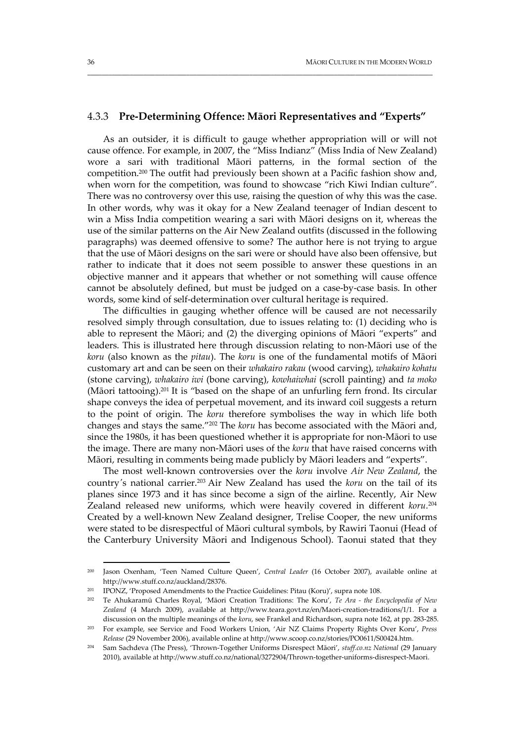### 4.3.3 **Pre-Determining Offence: Māori Representatives and "Experts"**

As an outsider, it is difficult to gauge whether appropriation will or will not cause offence. For example, in 2007, the "Miss Indianz" (Miss India of New Zealand) wore a sari with traditional Māori patterns, in the formal section of the competition.[200] The outfit had previously been shown at a Pacific fashion show and, when worn for the competition, was found to showcase "rich Kiwi Indian culture". There was no controversy over this use, raising the question of why this was the case. In other words, why was it okay for a New Zealand teenager of Indian descent to win a Miss India competition wearing a sari with Māori designs on it, whereas the use of the similar patterns on the Air New Zealand outfits (discussed in the following paragraphs) was deemed offensive to some? The author here is not trying to argue that the use of Māori designs on the sari were or should have also been offensive, but rather to indicate that it does not seem possible to answer these questions in an objective manner and it appears that whether or not something will cause offence cannot be absolutely defined, but must be judged on a case-by-case basis. In other words, some kind of self-determination over cultural heritage is required.

The difficulties in gauging whether offence will be caused are not necessarily resolved simply through consultation, due to issues relating to: (1) deciding who is able to represent the Māori; and (2) the diverging opinions of Māori "experts" and leaders. This is illustrated here through discussion relating to non-Māori use of the *koru* (also known as the *pitau*). The *koru* is one of the fundamental motifs of Māori customary art and can be seen on their *whakairo rakau* (wood carving), *whakairo kohatu* (stone carving), *whakairo iwi* (bone carving), *kowhaiwhai* (scroll painting) and *ta moko* (Māori tattooing).[201] It is "based on the shape of an unfurling fern frond. Its circular shape conveys the idea of perpetual movement, and its inward coil suggests a return to the point of origin. The *koru* therefore symbolises the way in which life both changes and stays the same."[202] The *koru* has become associated with the Māori and, since the 1980s, it has been questioned whether it is appropriate for non-Māori to use the image. There are many non-Māori uses of the *koru* that have raised concerns with Māori, resulting in comments being made publicly by Māori leaders and "experts".

The most well-known controversies over the *koru* involve *Air New Zealand*, the country's national carrier.[203] Air New Zealand has used the *koru* on the tail of its planes since 1973 and it has since become a sign of the airline. Recently, Air New Zealand released new uniforms, which were heavily covered in different *koru*.[204] Created by a well-known New Zealand designer, Trelise Cooper, the new uniforms were stated to be disrespectful of Māori cultural symbols, by Rawiri Taonui (Head of the Canterbury University Māori and Indigenous School). Taonui stated that they

---

[200] Jason Oxenham, 'Teen Named Culture Queen', *Central Leader* (16 October 2007), available online at http://www.stuff.co.nz/auckland/28376.

[201] IPONZ, 'Proposed Amendments to the Practice Guidelines: Pitau (Koru)', supra note 108.

[202] Te Ahukaramū Charles Royal, 'Māori Creation Traditions: The Koru', *Te Ara - the Encyclopedia of New Zealand* (4 March 2009), available at http://www.teara.govt.nz/en/Maori-creation-traditions/1/1. For a discussion on the multiple meanings of the *koru*, see Frankel and Richardson, supra note 162, at pp. 283-285.

[203] For example, see Service and Food Workers Union, 'Air NZ Claims Property Rights Over Koru', *Press Release* (29 November 2006), available online at http://www.scoop.co.nz/stories/PO0611/S00424.htm.

[204] Sam Sachdeva (The Press), 'Thrown-Together Uniforms Disrespect Māori', *stuff.co.nz National* (29 January 2010), available at http://www.stuff.co.nz/national/3272904/Thrown-together-uniforms-disrespect-Maori.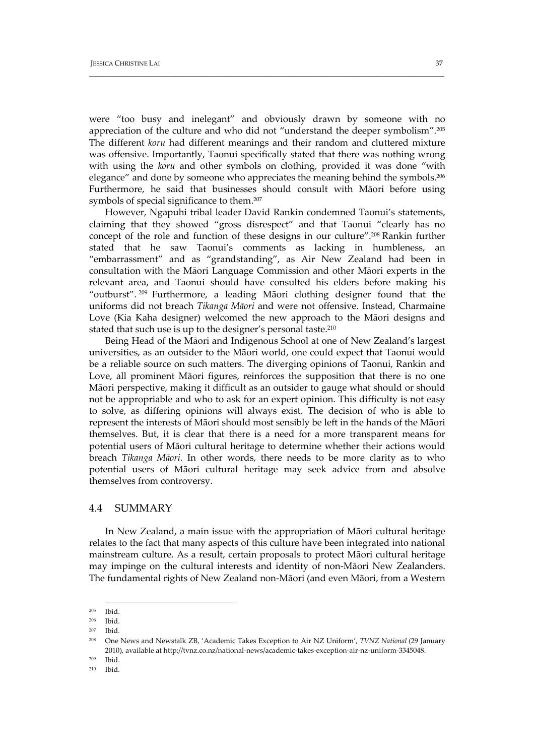were "too busy and inelegant" and obviously drawn by someone with no appreciation of the culture and who did not "understand the deeper symbolism".[205] The different *koru* had different meanings and their random and cluttered mixture was offensive. Importantly, Taonui specifically stated that there was nothing wrong with using the *koru* and other symbols on clothing, provided it was done "with elegance" and done by someone who appreciates the meaning behind the symbols.[206] Furthermore, he said that businesses should consult with Māori before using symbols of special significance to them.[207]

However, Ngapuhi tribal leader David Rankin condemned Taonui's statements, claiming that they showed "gross disrespect" and that Taonui "clearly has no concept of the role and function of these designs in our culture".[208] Rankin further stated that he saw Taonui's comments as lacking in humbleness, an "embarrassment" and as "grandstanding", as Air New Zealand had been in consultation with the Māori Language Commission and other Māori experts in the relevant area, and Taonui should have consulted his elders before making his "outburst".[209] Furthermore, a leading Māori clothing designer found that the uniforms did not breach *Tikanga Māori* and were not offensive. Instead, Charmaine Love (Kia Kaha designer) welcomed the new approach to the Māori designs and stated that such use is up to the designer's personal taste.[210]

Being Head of the Māori and Indigenous School at one of New Zealand's largest universities, as an outsider to the Māori world, one could expect that Taonui would be a reliable source on such matters. The diverging opinions of Taonui, Rankin and Love, all prominent Māori figures, reinforces the supposition that there is no one Māori perspective, making it difficult as an outsider to gauge what should or should not be appropriable and who to ask for an expert opinion. This difficulty is not easy to solve, as differing opinions will always exist. The decision of who is able to represent the interests of Māori should most sensibly be left in the hands of the Māori themselves. But, it is clear that there is a need for a more transparent means for potential users of Māori cultural heritage to determine whether their actions would breach *Tikanga Māori*. In other words, there needs to be more clarity as to who potential users of Māori cultural heritage may seek advice from and absolve themselves from controversy.

## 4.4 SUMMARY

In New Zealand, a main issue with the appropriation of Māori cultural heritage relates to the fact that many aspects of this culture have been integrated into national mainstream culture. As a result, certain proposals to protect Māori cultural heritage may impinge on the cultural interests and identity of non-Māori New Zealanders. The fundamental rights of New Zealand non-Māori (and even Māori, from a Western

---

[205] Ibid.

[206] Ibid.

[207] Ibid.

[208] One News and Newstalk ZB, 'Academic Takes Exception to Air NZ Uniform', *TVNZ National* (29 January 2010), available at http://tvnz.co.nz/national-news/academic-takes-exception-air-nz-uniform-3345048.

[209] Ibid.

[210] Ibid.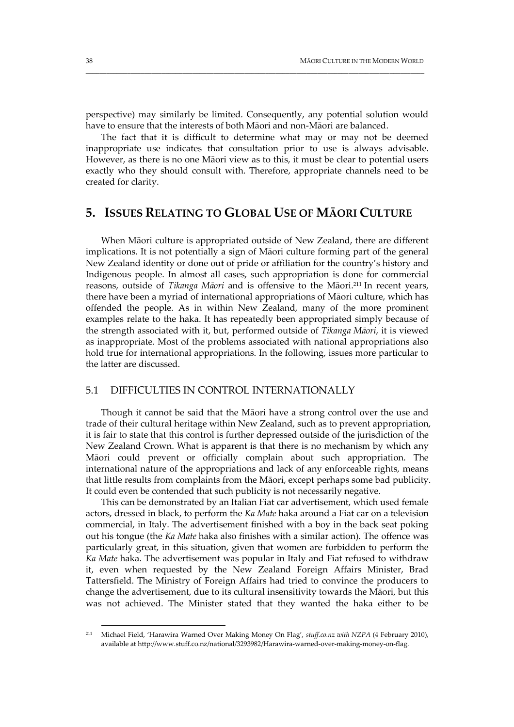perspective) may similarly be limited. Consequently, any potential solution would have to ensure that the interests of both Māori and non-Māori are balanced.

The fact that it is difficult to determine what may or may not be deemed inappropriate use indicates that consultation prior to use is always advisable. However, as there is no one Māori view as to this, it must be clear to potential users exactly who they should consult with. Therefore, appropriate channels need to be created for clarity.

## 5. ISSUES RELATING TO GLOBAL USE OF MĀORI CULTURE

When Māori culture is appropriated outside of New Zealand, there are different implications. It is not potentially a sign of Māori culture forming part of the general New Zealand identity or done out of pride or affiliation for the country's history and Indigenous people. In almost all cases, such appropriation is done for commercial reasons, outside of *Tikanga Māori* and is offensive to the Māori.[211] In recent years, there have been a myriad of international appropriations of Māori culture, which has offended the people. As in within New Zealand, many of the more prominent examples relate to the haka. It has repeatedly been appropriated simply because of the strength associated with it, but, performed outside of *Tikanga Māori*, it is viewed as inappropriate. Most of the problems associated with national appropriations also hold true for international appropriations. In the following, issues more particular to the latter are discussed.

### 5.1 DIFFICULTIES IN CONTROL INTERNATIONALLY

Though it cannot be said that the Māori have a strong control over the use and trade of their cultural heritage within New Zealand, such as to prevent appropriation, it is fair to state that this control is further depressed outside of the jurisdiction of the New Zealand Crown. What is apparent is that there is no mechanism by which any Māori could prevent or officially complain about such appropriation. The international nature of the appropriations and lack of any enforceable rights, means that little results from complaints from the Māori, except perhaps some bad publicity. It could even be contended that such publicity is not necessarily negative.

This can be demonstrated by an Italian Fiat car advertisement, which used female actors, dressed in black, to perform the *Ka Mate* haka around a Fiat car on a television commercial, in Italy. The advertisement finished with a boy in the back seat poking out his tongue (the *Ka Mate* haka also finishes with a similar action). The offence was particularly great, in this situation, given that women are forbidden to perform the *Ka Mate* haka. The advertisement was popular in Italy and Fiat refused to withdraw it, even when requested by the New Zealand Foreign Affairs Minister, Brad Tattersfield. The Ministry of Foreign Affairs had tried to convince the producers to change the advertisement, due to its cultural insensitivity towards the Māori, but this was not achieved. The Minister stated that they wanted the haka either to be

---

[211] Michael Field, 'Harawira Warned Over Making Money On Flag', *stuff.co.nz with NZPA* (4 February 2010), available at http://www.stuff.co.nz/national/3293982/Harawira-warned-over-making-money-on-flag.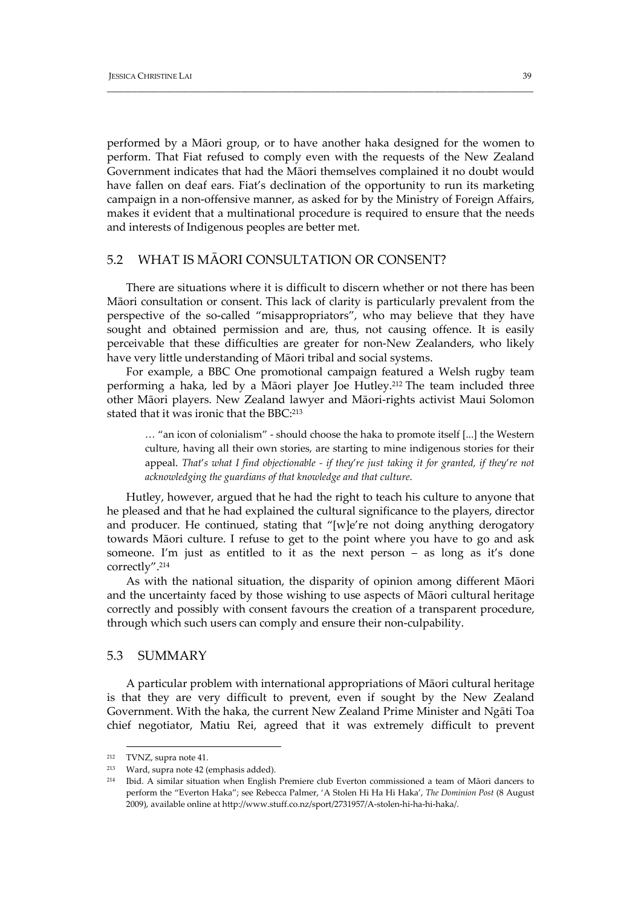performed by a Māori group, or to have another haka designed for the women to perform. That Fiat refused to comply even with the requests of the New Zealand Government indicates that had the Māori themselves complained it no doubt would have fallen on deaf ears. Fiat's declination of the opportunity to run its marketing campaign in a non-offensive manner, as asked for by the Ministry of Foreign Affairs, makes it evident that a multinational procedure is required to ensure that the needs and interests of Indigenous peoples are better met.

## 5.2 WHAT IS MĀORI CONSULTATION OR CONSENT?

There are situations where it is difficult to discern whether or not there has been Māori consultation or consent. This lack of clarity is particularly prevalent from the perspective of the so-called "misappropriators", who may believe that they have sought and obtained permission and are, thus, not causing offence. It is easily perceivable that these difficulties are greater for non-New Zealanders, who likely have very little understanding of Māori tribal and social systems.

For example, a BBC One promotional campaign featured a Welsh rugby team performing a haka, led by a Māori player Joe Hutley.[212] The team included three other Māori players. New Zealand lawyer and Māori-rights activist Maui Solomon stated that it was ironic that the BBC:[213]

> … "an icon of colonialism" - should choose the haka to promote itself [...] the Western culture, having all their own stories, are starting to mine indigenous stories for their appeal. *That's what I find objectionable - if they're just taking it for granted, if they're not acknowledging the guardians of that knowledge and that culture.*

Hutley, however, argued that he had the right to teach his culture to anyone that he pleased and that he had explained the cultural significance to the players, director and producer. He continued, stating that "[w]e're not doing anything derogatory towards Māori culture. I refuse to get to the point where you have to go and ask someone. I'm just as entitled to it as the next person – as long as it's done correctly".[214]

As with the national situation, the disparity of opinion among different Māori and the uncertainty faced by those wishing to use aspects of Māori cultural heritage correctly and possibly with consent favours the creation of a transparent procedure, through which such users can comply and ensure their non-culpability.

## 5.3 SUMMARY

A particular problem with international appropriations of Māori cultural heritage is that they are very difficult to prevent, even if sought by the New Zealand Government. With the haka, the current New Zealand Prime Minister and Ngāti Toa chief negotiator, Matiu Rei, agreed that it was extremely difficult to prevent

---

[212] TVNZ, supra note 41.

[213] Ward, supra note 42 (emphasis added).

[214] Ibid. A similar situation when English Premiere club Everton commissioned a team of Māori dancers to perform the "Everton Haka"; see Rebecca Palmer, 'A Stolen Hi Ha Hi Haka', *The Dominion Post* (8 August 2009), available online at http://www.stuff.co.nz/sport/2731957/A-stolen-hi-ha-hi-haka/.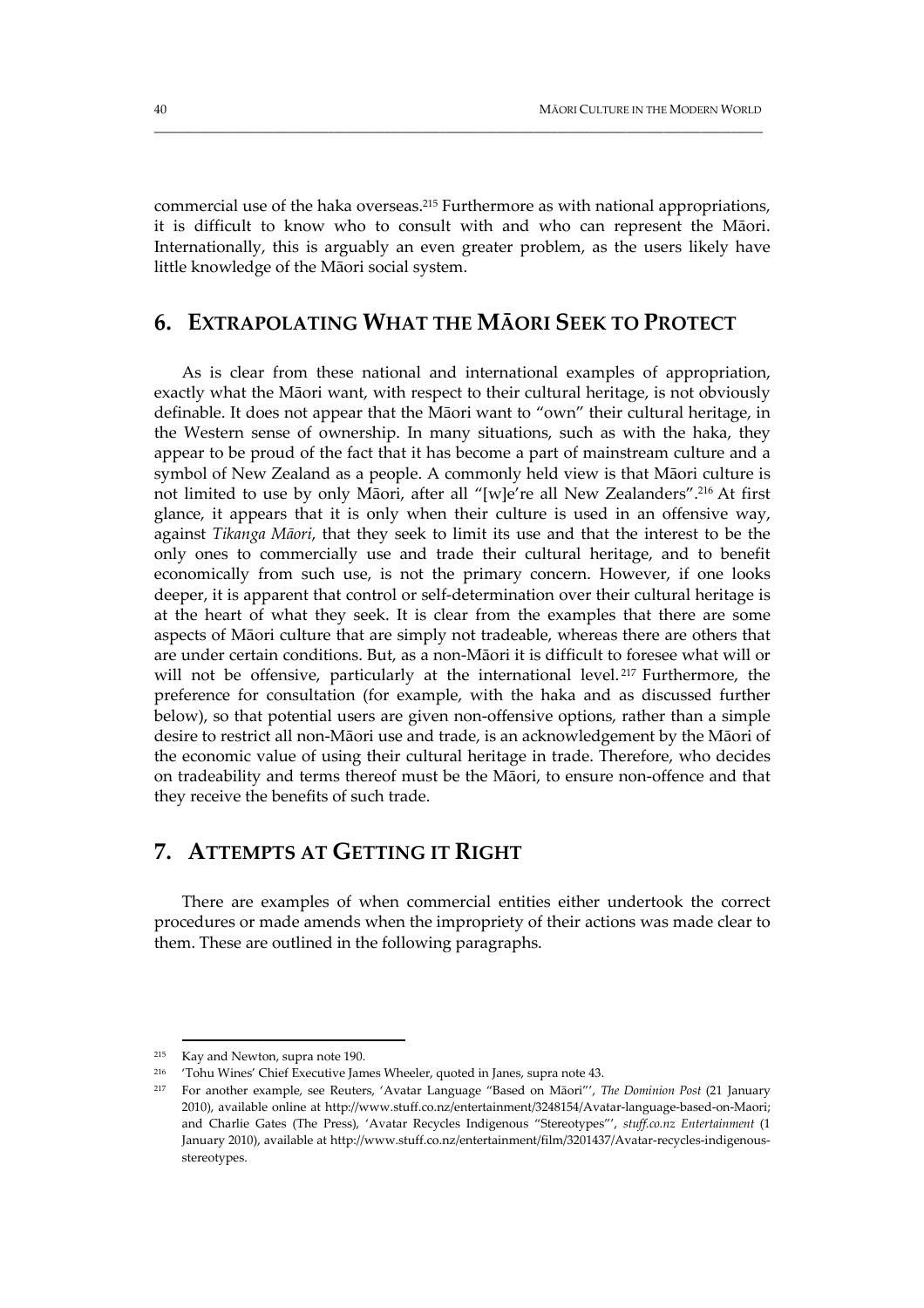commercial use of the haka overseas.[215] Furthermore as with national appropriations, it is difficult to know who to consult with and who can represent the Māori. Internationally, this is arguably an even greater problem, as the users likely have little knowledge of the Māori social system.

## 6. EXTRAPOLATING WHAT THE MĀORI SEEK TO PROTECT

As is clear from these national and international examples of appropriation, exactly what the Māori want, with respect to their cultural heritage, is not obviously definable. It does not appear that the Māori want to "own" their cultural heritage, in the Western sense of ownership. In many situations, such as with the haka, they appear to be proud of the fact that it has become a part of mainstream culture and a symbol of New Zealand as a people. A commonly held view is that Māori culture is not limited to use by only Māori, after all "[w]e're all New Zealanders".[216] At first glance, it appears that it is only when their culture is used in an offensive way, against *Tikanga Māori*, that they seek to limit its use and that the interest to be the only ones to commercially use and trade their cultural heritage, and to benefit economically from such use, is not the primary concern. However, if one looks deeper, it is apparent that control or self-determination over their cultural heritage is at the heart of what they seek. It is clear from the examples that there are some aspects of Māori culture that are simply not tradeable, whereas there are others that are under certain conditions. But, as a non-Māori it is difficult to foresee what will or will not be offensive, particularly at the international level.[217] Furthermore, the preference for consultation (for example, with the haka and as discussed further below), so that potential users are given non-offensive options, rather than a simple desire to restrict all non-Māori use and trade, is an acknowledgement by the Māori of the economic value of using their cultural heritage in trade. Therefore, who decides on tradeability and terms thereof must be the Māori, to ensure non-offence and that they receive the benefits of such trade.

## 7. ATTEMPTS AT GETTING IT RIGHT

There are examples of when commercial entities either undertook the correct procedures or made amends when the impropriety of their actions was made clear to them. These are outlined in the following paragraphs.

---

[215] Kay and Newton, supra note 190.

[216] 'Tohu Wines' Chief Executive James Wheeler, quoted in Janes, supra note 43.

[217] For another example, see Reuters, 'Avatar Language "Based on Māori"', *The Dominion Post* (21 January 2010), available online at http://www.stuff.co.nz/entertainment/3248154/Avatar-language-based-on-Maori; and Charlie Gates (The Press), 'Avatar Recycles Indigenous "Stereotypes"', *stuff.co.nz Entertainment* (1 January 2010), available at http://www.stuff.co.nz/entertainment/film/3201437/Avatar-recycles-indigenous-stereotypes.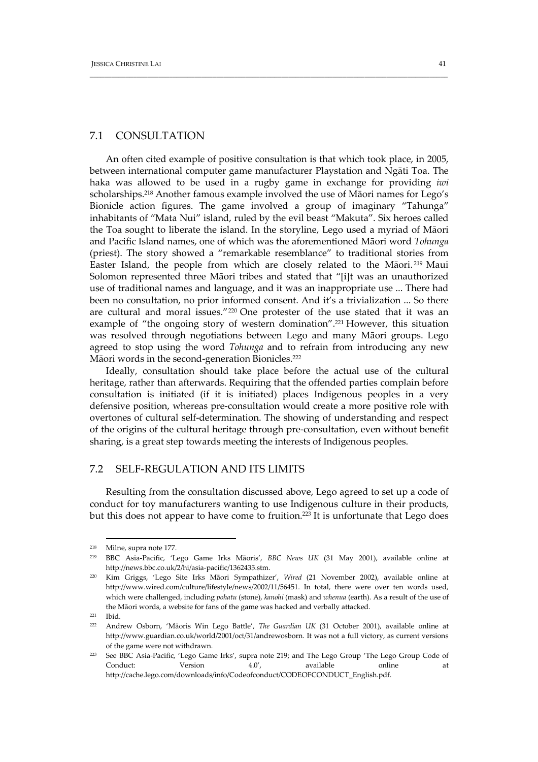## 7.1 CONSULTATION

An often cited example of positive consultation is that which took place, in 2005, between international computer game manufacturer Playstation and Ngāti Toa. The haka was allowed to be used in a rugby game in exchange for providing *iwi* scholarships.[218] Another famous example involved the use of Māori names for Lego's Bionicle action figures. The game involved a group of imaginary "Tahunga" inhabitants of "Mata Nui" island, ruled by the evil beast "Makuta". Six heroes called the Toa sought to liberate the island. In the storyline, Lego used a myriad of Māori and Pacific Island names, one of which was the aforementioned Māori word *Tohunga* (priest). The story showed a "remarkable resemblance" to traditional stories from Easter Island, the people from which are closely related to the Māori.[219] Maui Solomon represented three Māori tribes and stated that "[i]t was an unauthorized use of traditional names and language, and it was an inappropriate use ... There had been no consultation, no prior informed consent. And it's a trivialization ... So there are cultural and moral issues."[220] One protester of the use stated that it was an example of "the ongoing story of western domination".[221] However, this situation was resolved through negotiations between Lego and many Māori groups. Lego agreed to stop using the word *Tohunga* and to refrain from introducing any new Māori words in the second-generation Bionicles.[222]

Ideally, consultation should take place before the actual use of the cultural heritage, rather than afterwards. Requiring that the offended parties complain before consultation is initiated (if it is initiated) places Indigenous peoples in a very defensive position, whereas pre-consultation would create a more positive role with overtones of cultural self-determination. The showing of understanding and respect of the origins of the cultural heritage through pre-consultation, even without benefit sharing, is a great step towards meeting the interests of Indigenous peoples.

## 7.2 SELF-REGULATION AND ITS LIMITS

Resulting from the consultation discussed above, Lego agreed to set up a code of conduct for toy manufacturers wanting to use Indigenous culture in their products, but this does not appear to have come to fruition.[223] It is unfortunate that Lego does

---

[218] Milne, supra note 177.

[219] BBC Asia-Pacific, 'Lego Game Irks Māoris', *BBC News UK* (31 May 2001), available online at http://news.bbc.co.uk/2/hi/asia-pacific/1362435.stm.

[220] Kim Griggs, 'Lego Site Irks Māori Sympathizer', *Wired* (21 November 2002), available online at http://www.wired.com/culture/lifestyle/news/2002/11/56451. In total, there were over ten words used, which were challenged, including *pohatu* (stone), *kanohi* (mask) and *whenua* (earth). As a result of the use of the Māori words, a website for fans of the game was hacked and verbally attacked.

[221] Ibid.

[222] Andrew Osborn, 'Māoris Win Lego Battle', *The Guardian UK* (31 October 2001), available online at http://www.guardian.co.uk/world/2001/oct/31/andrewosborn. It was not a full victory, as current versions of the game were not withdrawn.

[223] See BBC Asia-Pacific, 'Lego Game Irks', supra note 219; and The Lego Group 'The Lego Group Code of Conduct: Version 4.0', available online at http://cache.lego.com/downloads/info/Codeofconduct/CODEOFCONDUCT_English.pdf.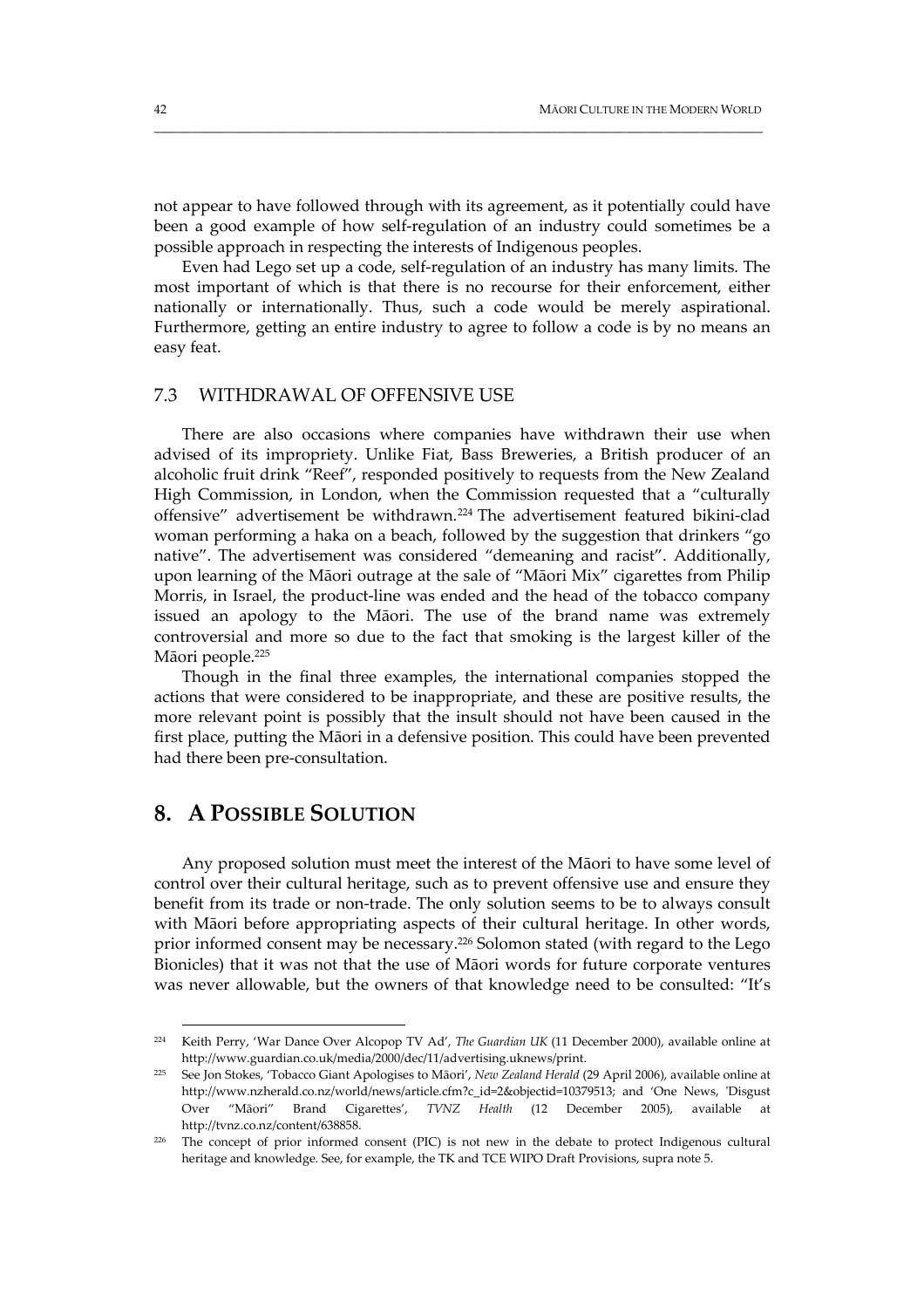not appear to have followed through with its agreement, as it potentially could have been a good example of how self-regulation of an industry could sometimes be a possible approach in respecting the interests of Indigenous peoples.

Even had Lego set up a code, self-regulation of an industry has many limits. The most important of which is that there is no recourse for their enforcement, either nationally or internationally. Thus, such a code would be merely aspirational. Furthermore, getting an entire industry to agree to follow a code is by no means an easy feat.

### 7.3 WITHDRAWAL OF OFFENSIVE USE

There are also occasions where companies have withdrawn their use when advised of its impropriety. Unlike Fiat, Bass Breweries, a British producer of an alcoholic fruit drink "Reef", responded positively to requests from the New Zealand High Commission, in London, when the Commission requested that a "culturally offensive" advertisement be withdrawn.[224] The advertisement featured bikini-clad woman performing a haka on a beach, followed by the suggestion that drinkers "go native". The advertisement was considered "demeaning and racist". Additionally, upon learning of the Māori outrage at the sale of "Māori Mix" cigarettes from Philip Morris, in Israel, the product-line was ended and the head of the tobacco company issued an apology to the Māori. The use of the brand name was extremely controversial and more so due to the fact that smoking is the largest killer of the Māori people.[225]

Though in the final three examples, the international companies stopped the actions that were considered to be inappropriate, and these are positive results, the more relevant point is possibly that the insult should not have been caused in the first place, putting the Māori in a defensive position. This could have been prevented had there been pre-consultation.

## 8. A POSSIBLE SOLUTION

Any proposed solution must meet the interest of the Māori to have some level of control over their cultural heritage, such as to prevent offensive use and ensure they benefit from its trade or non-trade. The only solution seems to be to always consult with Māori before appropriating aspects of their cultural heritage. In other words, prior informed consent may be necessary.[226] Solomon stated (with regard to the Lego Bionicles) that it was not that the use of Māori words for future corporate ventures was never allowable, but the owners of that knowledge need to be consulted: "It's

---

[224] Keith Perry, 'War Dance Over Alcopop TV Ad', *The Guardian UK* (11 December 2000), available online at http://www.guardian.co.uk/media/2000/dec/11/advertising.uknews/print.

[225] See Jon Stokes, 'Tobacco Giant Apologises to Māori', *New Zealand Herald* (29 April 2006), available online at http://www.nzherald.co.nz/world/news/article.cfm?c_id=2&objectid=10379513; and 'One News, 'Disgust Over "Māori" Brand Cigarettes', *TVNZ Health* (12 December 2005), available at http://tvnz.co.nz/content/638858.

[226] The concept of prior informed consent (PIC) is not new in the debate to protect Indigenous cultural heritage and knowledge. See, for example, the TK and TCE WIPO Draft Provisions, supra note 5.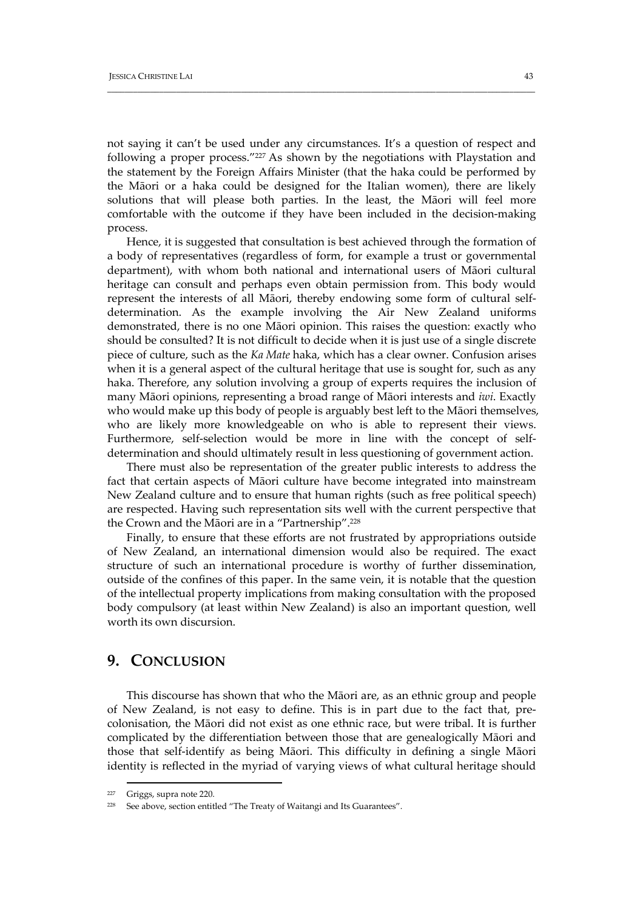not saying it can't be used under any circumstances. It's a question of respect and following a proper process."[227] As shown by the negotiations with Playstation and the statement by the Foreign Affairs Minister (that the haka could be performed by the Māori or a haka could be designed for the Italian women), there are likely solutions that will please both parties. In the least, the Māori will feel more comfortable with the outcome if they have been included in the decision-making process.

Hence, it is suggested that consultation is best achieved through the formation of a body of representatives (regardless of form, for example a trust or governmental department), with whom both national and international users of Māori cultural heritage can consult and perhaps even obtain permission from. This body would represent the interests of all Māori, thereby endowing some form of cultural self-determination. As the example involving the Air New Zealand uniforms demonstrated, there is no one Māori opinion. This raises the question: exactly who should be consulted? It is not difficult to decide when it is just use of a single discrete piece of culture, such as the *Ka Mate* haka, which has a clear owner. Confusion arises when it is a general aspect of the cultural heritage that use is sought for, such as any haka. Therefore, any solution involving a group of experts requires the inclusion of many Māori opinions, representing a broad range of Māori interests and *iwi*. Exactly who would make up this body of people is arguably best left to the Māori themselves, who are likely more knowledgeable on who is able to represent their views. Furthermore, self-selection would be more in line with the concept of self-determination and should ultimately result in less questioning of government action.

There must also be representation of the greater public interests to address the fact that certain aspects of Māori culture have become integrated into mainstream New Zealand culture and to ensure that human rights (such as free political speech) are respected. Having such representation sits well with the current perspective that the Crown and the Māori are in a "Partnership".[228]

Finally, to ensure that these efforts are not frustrated by appropriations outside of New Zealand, an international dimension would also be required. The exact structure of such an international procedure is worthy of further dissemination, outside of the confines of this paper. In the same vein, it is notable that the question of the intellectual property implications from making consultation with the proposed body compulsory (at least within New Zealand) is also an important question, well worth its own discursion.

## 9. CONCLUSION

This discourse has shown that who the Māori are, as an ethnic group and people of New Zealand, is not easy to define. This is in part due to the fact that, pre-colonisation, the Māori did not exist as one ethnic race, but were tribal. It is further complicated by the differentiation between those that are genealogically Māori and those that self-identify as being Māori. This difficulty in defining a single Māori identity is reflected in the myriad of varying views of what cultural heritage should

[227] Griggs, supra note 220.

[228] See above, section entitled "The Treaty of Waitangi and Its Guarantees".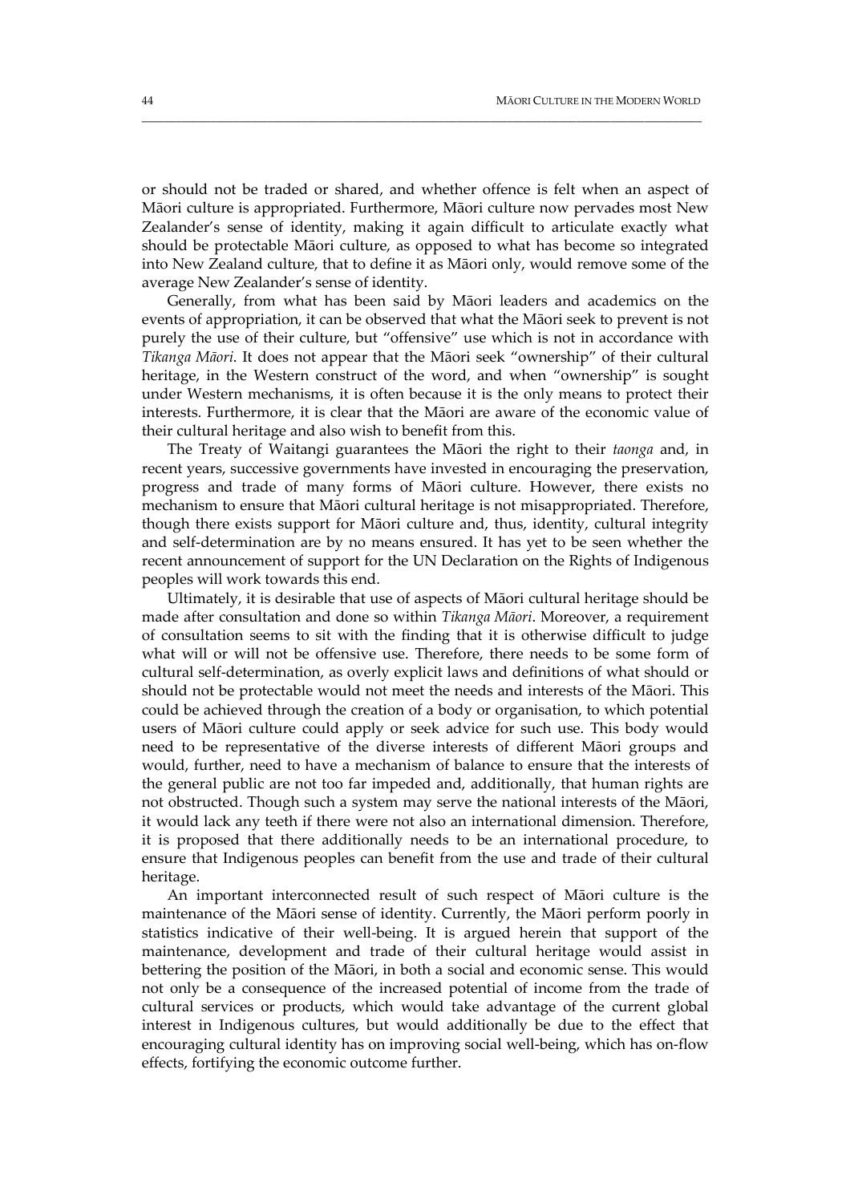or should not be traded or shared, and whether offence is felt when an aspect of Māori culture is appropriated. Furthermore, Māori culture now pervades most New Zealander's sense of identity, making it again difficult to articulate exactly what should be protectable Māori culture, as opposed to what has become so integrated into New Zealand culture, that to define it as Māori only, would remove some of the average New Zealander's sense of identity.

Generally, from what has been said by Māori leaders and academics on the events of appropriation, it can be observed that what the Māori seek to prevent is not purely the use of their culture, but "offensive" use which is not in accordance with *Tikanga Māori*. It does not appear that the Māori seek "ownership" of their cultural heritage, in the Western construct of the word, and when "ownership" is sought under Western mechanisms, it is often because it is the only means to protect their interests. Furthermore, it is clear that the Māori are aware of the economic value of their cultural heritage and also wish to benefit from this.

The Treaty of Waitangi guarantees the Māori the right to their *taonga* and, in recent years, successive governments have invested in encouraging the preservation, progress and trade of many forms of Māori culture. However, there exists no mechanism to ensure that Māori cultural heritage is not misappropriated. Therefore, though there exists support for Māori culture and, thus, identity, cultural integrity and self-determination are by no means ensured. It has yet to be seen whether the recent announcement of support for the UN Declaration on the Rights of Indigenous peoples will work towards this end.

Ultimately, it is desirable that use of aspects of Māori cultural heritage should be made after consultation and done so within *Tikanga Māori*. Moreover, a requirement of consultation seems to sit with the finding that it is otherwise difficult to judge what will or will not be offensive use. Therefore, there needs to be some form of cultural self-determination, as overly explicit laws and definitions of what should or should not be protectable would not meet the needs and interests of the Māori. This could be achieved through the creation of a body or organisation, to which potential users of Māori culture could apply or seek advice for such use. This body would need to be representative of the diverse interests of different Māori groups and would, further, need to have a mechanism of balance to ensure that the interests of the general public are not too far impeded and, additionally, that human rights are not obstructed. Though such a system may serve the national interests of the Māori, it would lack any teeth if there were not also an international dimension. Therefore, it is proposed that there additionally needs to be an international procedure, to ensure that Indigenous peoples can benefit from the use and trade of their cultural heritage.

An important interconnected result of such respect of Māori culture is the maintenance of the Māori sense of identity. Currently, the Māori perform poorly in statistics indicative of their well-being. It is argued herein that support of the maintenance, development and trade of their cultural heritage would assist in bettering the position of the Māori, in both a social and economic sense. This would not only be a consequence of the increased potential of income from the trade of cultural services or products, which would take advantage of the current global interest in Indigenous cultures, but would additionally be due to the effect that encouraging cultural identity has on improving social well-being, which has on-flow effects, fortifying the economic outcome further.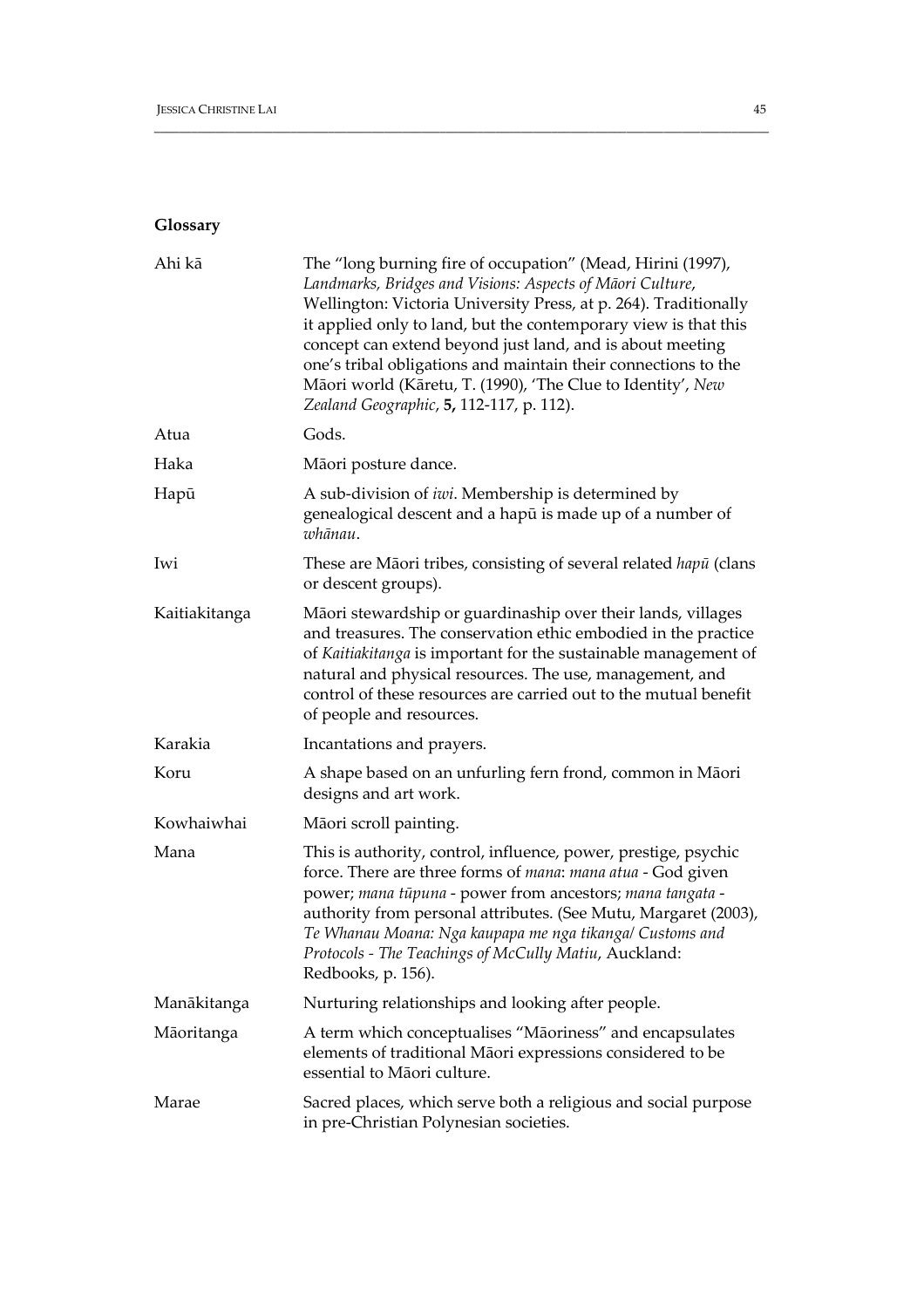## Glossary

| | |
|---|---|
| Ahi kā | The "long burning fire of occupation" (Mead, Hirini (1997), *Landmarks, Bridges and Visions: Aspects of Māori Culture*, Wellington: Victoria University Press, at p. 264). Traditionally it applied only to land, but the contemporary view is that this concept can extend beyond just land, and is about meeting one's tribal obligations and maintain their connections to the Māori world (Kāretu, T. (1990), 'The Clue to Identity', *New Zealand Geographic*, **5,** 112-117, p. 112). |
| Atua | Gods. |
| Haka | Māori posture dance. |
| Hapū | A sub-division of *iwi*. Membership is determined by genealogical descent and a hapū is made up of a number of *whānau*. |
| Iwi | These are Māori tribes, consisting of several related *hapū* (clans or descent groups). |
| Kaitiakitanga | Māori stewardship or guardinaship over their lands, villages and treasures. The conservation ethic embodied in the practice of *Kaitiakitanga* is important for the sustainable management of natural and physical resources. The use, management, and control of these resources are carried out to the mutual benefit of people and resources. |
| Karakia | Incantations and prayers. |
| Koru | A shape based on an unfurling fern frond, common in Māori designs and art work. |
| Kowhaiwhai | Māori scroll painting. |
| Mana | This is authority, control, influence, power, prestige, psychic force. There are three forms of *mana*: *mana atua* - God given power; *mana tūpuna* - power from ancestors; *mana tangata* - authority from personal attributes. (See Mutu, Margaret (2003), *Te Whanau Moana: Nga kaupapa me nga tikanga/ Customs and Protocols - The Teachings of McCully Matiu*, Auckland: Redbooks, p. 156). |
| Manākitanga | Nurturing relationships and looking after people. |
| Māoritanga | A term which conceptualises "Māoriness" and encapsulates elements of traditional Māori expressions considered to be essential to Māori culture. |
| Marae | Sacred places, which serve both a religious and social purpose in pre-Christian Polynesian societies. |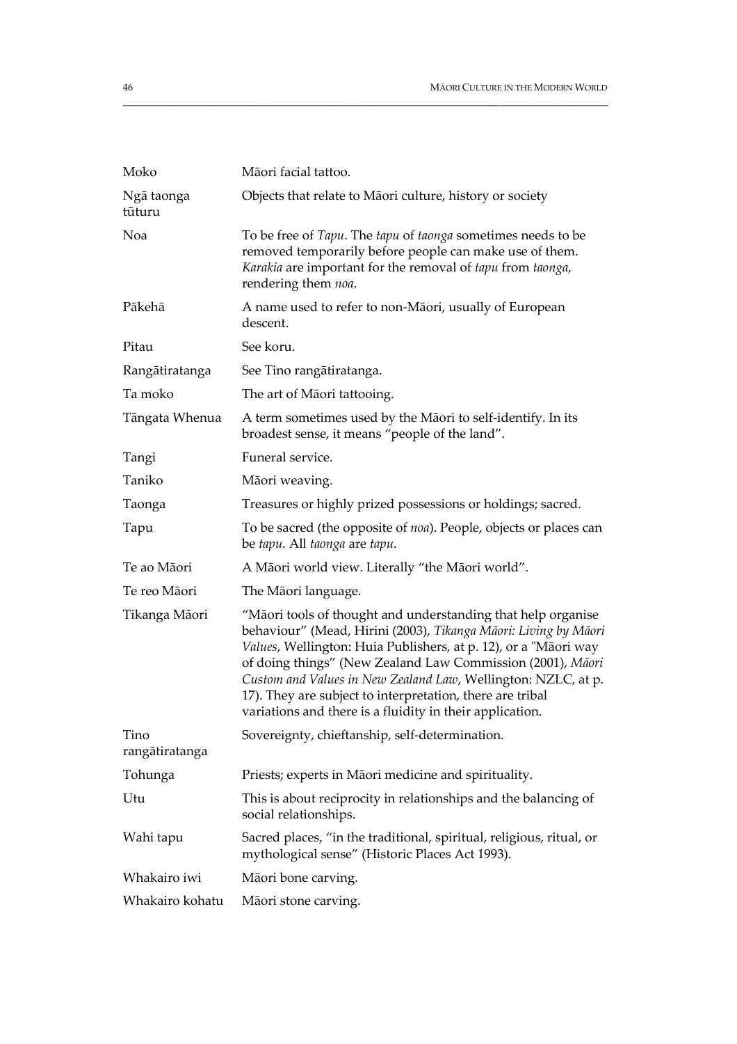| | |
|---|---|
| Moko | Māori facial tattoo. |
| Ngā taonga tūturu | Objects that relate to Māori culture, history or society |
| Noa | To be free of *Tapu*. The *tapu* of *taonga* sometimes needs to be removed temporarily before people can make use of them. *Karakia* are important for the removal of *tapu* from *taonga*, rendering them *noa*. |
| Pākehā | A name used to refer to non-Māori, usually of European descent. |
| Pitau | See koru. |
| Rangātiratanga | See Tino rangātiratanga. |
| Ta moko | The art of Māori tattooing. |
| Tāngata Whenua | A term sometimes used by the Māori to self-identify. In its broadest sense, it means "people of the land". |
| Tangi | Funeral service. |
| Taniko | Māori weaving. |
| Taonga | Treasures or highly prized possessions or holdings; sacred. |
| Tapu | To be sacred (the opposite of *noa*). People, objects or places can be *tapu*. All *taonga* are *tapu*. |
| Te ao Māori | A Māori world view. Literally "the Māori world". |
| Te reo Māori | The Māori language. |
| Tikanga Māori | "Māori tools of thought and understanding that help organise behaviour" (Mead, Hirini (2003), *Tikanga Māori: Living by Māori Values*, Wellington: Huia Publishers, at p. 12), or a "Māori way of doing things" (New Zealand Law Commission (2001), *Māori Custom and Values in New Zealand Law*, Wellington: NZLC, at p. 17). They are subject to interpretation, there are tribal variations and there is a fluidity in their application. |
| Tino rangātiratanga | Sovereignty, chieftanship, self-determination. |
| Tohunga | Priests; experts in Māori medicine and spirituality. |
| Utu | This is about reciprocity in relationships and the balancing of social relationships. |
| Wahi tapu | Sacred places, "in the traditional, spiritual, religious, ritual, or mythological sense" (Historic Places Act 1993). |
| Whakairo iwi | Māori bone carving. |
| Whakairo kohatu | Māori stone carving. |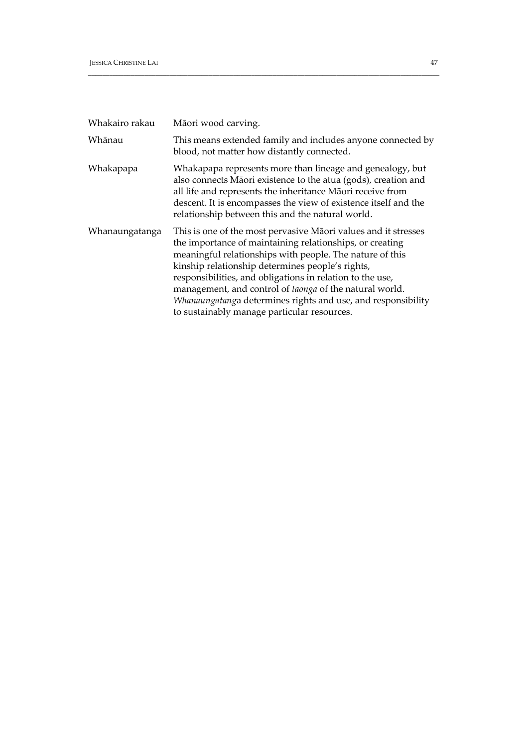| | |
|---|---|
| Whakairo rakau | Māori wood carving. |
| Whānau | This means extended family and includes anyone connected by blood, not matter how distantly connected. |
| Whakapapa | Whakapapa represents more than lineage and genealogy, but also connects Māori existence to the atua (gods), creation and all life and represents the inheritance Māori receive from descent. It is encompasses the view of existence itself and the relationship between this and the natural world. |
| Whanaungatanga | This is one of the most pervasive Māori values and it stresses the importance of maintaining relationships, or creating meaningful relationships with people. The nature of this kinship relationship determines people's rights, responsibilities, and obligations in relation to the use, management, and control of *taonga* of the natural world. *Whanaungatang*a determines rights and use, and responsibility to sustainably manage particular resources. |